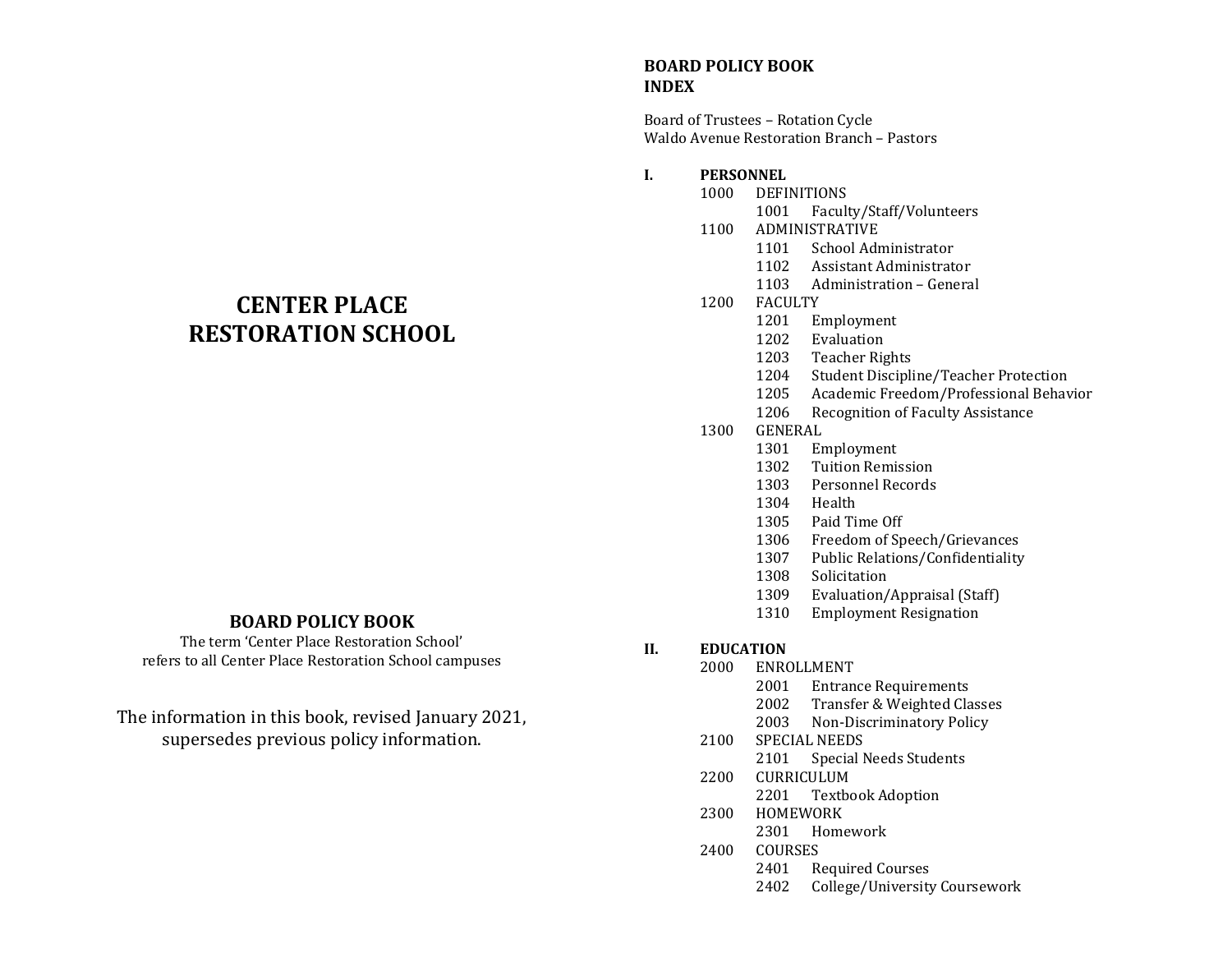# CENTER PLACE RESTORATION SCHOOL

## BOARD POLICY BOOK

The term 'Center Place Restoration School' refers to all Center Place Restoration School campuses

The information in this book, revised January 2021, supersedes previous policy information.

## BOARD POLICY BOOK INDEX

Board of Trustees – Rotation Cycle
Waldo Avenue Restoration Branch – Pastors

**I. PERSONNEL**

- 1000 DEFINITIONS
  - 1001 Faculty/Staff/Volunteers
- 1100 ADMINISTRATIVE
  - 1101 School Administrator
  - 1102 Assistant Administrator
  - 1103 Administration – General
- 1200 FACULTY
  - 1201 Employment
  - 1202 Evaluation
  - 1203 Teacher Rights
  - 1204 Student Discipline/Teacher Protection
  - 1205 Academic Freedom/Professional Behavior
  - 1206 Recognition of Faculty Assistance
- 1300 GENERAL
  - 1301 Employment
  - 1302 Tuition Remission
  - 1303 Personnel Records
  - 1304 Health
  - 1305 Paid Time Off
  - 1306 Freedom of Speech/Grievances
  - 1307 Public Relations/Confidentiality
  - 1308 Solicitation
  - 1309 Evaluation/Appraisal (Staff)
  - 1310 Employment Resignation

**II. EDUCATION**

- 2000 ENROLLMENT
  - 2001 Entrance Requirements
  - 2002 Transfer & Weighted Classes
  - 2003 Non-Discriminatory Policy
- 2100 SPECIAL NEEDS
  - 2101 Special Needs Students
- 2200 CURRICULUM
  - 2201 Textbook Adoption
- 2300 HOMEWORK
  - 2301 Homework
- 2400 COURSES
  - 2401 Required Courses
  - 2402 College/University Coursework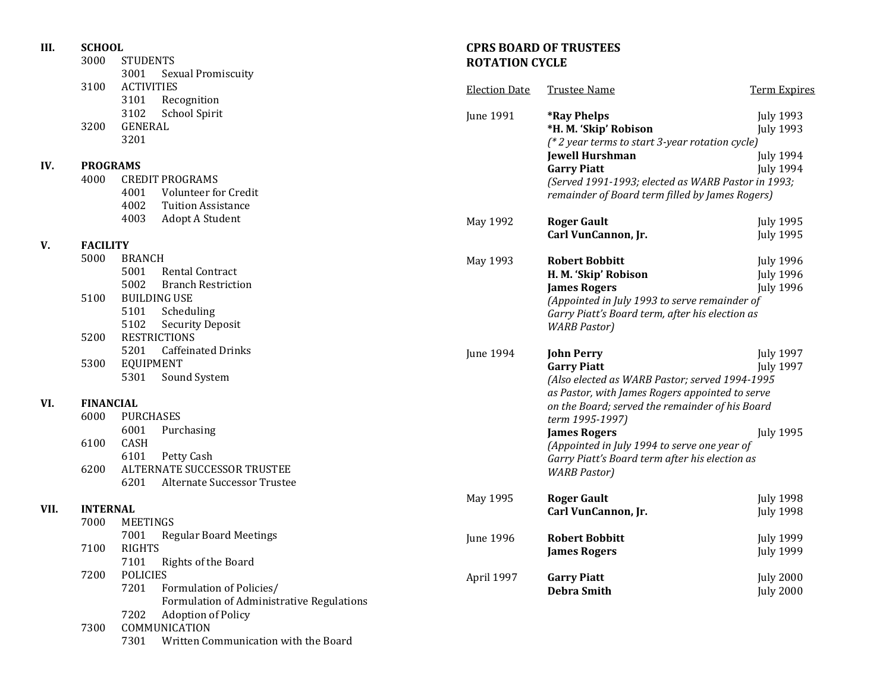**III. SCHOOL**

- 3000 STUDENTS
  - 3001 Sexual Promiscuity
- 3100 ACTIVITIES
  - 3101 Recognition
  - 3102 School Spirit
- 3200 GENERAL
  - 3201

**IV. PROGRAMS**

- 4000 CREDIT PROGRAMS
  - 4001 Volunteer for Credit
  - 4002 Tuition Assistance
  - 4003 Adopt A Student

**V. FACILITY**

- 5000 BRANCH
  - 5001 Rental Contract
  - 5002 Branch Restriction
- 5100 BUILDING USE
  - 5101 Scheduling
  - 5102 Security Deposit
- 5200 RESTRICTIONS
  - 5201 Caffeinated Drinks
- 5300 EQUIPMENT
  - 5301 Sound System

**VI. FINANCIAL**

- 6000 PURCHASES
  - 6001 Purchasing
- 6100 CASH
  - 6101 Petty Cash
- 6200 ALTERNATE SUCCESSOR TRUSTEE
  - 6201 Alternate Successor Trustee

**VII. INTERNAL**

- 7000 MEETINGS
  - 7001 Regular Board Meetings
- 7100 RIGHTS
  - 7101 Rights of the Board
- 7200 POLICIES
  - 7201 Formulation of Policies/ Formulation of Administrative Regulations
  - 7202 Adoption of Policy
- 7300 COMMUNICATION
  - 7301 Written Communication with the Board

## CPRS BOARD OF TRUSTEES ROTATION CYCLE

| Election Date | Trustee Name | Term Expires |
|---|---|---|
| June 1991 | ***Ray Phelps** | July 1993 |
| | ***H. M. 'Skip' Robison** | July 1993 |
| | *(* 2 year terms to start 3-year rotation cycle)* | |
| | **Jewell Hurshman** | July 1994 |
| | **Garry Piatt** | July 1994 |
| | *(Served 1991-1993; elected as WARB Pastor in 1993; remainder of Board term filled by James Rogers)* | |
| May 1992 | **Roger Gault** | July 1995 |
| | **Carl VunCannon, Jr.** | July 1995 |
| May 1993 | **Robert Bobbitt** | July 1996 |
| | **H. M. 'Skip' Robison** | July 1996 |
| | **James Rogers** | July 1996 |
| | *(Appointed in July 1993 to serve remainder of Garry Piatt's Board term, after his election as WARB Pastor)* | |
| June 1994 | **John Perry** | July 1997 |
| | **Garry Piatt** | July 1997 |
| | *(Also elected as WARB Pastor; served 1994-1995 as Pastor, with James Rogers appointed to serve on the Board; served the remainder of his Board term 1995-1997)* | |
| | **James Rogers** | July 1995 |
| | *(Appointed in July 1994 to serve one year of Garry Piatt's Board term after his election as WARB Pastor)* | |
| May 1995 | **Roger Gault** | July 1998 |
| | **Carl VunCannon, Jr.** | July 1998 |
| June 1996 | **Robert Bobbitt** | July 1999 |
| | **James Rogers** | July 1999 |
| April 1997 | **Garry Piatt** | July 2000 |
| | **Debra Smith** | July 2000 |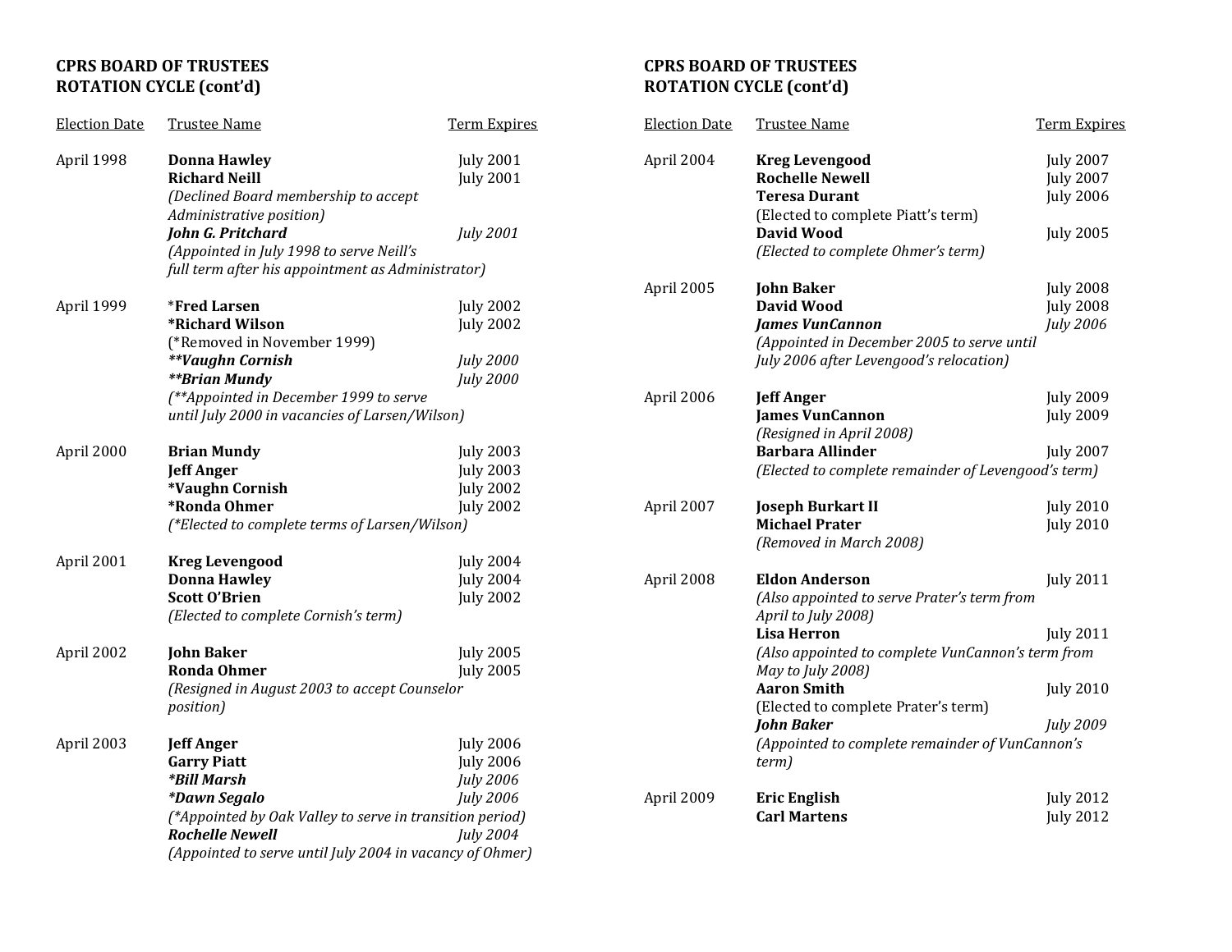## CPRS BOARD OF TRUSTEES
## ROTATION CYCLE (cont'd)

| Election Date | Trustee Name | Term Expires |
|---|---|---|
| April 1998 | **Donna Hawley** | July 2001 |
| | **Richard Neill** | July 2001 |
| | *(Declined Board membership to accept Administrative position)* | |
| | ***John G. Pritchard*** | *July 2001* |
| | *(Appointed in July 1998 to serve Neill's full term after his appointment as Administrator)* | |
| April 1999 | ***Fred Larsen*** | July 2002 |
| | ***Richard Wilson*** | July 2002 |
| | (*Removed in November 1999) | |
| | ***\*\*Vaughn Cornish*** | *July 2000* |
| | ***\*\*Brian Mundy*** | *July 2000* |
| | *(\*\*Appointed in December 1999 to serve until July 2000 in vacancies of Larsen/Wilson)* | |
| April 2000 | **Brian Mundy** | July 2003 |
| | **Jeff Anger** | July 2003 |
| | **\*Vaughn Cornish** | July 2002 |
| | **\*Ronda Ohmer** | July 2002 |
| | *(\*Elected to complete terms of Larsen/Wilson)* | |
| April 2001 | **Kreg Levengood** | July 2004 |
| | **Donna Hawley** | July 2004 |
| | **Scott O'Brien** | July 2002 |
| | *(Elected to complete Cornish's term)* | |
| April 2002 | **John Baker** | July 2005 |
| | **Ronda Ohmer** | July 2005 |
| | *(Resigned in August 2003 to accept Counselor position)* | |
| April 2003 | **Jeff Anger** | July 2006 |
| | **Garry Piatt** | July 2006 |
| | ***\*Bill Marsh*** | *July 2006* |
| | ***\*Dawn Segalo*** | *July 2006* |
| | *(\*Appointed by Oak Valley to serve in transition period)* | |
| | ***Rochelle Newell*** | *July 2004* |
| | *(Appointed to serve until July 2004 in vacancy of Ohmer)* | |
| April 2004 | **Kreg Levengood** | July 2007 |
| | **Rochelle Newell** | July 2007 |
| | **Teresa Durant** | July 2006 |
| | (Elected to complete Piatt's term) | |
| | **David Wood** | July 2005 |
| | *(Elected to complete Ohmer's term)* | |
| April 2005 | **John Baker** | July 2008 |
| | **David Wood** | July 2008 |
| | ***James VunCannon*** | *July 2006* |
| | *(Appointed in December 2005 to serve until July 2006 after Levengood's relocation)* | |
| April 2006 | **Jeff Anger** | July 2009 |
| | **James VunCannon** | July 2009 |
| | *(Resigned in April 2008)* | |
| | **Barbara Allinder** | July 2007 |
| | *(Elected to complete remainder of Levengood's term)* | |
| April 2007 | **Joseph Burkart II** | July 2010 |
| | **Michael Prater** | July 2010 |
| | *(Removed in March 2008)* | |
| April 2008 | **Eldon Anderson** | July 2011 |
| | *(Also appointed to serve Prater's term from April to July 2008)* | |
| | **Lisa Herron** | July 2011 |
| | *(Also appointed to complete VunCannon's term from May to July 2008)* | |
| | **Aaron Smith** | July 2010 |
| | (Elected to complete Prater's term) | |
| | ***John Baker*** | *July 2009* |
| | *(Appointed to complete remainder of VunCannon's term)* | |
| April 2009 | **Eric English** | July 2012 |
| | **Carl Martens** | July 2012 |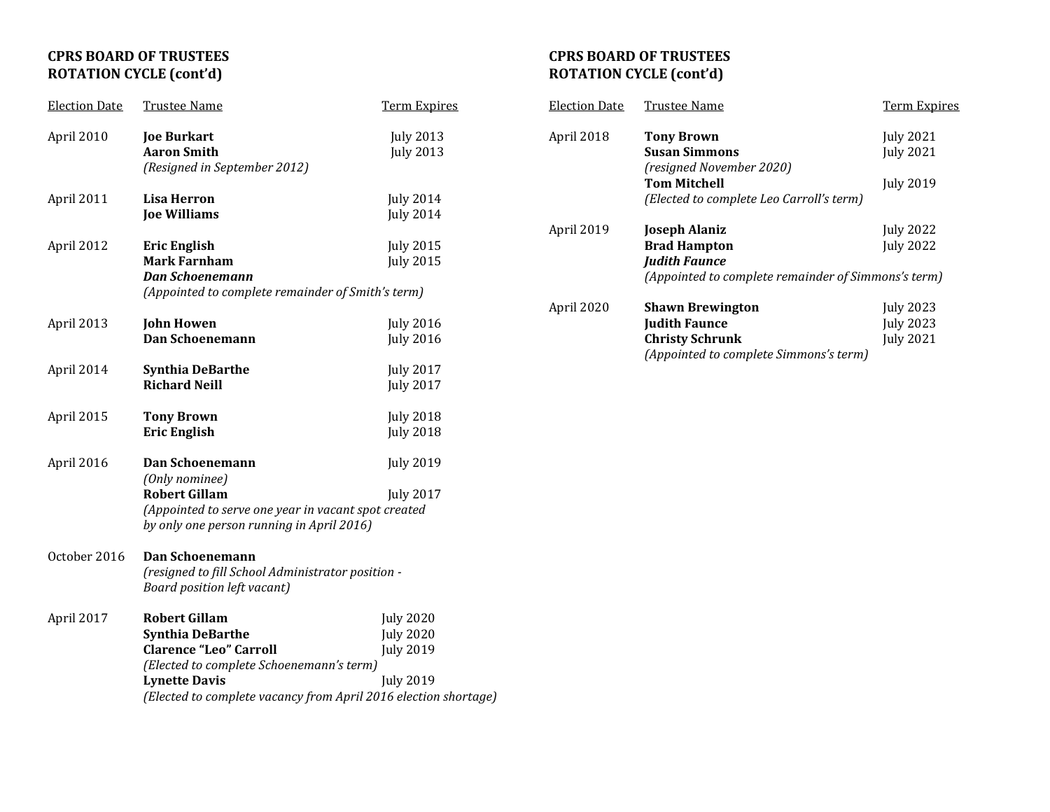**CPRS BOARD OF TRUSTEES**
**ROTATION CYCLE (cont'd)**

| Election Date | Trustee Name | Term Expires |
|---|---|---|
| April 2010 | **Joe Burkart** | July 2013 |
| | **Aaron Smith** | July 2013 |
| | *(Resigned in September 2012)* | |
| April 2011 | **Lisa Herron** | July 2014 |
| | **Joe Williams** | July 2014 |
| April 2012 | **Eric English** | July 2015 |
| | **Mark Farnham** | July 2015 |
| | ***Dan Schoenemann*** | |
| | *(Appointed to complete remainder of Smith's term)* | |
| April 2013 | **John Howen** | July 2016 |
| | **Dan Schoenemann** | July 2016 |
| April 2014 | **Synthia DeBarthe** | July 2017 |
| | **Richard Neill** | July 2017 |
| April 2015 | **Tony Brown** | July 2018 |
| | **Eric English** | July 2018 |
| April 2016 | **Dan Schoenemann** | July 2019 |
| | *(Only nominee)* | |
| | **Robert Gillam** | July 2017 |
| | *(Appointed to serve one year in vacant spot created by only one person running in April 2016)* | |
| October 2016 | **Dan Schoenemann** | |
| | *(resigned to fill School Administrator position - Board position left vacant)* | |
| April 2017 | **Robert Gillam** | July 2020 |
| | **Synthia DeBarthe** | July 2020 |
| | **Clarence "Leo" Carroll** | July 2019 |
| | *(Elected to complete Schoenemann's term)* | |
| | **Lynette Davis** | July 2019 |
| | *(Elected to complete vacancy from April 2016 election shortage)* | |

**CPRS BOARD OF TRUSTEES**
**ROTATION CYCLE (cont'd)**

| Election Date | Trustee Name | Term Expires |
|---|---|---|
| April 2018 | **Tony Brown** | July 2021 |
| | **Susan Simmons** | July 2021 |
| | *(resigned November 2020)* | |
| | **Tom Mitchell** | July 2019 |
| | *(Elected to complete Leo Carroll's term)* | |
| April 2019 | **Joseph Alaniz** | July 2022 |
| | **Brad Hampton** | July 2022 |
| | ***Judith Faunce*** | |
| | *(Appointed to complete remainder of Simmons's term)* | |
| April 2020 | **Shawn Brewington** | July 2023 |
| | **Judith Faunce** | July 2023 |
| | **Christy Schrunk** | July 2021 |
| | *(Appointed to complete Simmons's term)* | |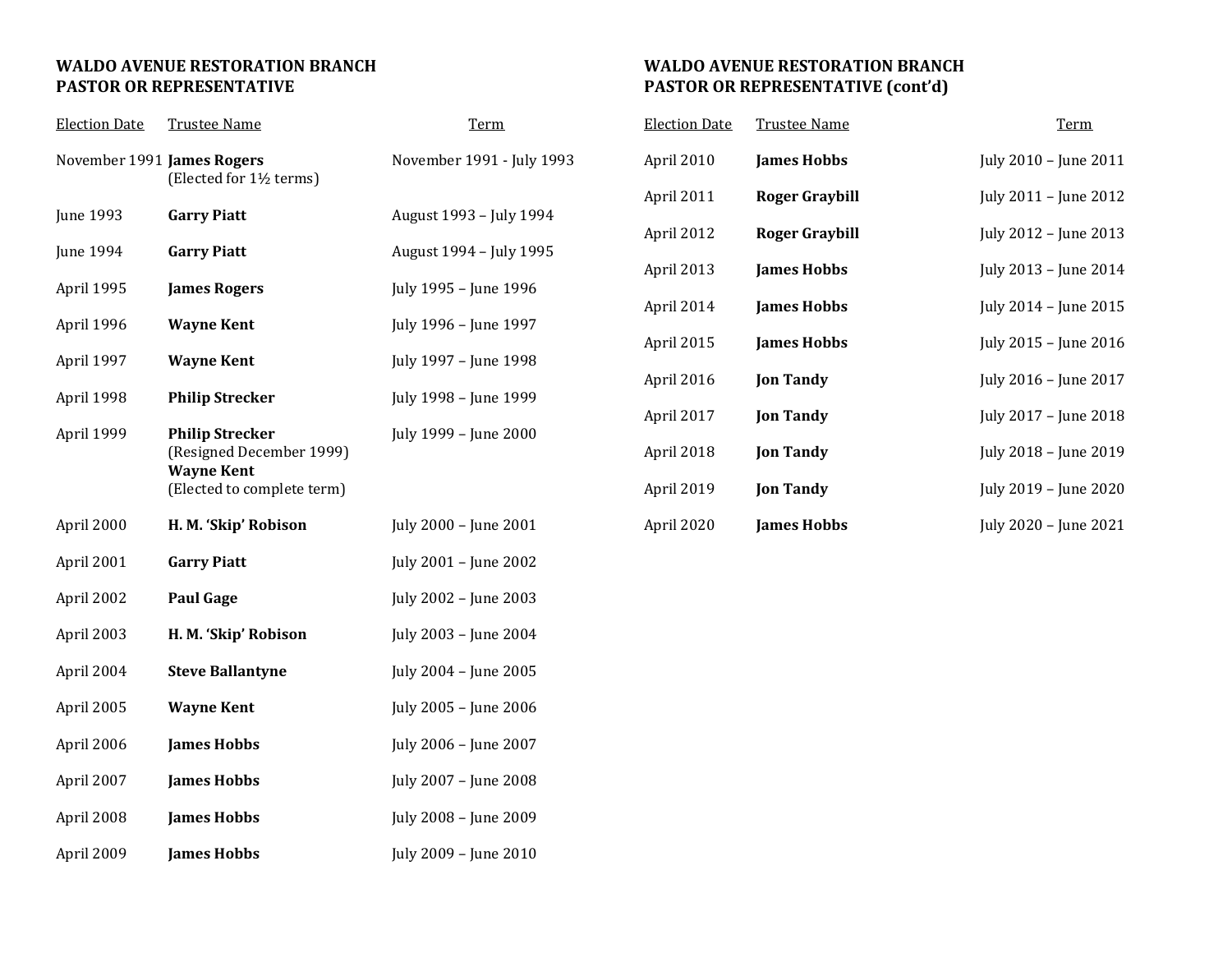**WALDO AVENUE RESTORATION BRANCH**
**PASTOR OR REPRESENTATIVE**

| Election Date | Trustee Name | Term |
|---|---|---|
| November 1991 | **James Rogers** (Elected for 1½ terms) | November 1991 - July 1993 |
| June 1993 | **Garry Piatt** | August 1993 – July 1994 |
| June 1994 | **Garry Piatt** | August 1994 – July 1995 |
| April 1995 | **James Rogers** | July 1995 – June 1996 |
| April 1996 | **Wayne Kent** | July 1996 – June 1997 |
| April 1997 | **Wayne Kent** | July 1997 – June 1998 |
| April 1998 | **Philip Strecker** | July 1998 – June 1999 |
| April 1999 | **Philip Strecker** (Resigned December 1999) **Wayne Kent** (Elected to complete term) | July 1999 – June 2000 |
| April 2000 | **H. M. 'Skip' Robison** | July 2000 – June 2001 |
| April 2001 | **Garry Piatt** | July 2001 – June 2002 |
| April 2002 | **Paul Gage** | July 2002 – June 2003 |
| April 2003 | **H. M. 'Skip' Robison** | July 2003 – June 2004 |
| April 2004 | **Steve Ballantyne** | July 2004 – June 2005 |
| April 2005 | **Wayne Kent** | July 2005 – June 2006 |
| April 2006 | **James Hobbs** | July 2006 – June 2007 |
| April 2007 | **James Hobbs** | July 2007 – June 2008 |
| April 2008 | **James Hobbs** | July 2008 – June 2009 |
| April 2009 | **James Hobbs** | July 2009 – June 2010 |

**WALDO AVENUE RESTORATION BRANCH**
**PASTOR OR REPRESENTATIVE (cont'd)**

| Election Date | Trustee Name | Term |
|---|---|---|
| April 2010 | **James Hobbs** | July 2010 – June 2011 |
| April 2011 | **Roger Graybill** | July 2011 – June 2012 |
| April 2012 | **Roger Graybill** | July 2012 – June 2013 |
| April 2013 | **James Hobbs** | July 2013 – June 2014 |
| April 2014 | **James Hobbs** | July 2014 – June 2015 |
| April 2015 | **James Hobbs** | July 2015 – June 2016 |
| April 2016 | **Jon Tandy** | July 2016 – June 2017 |
| April 2017 | **Jon Tandy** | July 2017 – June 2018 |
| April 2018 | **Jon Tandy** | July 2018 – June 2019 |
| April 2019 | **Jon Tandy** | July 2019 – June 2020 |
| April 2020 | **James Hobbs** | July 2020 – June 2021 |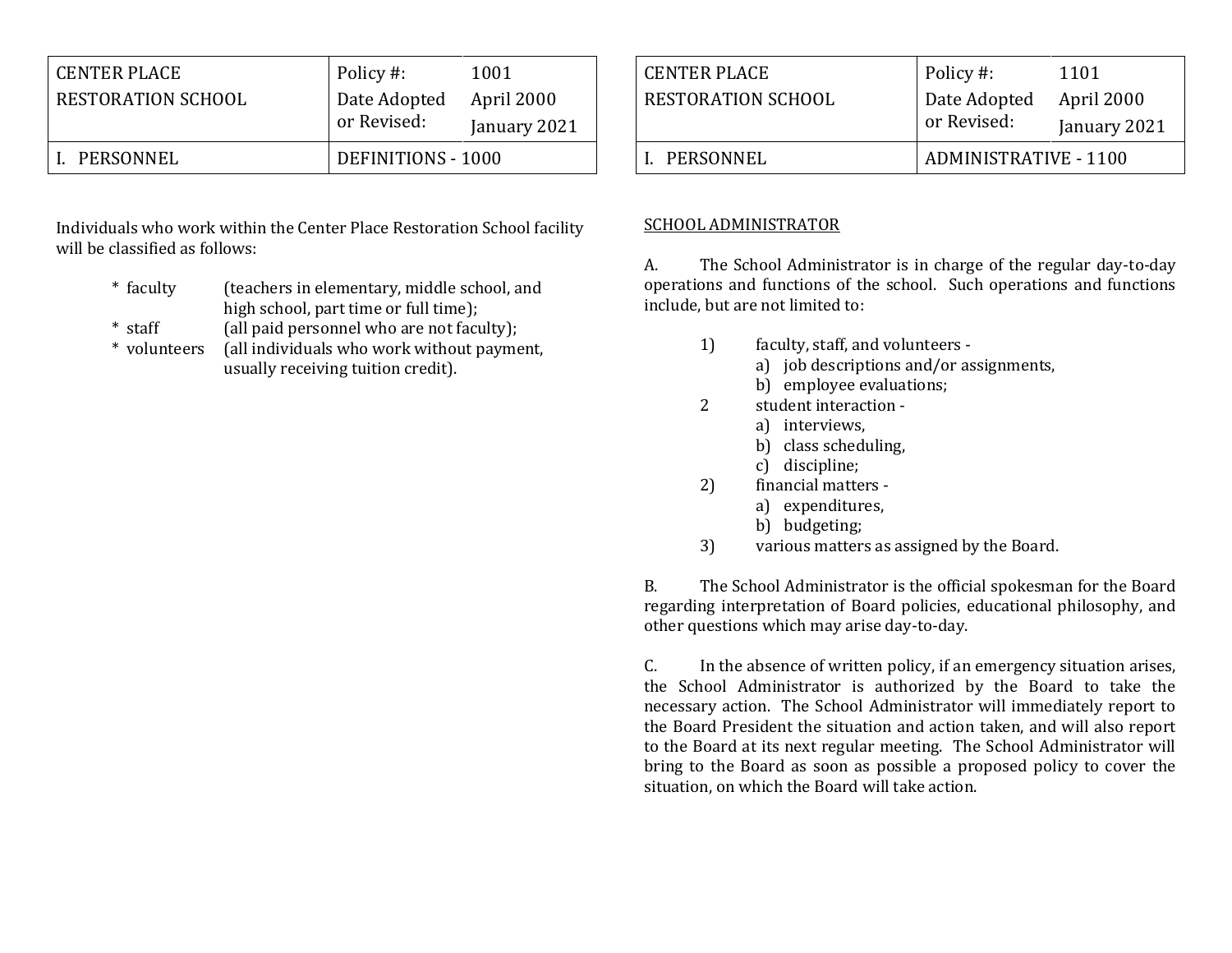| CENTER PLACE RESTORATION SCHOOL | Policy #: | 1001 |
|---|---|---|
| | Date Adopted or Revised: | April 2000 January 2021 |
| I. PERSONNEL | DEFINITIONS - 1000 | |

Individuals who work within the Center Place Restoration School facility will be classified as follows:

- \* faculty (teachers in elementary, middle school, and high school, part time or full time);
- \* staff (all paid personnel who are not faculty);
- \* volunteers (all individuals who work without payment, usually receiving tuition credit).

| CENTER PLACE RESTORATION SCHOOL | Policy #: | 1101 |
|---|---|---|
| | Date Adopted or Revised: | April 2000 January 2021 |
| I. PERSONNEL | ADMINISTRATIVE - 1100 | |

SCHOOL ADMINISTRATOR

A. The School Administrator is in charge of the regular day-to-day operations and functions of the school. Such operations and functions include, but are not limited to:

1) faculty, staff, and volunteers -
   a) job descriptions and/or assignments,
   b) employee evaluations;

2 student interaction -
   a) interviews,
   b) class scheduling,
   c) discipline;

2) financial matters -
   a) expenditures,
   b) budgeting;

3) various matters as assigned by the Board.

B. The School Administrator is the official spokesman for the Board regarding interpretation of Board policies, educational philosophy, and other questions which may arise day-to-day.

C. In the absence of written policy, if an emergency situation arises, the School Administrator is authorized by the Board to take the necessary action. The School Administrator will immediately report to the Board President the situation and action taken, and will also report to the Board at its next regular meeting. The School Administrator will bring to the Board as soon as possible a proposed policy to cover the situation, on which the Board will take action.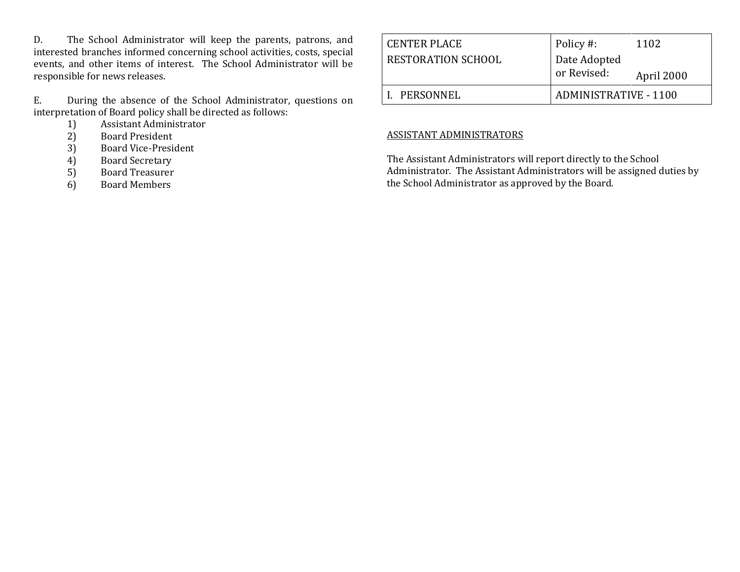D. The School Administrator will keep the parents, patrons, and interested branches informed concerning school activities, costs, special events, and other items of interest. The School Administrator will be responsible for news releases.

E. During the absence of the School Administrator, questions on interpretation of Board policy shall be directed as follows:

1) Assistant Administrator
2) Board President
3) Board Vice-President
4) Board Secretary
5) Board Treasurer
6) Board Members

| CENTER PLACE RESTORATION SCHOOL | Policy #: | 1102 |
|---|---|---|
| | Date Adopted or Revised: | April 2000 |
| I. PERSONNEL | ADMINISTRATIVE - 1100 | |

ASSISTANT ADMINISTRATORS

The Assistant Administrators will report directly to the School Administrator. The Assistant Administrators will be assigned duties by the School Administrator as approved by the Board.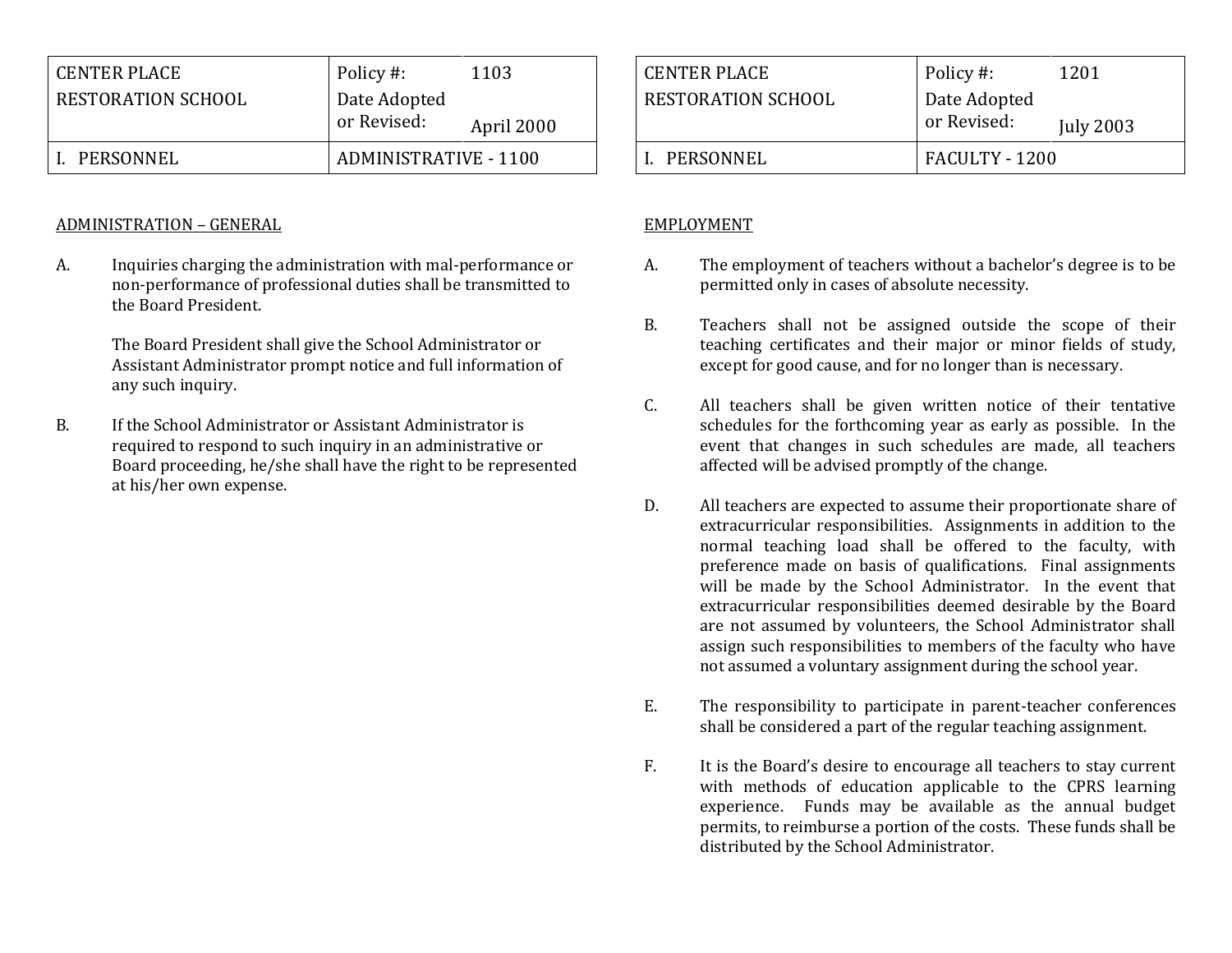| CENTER PLACE RESTORATION SCHOOL | Policy #: | 1103 |
| --- | --- | --- |
| | Date Adopted or Revised: | April 2000 |
| I. PERSONNEL | ADMINISTRATIVE - 1100 | |

## ADMINISTRATION – GENERAL

A. Inquiries charging the administration with mal-performance or non-performance of professional duties shall be transmitted to the Board President.

   The Board President shall give the School Administrator or Assistant Administrator prompt notice and full information of any such inquiry.

B. If the School Administrator or Assistant Administrator is required to respond to such inquiry in an administrative or Board proceeding, he/she shall have the right to be represented at his/her own expense.

| CENTER PLACE RESTORATION SCHOOL | Policy #: | 1201 |
| --- | --- | --- |
| | Date Adopted or Revised: | July 2003 |
| I. PERSONNEL | FACULTY - 1200 | |

## EMPLOYMENT

A. The employment of teachers without a bachelor's degree is to be permitted only in cases of absolute necessity.

B. Teachers shall not be assigned outside the scope of their teaching certificates and their major or minor fields of study, except for good cause, and for no longer than is necessary.

C. All teachers shall be given written notice of their tentative schedules for the forthcoming year as early as possible. In the event that changes in such schedules are made, all teachers affected will be advised promptly of the change.

D. All teachers are expected to assume their proportionate share of extracurricular responsibilities. Assignments in addition to the normal teaching load shall be offered to the faculty, with preference made on basis of qualifications. Final assignments will be made by the School Administrator. In the event that extracurricular responsibilities deemed desirable by the Board are not assumed by volunteers, the School Administrator shall assign such responsibilities to members of the faculty who have not assumed a voluntary assignment during the school year.

E. The responsibility to participate in parent-teacher conferences shall be considered a part of the regular teaching assignment.

F. It is the Board's desire to encourage all teachers to stay current with methods of education applicable to the CPRS learning experience. Funds may be available as the annual budget permits, to reimburse a portion of the costs. These funds shall be distributed by the School Administrator.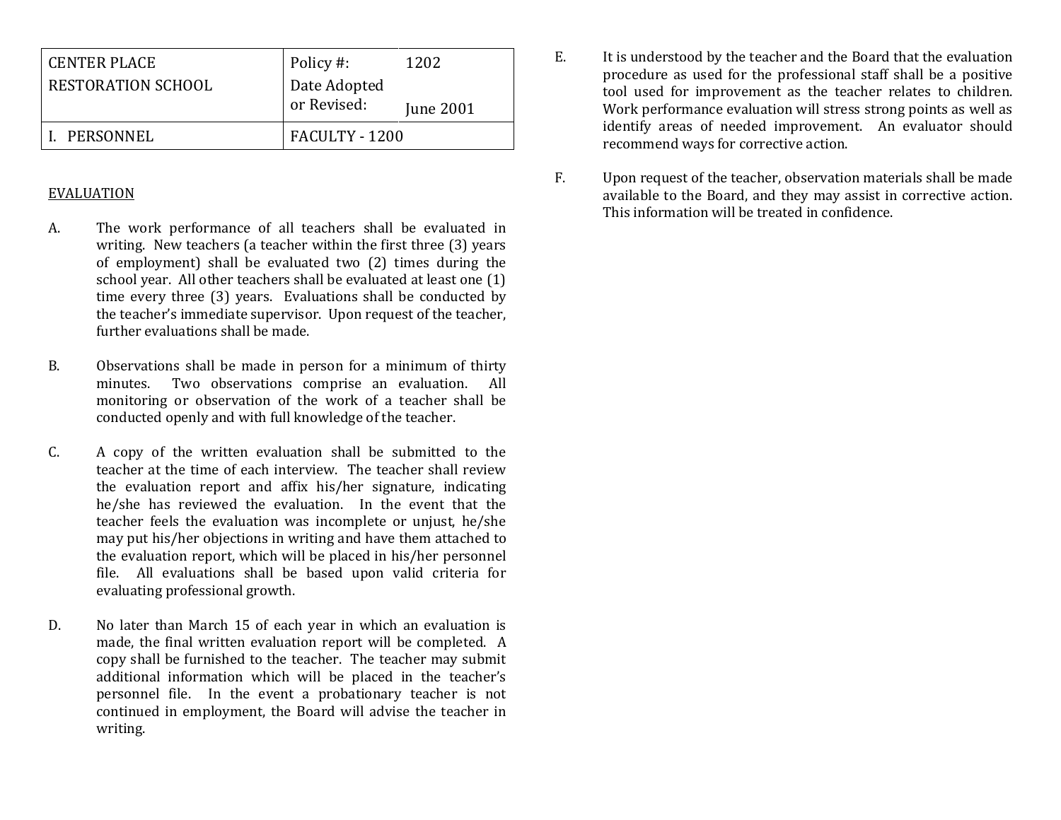| CENTER PLACE RESTORATION SCHOOL | Policy #: | 1202 |
| --- | --- | --- |
| | Date Adopted or Revised: | June 2001 |
| I. PERSONNEL | FACULTY - 1200 | |

EVALUATION

A. The work performance of all teachers shall be evaluated in writing. New teachers (a teacher within the first three (3) years of employment) shall be evaluated two (2) times during the school year. All other teachers shall be evaluated at least one (1) time every three (3) years. Evaluations shall be conducted by the teacher's immediate supervisor. Upon request of the teacher, further evaluations shall be made.

B. Observations shall be made in person for a minimum of thirty minutes. Two observations comprise an evaluation. All monitoring or observation of the work of a teacher shall be conducted openly and with full knowledge of the teacher.

C. A copy of the written evaluation shall be submitted to the teacher at the time of each interview. The teacher shall review the evaluation report and affix his/her signature, indicating he/she has reviewed the evaluation. In the event that the teacher feels the evaluation was incomplete or unjust, he/she may put his/her objections in writing and have them attached to the evaluation report, which will be placed in his/her personnel file. All evaluations shall be based upon valid criteria for evaluating professional growth.

D. No later than March 15 of each year in which an evaluation is made, the final written evaluation report will be completed. A copy shall be furnished to the teacher. The teacher may submit additional information which will be placed in the teacher's personnel file. In the event a probationary teacher is not continued in employment, the Board will advise the teacher in writing.

E. It is understood by the teacher and the Board that the evaluation procedure as used for the professional staff shall be a positive tool used for improvement as the teacher relates to children. Work performance evaluation will stress strong points as well as identify areas of needed improvement. An evaluator should recommend ways for corrective action.

F. Upon request of the teacher, observation materials shall be made available to the Board, and they may assist in corrective action. This information will be treated in confidence.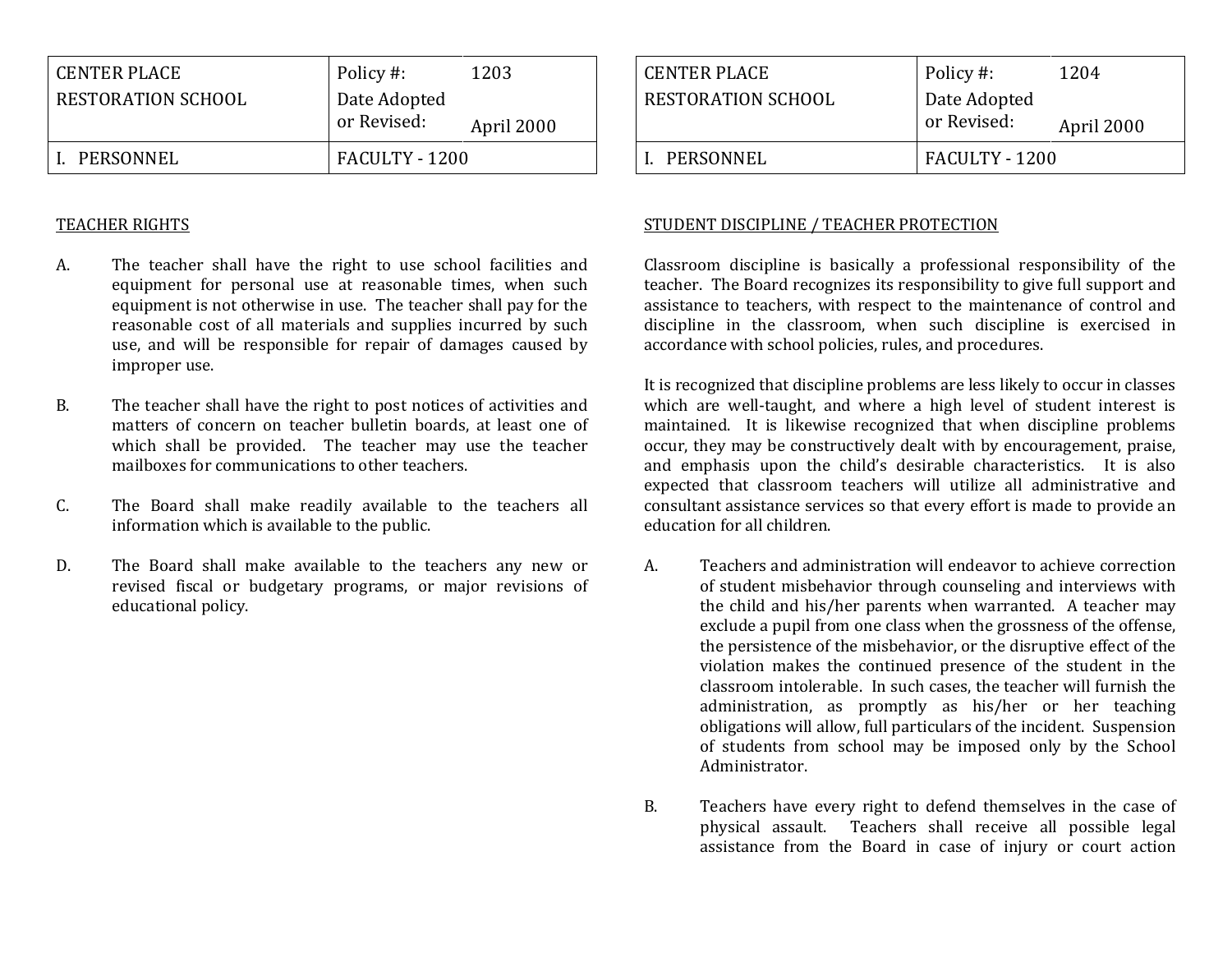| CENTER PLACE RESTORATION SCHOOL | Policy #: | 1203 |
| --- | --- | --- |
| | Date Adopted or Revised: | April 2000 |
| I. PERSONNEL | FACULTY - 1200 | |

TEACHER RIGHTS

A. The teacher shall have the right to use school facilities and equipment for personal use at reasonable times, when such equipment is not otherwise in use. The teacher shall pay for the reasonable cost of all materials and supplies incurred by such use, and will be responsible for repair of damages caused by improper use.

B. The teacher shall have the right to post notices of activities and matters of concern on teacher bulletin boards, at least one of which shall be provided. The teacher may use the teacher mailboxes for communications to other teachers.

C. The Board shall make readily available to the teachers all information which is available to the public.

D. The Board shall make available to the teachers any new or revised fiscal or budgetary programs, or major revisions of educational policy.

| CENTER PLACE RESTORATION SCHOOL | Policy #: | 1204 |
| --- | --- | --- |
| | Date Adopted or Revised: | April 2000 |
| I. PERSONNEL | FACULTY - 1200 | |

STUDENT DISCIPLINE / TEACHER PROTECTION

Classroom discipline is basically a professional responsibility of the teacher. The Board recognizes its responsibility to give full support and assistance to teachers, with respect to the maintenance of control and discipline in the classroom, when such discipline is exercised in accordance with school policies, rules, and procedures.

It is recognized that discipline problems are less likely to occur in classes which are well-taught, and where a high level of student interest is maintained. It is likewise recognized that when discipline problems occur, they may be constructively dealt with by encouragement, praise, and emphasis upon the child's desirable characteristics. It is also expected that classroom teachers will utilize all administrative and consultant assistance services so that every effort is made to provide an education for all children.

A. Teachers and administration will endeavor to achieve correction of student misbehavior through counseling and interviews with the child and his/her parents when warranted. A teacher may exclude a pupil from one class when the grossness of the offense, the persistence of the misbehavior, or the disruptive effect of the violation makes the continued presence of the student in the classroom intolerable. In such cases, the teacher will furnish the administration, as promptly as his/her or her teaching obligations will allow, full particulars of the incident. Suspension of students from school may be imposed only by the School Administrator.

B. Teachers have every right to defend themselves in the case of physical assault. Teachers shall receive all possible legal assistance from the Board in case of injury or court action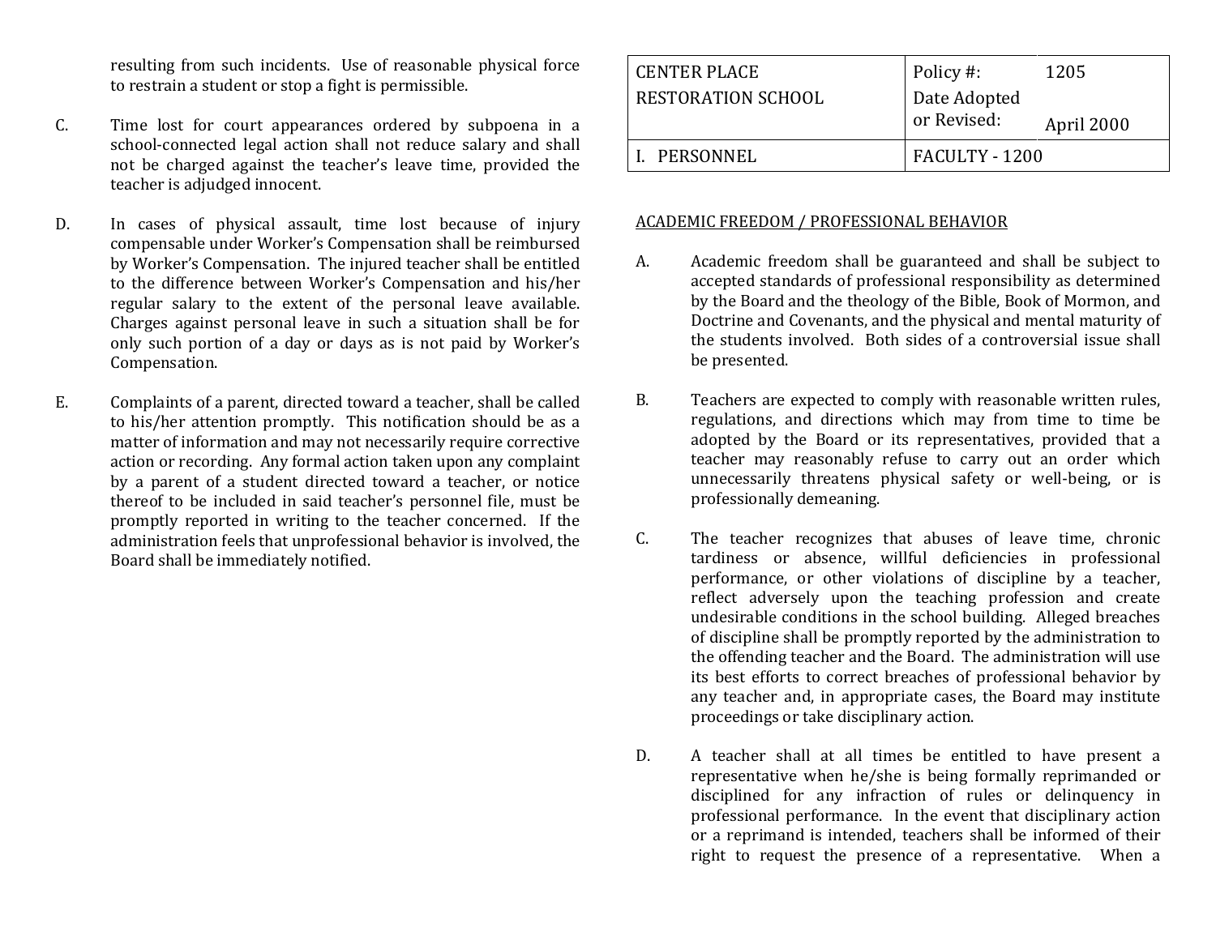resulting from such incidents. Use of reasonable physical force to restrain a student or stop a fight is permissible.

C. Time lost for court appearances ordered by subpoena in a school-connected legal action shall not reduce salary and shall not be charged against the teacher's leave time, provided the teacher is adjudged innocent.

D. In cases of physical assault, time lost because of injury compensable under Worker's Compensation shall be reimbursed by Worker's Compensation. The injured teacher shall be entitled to the difference between Worker's Compensation and his/her regular salary to the extent of the personal leave available. Charges against personal leave in such a situation shall be for only such portion of a day or days as is not paid by Worker's Compensation.

E. Complaints of a parent, directed toward a teacher, shall be called to his/her attention promptly. This notification should be as a matter of information and may not necessarily require corrective action or recording. Any formal action taken upon any complaint by a parent of a student directed toward a teacher, or notice thereof to be included in said teacher's personnel file, must be promptly reported in writing to the teacher concerned. If the administration feels that unprofessional behavior is involved, the Board shall be immediately notified.

| CENTER PLACE RESTORATION SCHOOL | Policy #: Date Adopted or Revised: | 1205 April 2000 |
|---|---|---|
| I. PERSONNEL | FACULTY - 1200 | |

ACADEMIC FREEDOM / PROFESSIONAL BEHAVIOR

A. Academic freedom shall be guaranteed and shall be subject to accepted standards of professional responsibility as determined by the Board and the theology of the Bible, Book of Mormon, and Doctrine and Covenants, and the physical and mental maturity of the students involved. Both sides of a controversial issue shall be presented.

B. Teachers are expected to comply with reasonable written rules, regulations, and directions which may from time to time be adopted by the Board or its representatives, provided that a teacher may reasonably refuse to carry out an order which unnecessarily threatens physical safety or well-being, or is professionally demeaning.

C. The teacher recognizes that abuses of leave time, chronic tardiness or absence, willful deficiencies in professional performance, or other violations of discipline by a teacher, reflect adversely upon the teaching profession and create undesirable conditions in the school building. Alleged breaches of discipline shall be promptly reported by the administration to the offending teacher and the Board. The administration will use its best efforts to correct breaches of professional behavior by any teacher and, in appropriate cases, the Board may institute proceedings or take disciplinary action.

D. A teacher shall at all times be entitled to have present a representative when he/she is being formally reprimanded or disciplined for any infraction of rules or delinquency in professional performance. In the event that disciplinary action or a reprimand is intended, teachers shall be informed of their right to request the presence of a representative. When a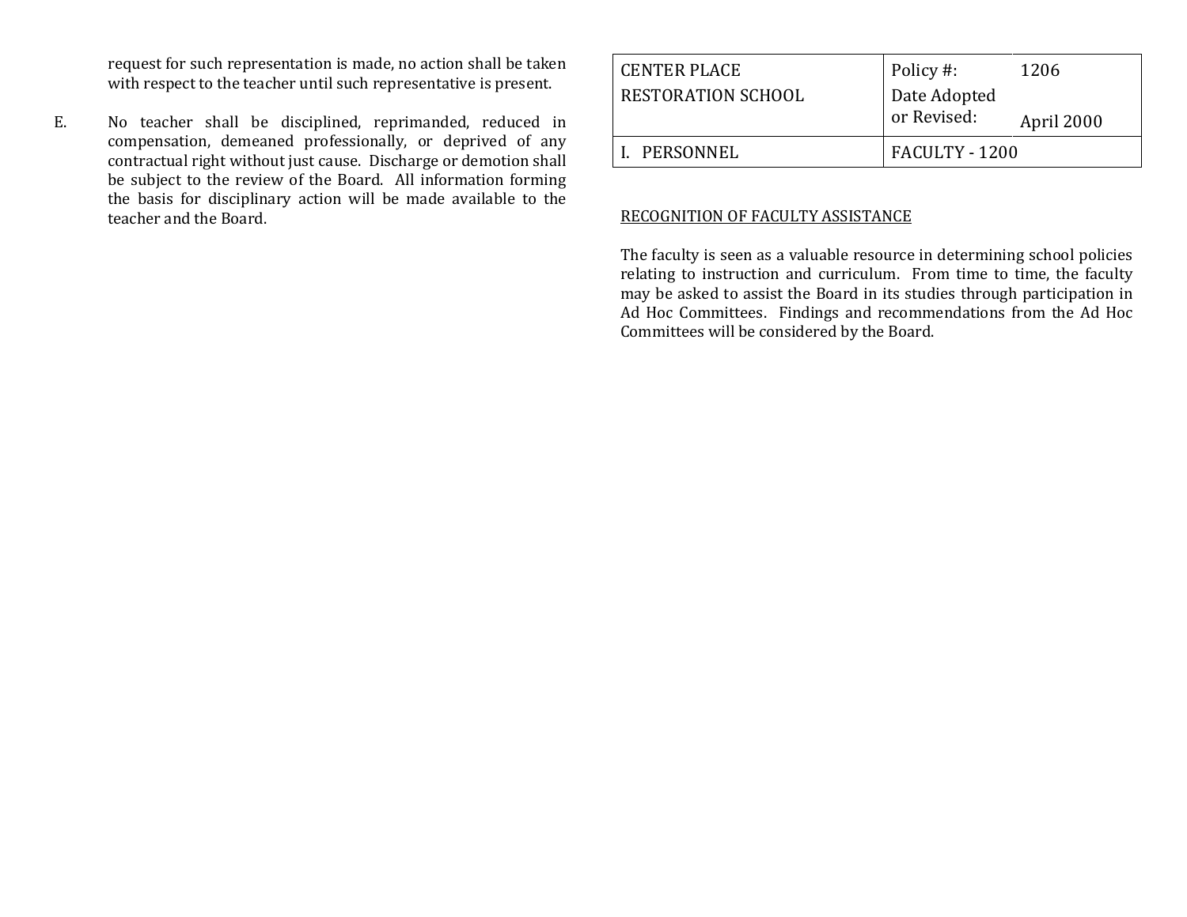request for such representation is made, no action shall be taken with respect to the teacher until such representative is present.

E. No teacher shall be disciplined, reprimanded, reduced in compensation, demeaned professionally, or deprived of any contractual right without just cause. Discharge or demotion shall be subject to the review of the Board. All information forming the basis for disciplinary action will be made available to the teacher and the Board.

| CENTER PLACE RESTORATION SCHOOL | Policy #: | 1206 |
|---|---|---|
| | Date Adopted or Revised: | April 2000 |
| I. PERSONNEL | FACULTY - 1200 | |

RECOGNITION OF FACULTY ASSISTANCE

The faculty is seen as a valuable resource in determining school policies relating to instruction and curriculum. From time to time, the faculty may be asked to assist the Board in its studies through participation in Ad Hoc Committees. Findings and recommendations from the Ad Hoc Committees will be considered by the Board.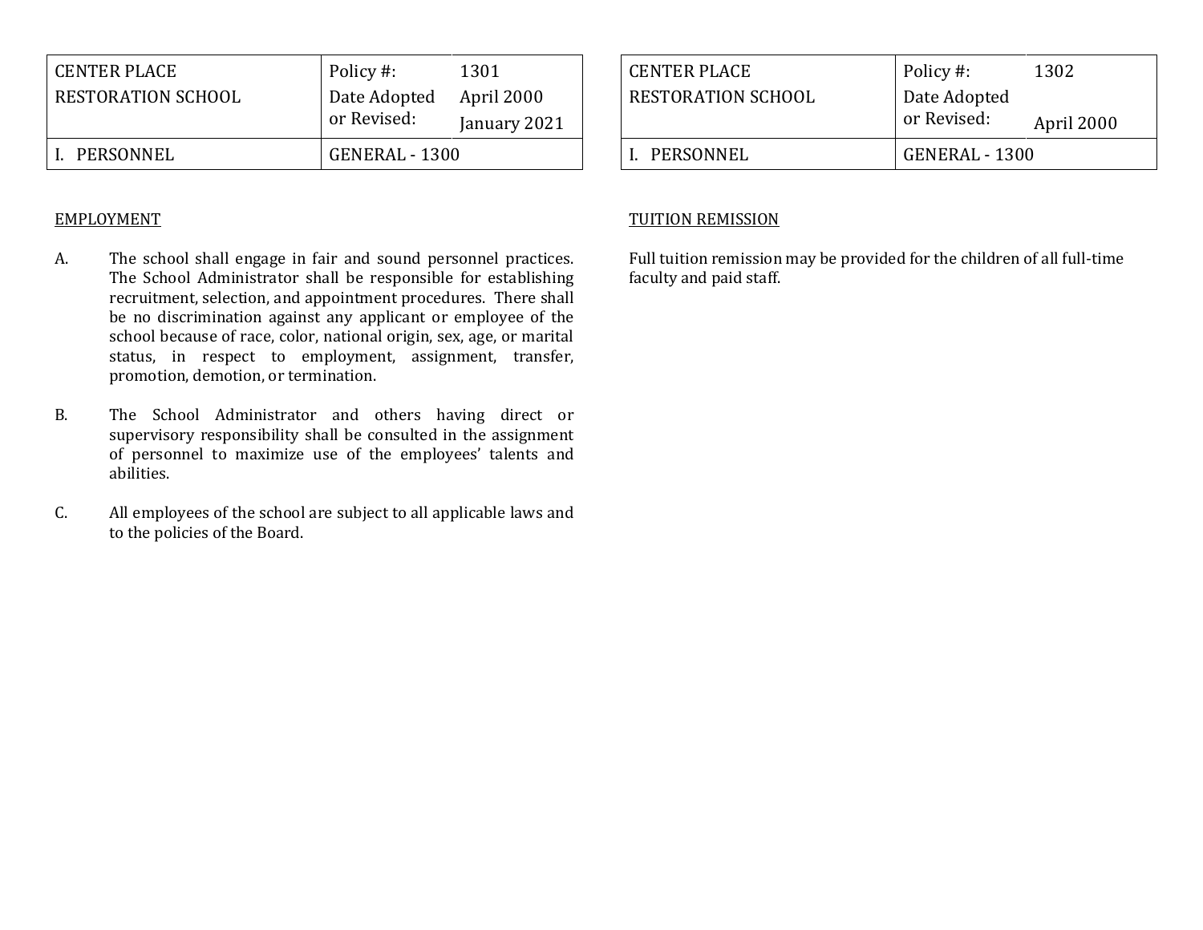| CENTER PLACE RESTORATION SCHOOL | Policy #: | 1301 |
|---|---|---|
| | Date Adopted or Revised: | April 2000 January 2021 |
| I. PERSONNEL | GENERAL - 1300 | |

EMPLOYMENT

A. The school shall engage in fair and sound personnel practices. The School Administrator shall be responsible for establishing recruitment, selection, and appointment procedures. There shall be no discrimination against any applicant or employee of the school because of race, color, national origin, sex, age, or marital status, in respect to employment, assignment, transfer, promotion, demotion, or termination.

B. The School Administrator and others having direct or supervisory responsibility shall be consulted in the assignment of personnel to maximize use of the employees' talents and abilities.

C. All employees of the school are subject to all applicable laws and to the policies of the Board.

| CENTER PLACE RESTORATION SCHOOL | Policy #: | 1302 |
|---|---|---|
| | Date Adopted or Revised: | April 2000 |
| I. PERSONNEL | GENERAL - 1300 | |

TUITION REMISSION

Full tuition remission may be provided for the children of all full-time faculty and paid staff.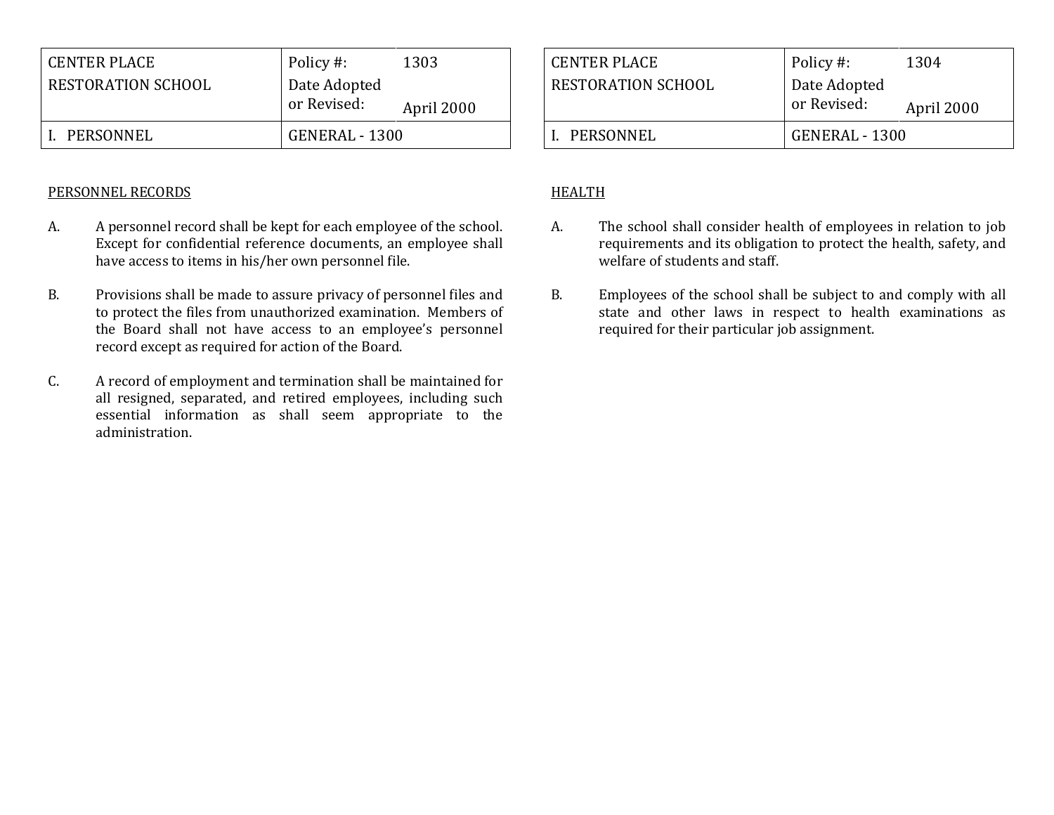| CENTER PLACE RESTORATION SCHOOL | Policy #: | 1303 |
| --- | --- | --- |
| | Date Adopted or Revised: | April 2000 |
| I. PERSONNEL | GENERAL - 1300 | |

PERSONNEL RECORDS

A. A personnel record shall be kept for each employee of the school. Except for confidential reference documents, an employee shall have access to items in his/her own personnel file.

B. Provisions shall be made to assure privacy of personnel files and to protect the files from unauthorized examination. Members of the Board shall not have access to an employee's personnel record except as required for action of the Board.

C. A record of employment and termination shall be maintained for all resigned, separated, and retired employees, including such essential information as shall seem appropriate to the administration.

| CENTER PLACE RESTORATION SCHOOL | Policy #: | 1304 |
| --- | --- | --- |
| | Date Adopted or Revised: | April 2000 |
| I. PERSONNEL | GENERAL - 1300 | |

HEALTH

A. The school shall consider health of employees in relation to job requirements and its obligation to protect the health, safety, and welfare of students and staff.

B. Employees of the school shall be subject to and comply with all state and other laws in respect to health examinations as required for their particular job assignment.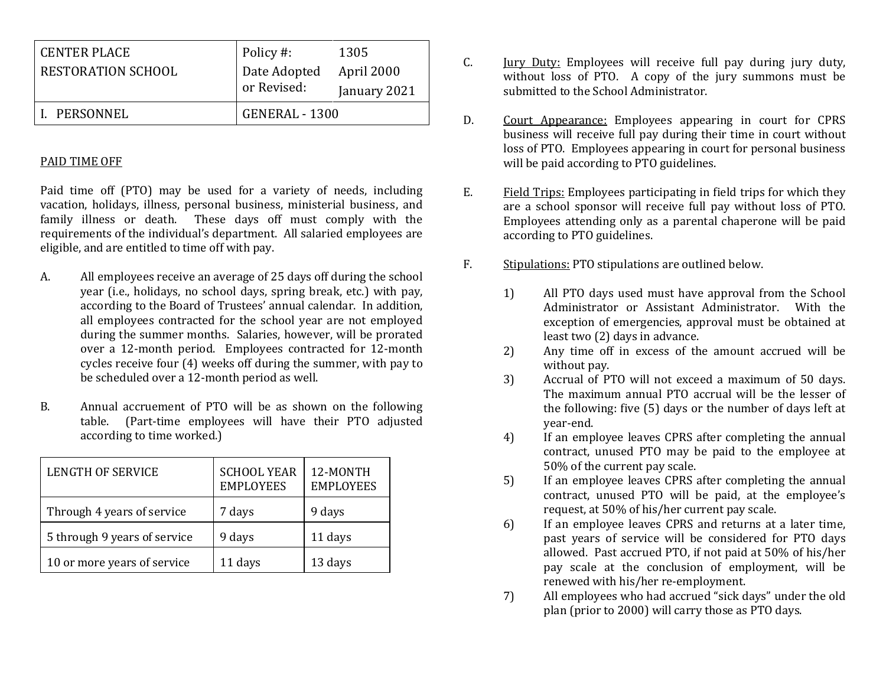| CENTER PLACE RESTORATION SCHOOL | Policy #: | 1305 |
|---|---|---|
| | Date Adopted or Revised: | April 2000 January 2021 |
| I. PERSONNEL | GENERAL - 1300 | |

PAID TIME OFF

Paid time off (PTO) may be used for a variety of needs, including vacation, holidays, illness, personal business, ministerial business, and family illness or death. These days off must comply with the requirements of the individual's department. All salaried employees are eligible, and are entitled to time off with pay.

A. All employees receive an average of 25 days off during the school year (i.e., holidays, no school days, spring break, etc.) with pay, according to the Board of Trustees' annual calendar. In addition, all employees contracted for the school year are not employed during the summer months. Salaries, however, will be prorated over a 12-month period. Employees contracted for 12-month cycles receive four (4) weeks off during the summer, with pay to be scheduled over a 12-month period as well.

B. Annual accruement of PTO will be as shown on the following table. (Part-time employees will have their PTO adjusted according to time worked.)

| LENGTH OF SERVICE | SCHOOL YEAR EMPLOYEES | 12-MONTH EMPLOYEES |
|---|---|---|
| Through 4 years of service | 7 days | 9 days |
| 5 through 9 years of service | 9 days | 11 days |
| 10 or more years of service | 11 days | 13 days |

C. Jury Duty: Employees will receive full pay during jury duty, without loss of PTO. A copy of the jury summons must be submitted to the School Administrator.

D. Court Appearance: Employees appearing in court for CPRS business will receive full pay during their time in court without loss of PTO. Employees appearing in court for personal business will be paid according to PTO guidelines.

E. Field Trips: Employees participating in field trips for which they are a school sponsor will receive full pay without loss of PTO. Employees attending only as a parental chaperone will be paid according to PTO guidelines.

F. Stipulations: PTO stipulations are outlined below.

1) All PTO days used must have approval from the School Administrator or Assistant Administrator. With the exception of emergencies, approval must be obtained at least two (2) days in advance.
2) Any time off in excess of the amount accrued will be without pay.
3) Accrual of PTO will not exceed a maximum of 50 days. The maximum annual PTO accrual will be the lesser of the following: five (5) days or the number of days left at year-end.
4) If an employee leaves CPRS after completing the annual contract, unused PTO may be paid to the employee at 50% of the current pay scale.
5) If an employee leaves CPRS after completing the annual contract, unused PTO will be paid, at the employee's request, at 50% of his/her current pay scale.
6) If an employee leaves CPRS and returns at a later time, past years of service will be considered for PTO days allowed. Past accrued PTO, if not paid at 50% of his/her pay scale at the conclusion of employment, will be renewed with his/her re-employment.
7) All employees who had accrued "sick days" under the old plan (prior to 2000) will carry those as PTO days.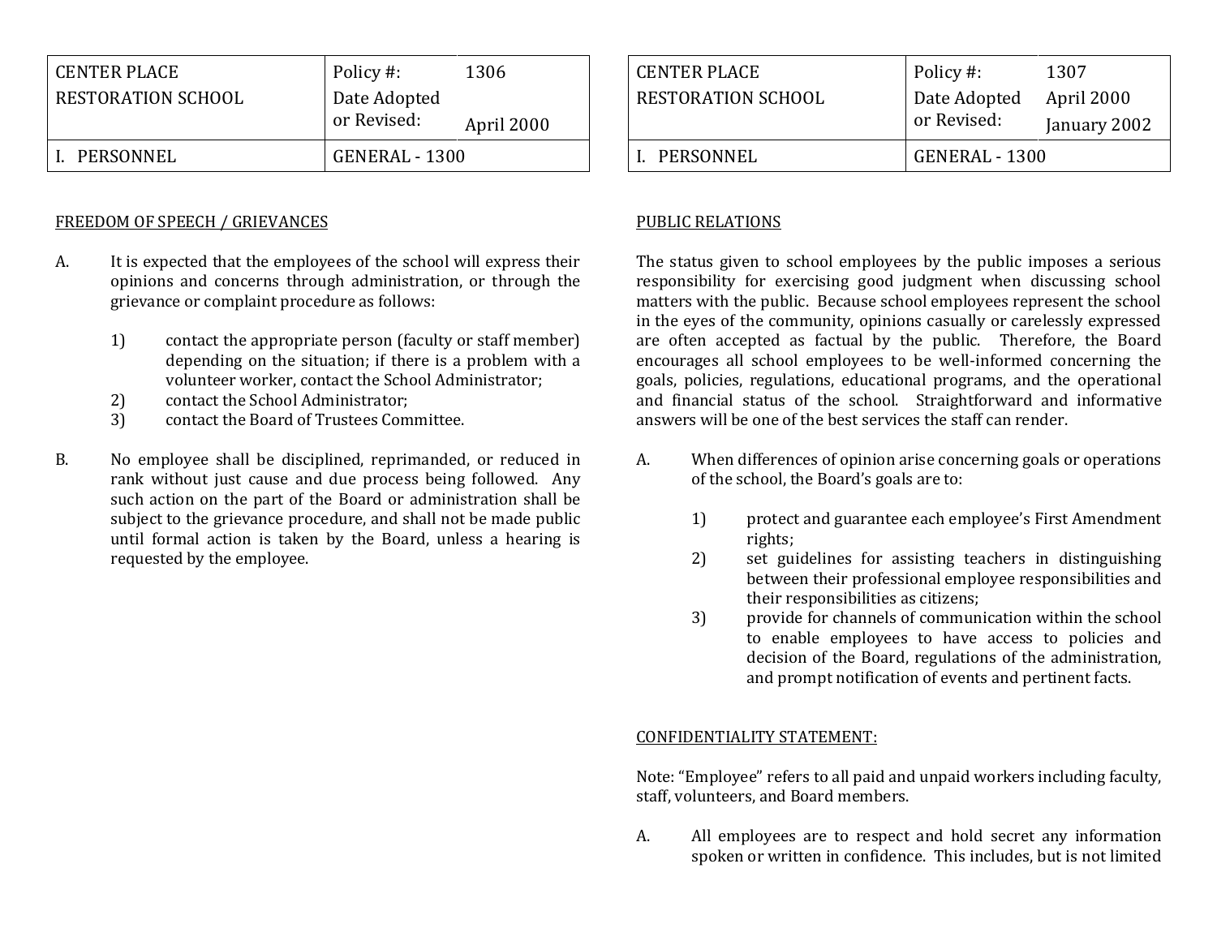| CENTER PLACE RESTORATION SCHOOL | Policy #: | 1306 |
| --- | --- | --- |
| | Date Adopted or Revised: | April 2000 |
| I. PERSONNEL | GENERAL - 1300 | |

FREEDOM OF SPEECH / GRIEVANCES

A. It is expected that the employees of the school will express their opinions and concerns through administration, or through the grievance or complaint procedure as follows:

   1) contact the appropriate person (faculty or staff member) depending on the situation; if there is a problem with a volunteer worker, contact the School Administrator;
   2) contact the School Administrator;
   3) contact the Board of Trustees Committee.

B. No employee shall be disciplined, reprimanded, or reduced in rank without just cause and due process being followed. Any such action on the part of the Board or administration shall be subject to the grievance procedure, and shall not be made public until formal action is taken by the Board, unless a hearing is requested by the employee.

| CENTER PLACE RESTORATION SCHOOL | Policy #: | 1307 |
| --- | --- | --- |
| | Date Adopted or Revised: | April 2000 January 2002 |
| I. PERSONNEL | GENERAL - 1300 | |

PUBLIC RELATIONS

The status given to school employees by the public imposes a serious responsibility for exercising good judgment when discussing school matters with the public. Because school employees represent the school in the eyes of the community, opinions casually or carelessly expressed are often accepted as factual by the public. Therefore, the Board encourages all school employees to be well-informed concerning the goals, policies, regulations, educational programs, and the operational and financial status of the school. Straightforward and informative answers will be one of the best services the staff can render.

A. When differences of opinion arise concerning goals or operations of the school, the Board's goals are to:

   1) protect and guarantee each employee's First Amendment rights;
   2) set guidelines for assisting teachers in distinguishing between their professional employee responsibilities and their responsibilities as citizens;
   3) provide for channels of communication within the school to enable employees to have access to policies and decision of the Board, regulations of the administration, and prompt notification of events and pertinent facts.

CONFIDENTIALITY STATEMENT:

Note: "Employee" refers to all paid and unpaid workers including faculty, staff, volunteers, and Board members.

A. All employees are to respect and hold secret any information spoken or written in confidence. This includes, but is not limited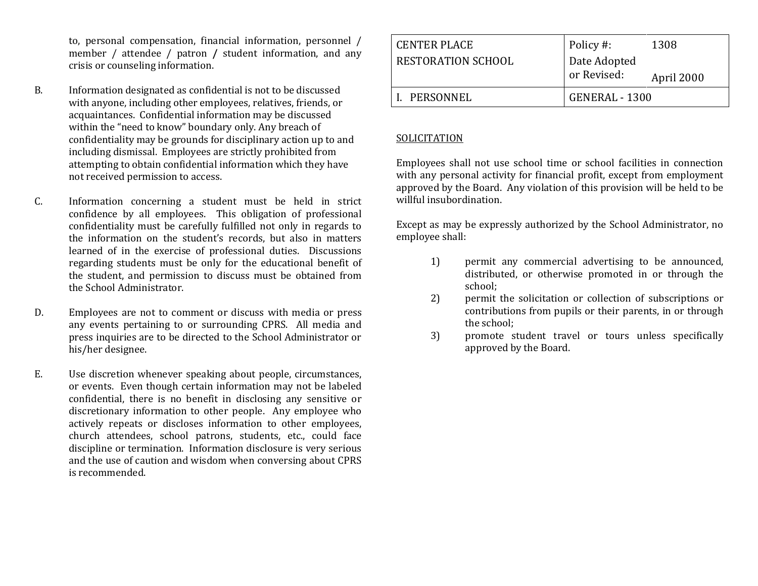to, personal compensation, financial information, personnel / member / attendee / patron / student information, and any crisis or counseling information.

B. Information designated as confidential is not to be discussed with anyone, including other employees, relatives, friends, or acquaintances. Confidential information may be discussed within the "need to know" boundary only. Any breach of confidentiality may be grounds for disciplinary action up to and including dismissal. Employees are strictly prohibited from attempting to obtain confidential information which they have not received permission to access.

C. Information concerning a student must be held in strict confidence by all employees. This obligation of professional confidentiality must be carefully fulfilled not only in regards to the information on the student's records, but also in matters learned of in the exercise of professional duties. Discussions regarding students must be only for the educational benefit of the student, and permission to discuss must be obtained from the School Administrator.

D. Employees are not to comment or discuss with media or press any events pertaining to or surrounding CPRS. All media and press inquiries are to be directed to the School Administrator or his/her designee.

E. Use discretion whenever speaking about people, circumstances, or events. Even though certain information may not be labeled confidential, there is no benefit in disclosing any sensitive or discretionary information to other people. Any employee who actively repeats or discloses information to other employees, church attendees, school patrons, students, etc., could face discipline or termination. Information disclosure is very serious and the use of caution and wisdom when conversing about CPRS is recommended.

| CENTER PLACE RESTORATION SCHOOL | Policy #: | 1308 |
|---|---|---|
| | Date Adopted or Revised: | April 2000 |
| I. PERSONNEL | GENERAL - 1300 | |

SOLICITATION

Employees shall not use school time or school facilities in connection with any personal activity for financial profit, except from employment approved by the Board. Any violation of this provision will be held to be willful insubordination.

Except as may be expressly authorized by the School Administrator, no employee shall:

1) permit any commercial advertising to be announced, distributed, or otherwise promoted in or through the school;
2) permit the solicitation or collection of subscriptions or contributions from pupils or their parents, in or through the school;
3) promote student travel or tours unless specifically approved by the Board.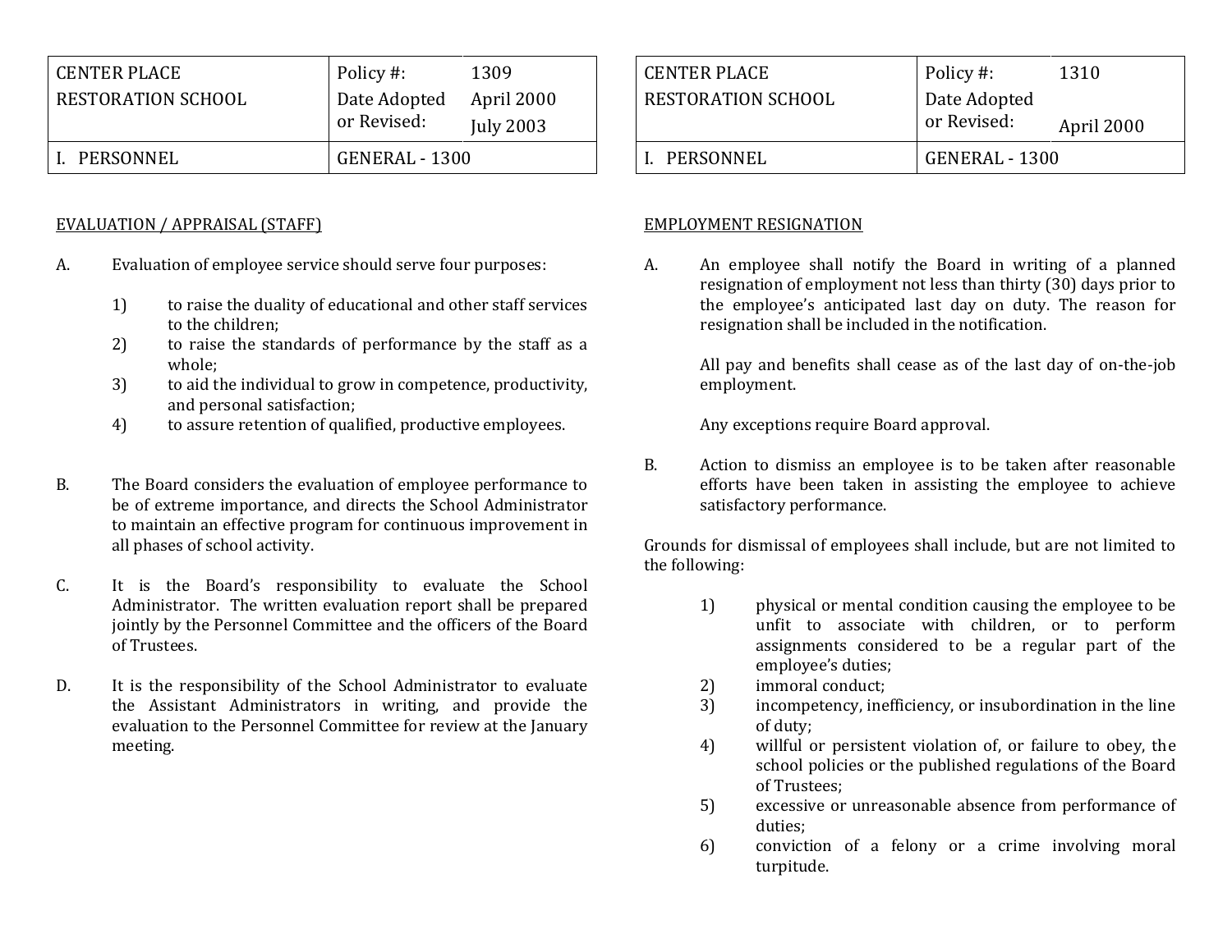| CENTER PLACE RESTORATION SCHOOL | Policy #: | 1309 |
|---|---|---|
| | Date Adopted or Revised: | April 2000 July 2003 |
| I. PERSONNEL | GENERAL - 1300 | |

EVALUATION / APPRAISAL (STAFF)

A. Evaluation of employee service should serve four purposes:

1) to raise the duality of educational and other staff services to the children;
2) to raise the standards of performance by the staff as a whole;
3) to aid the individual to grow in competence, productivity, and personal satisfaction;
4) to assure retention of qualified, productive employees.

B. The Board considers the evaluation of employee performance to be of extreme importance, and directs the School Administrator to maintain an effective program for continuous improvement in all phases of school activity.

C. It is the Board's responsibility to evaluate the School Administrator. The written evaluation report shall be prepared jointly by the Personnel Committee and the officers of the Board of Trustees.

D. It is the responsibility of the School Administrator to evaluate the Assistant Administrators in writing, and provide the evaluation to the Personnel Committee for review at the January meeting.

| CENTER PLACE RESTORATION SCHOOL | Policy #: | 1310 |
|---|---|---|
| | Date Adopted or Revised: | April 2000 |
| I. PERSONNEL | GENERAL - 1300 | |

EMPLOYMENT RESIGNATION

A. An employee shall notify the Board in writing of a planned resignation of employment not less than thirty (30) days prior to the employee's anticipated last day on duty. The reason for resignation shall be included in the notification.

All pay and benefits shall cease as of the last day of on-the-job employment.

Any exceptions require Board approval.

B. Action to dismiss an employee is to be taken after reasonable efforts have been taken in assisting the employee to achieve satisfactory performance.

Grounds for dismissal of employees shall include, but are not limited to the following:

1) physical or mental condition causing the employee to be unfit to associate with children, or to perform assignments considered to be a regular part of the employee's duties;
2) immoral conduct;
3) incompetency, inefficiency, or insubordination in the line of duty;
4) willful or persistent violation of, or failure to obey, the school policies or the published regulations of the Board of Trustees;
5) excessive or unreasonable absence from performance of duties;
6) conviction of a felony or a crime involving moral turpitude.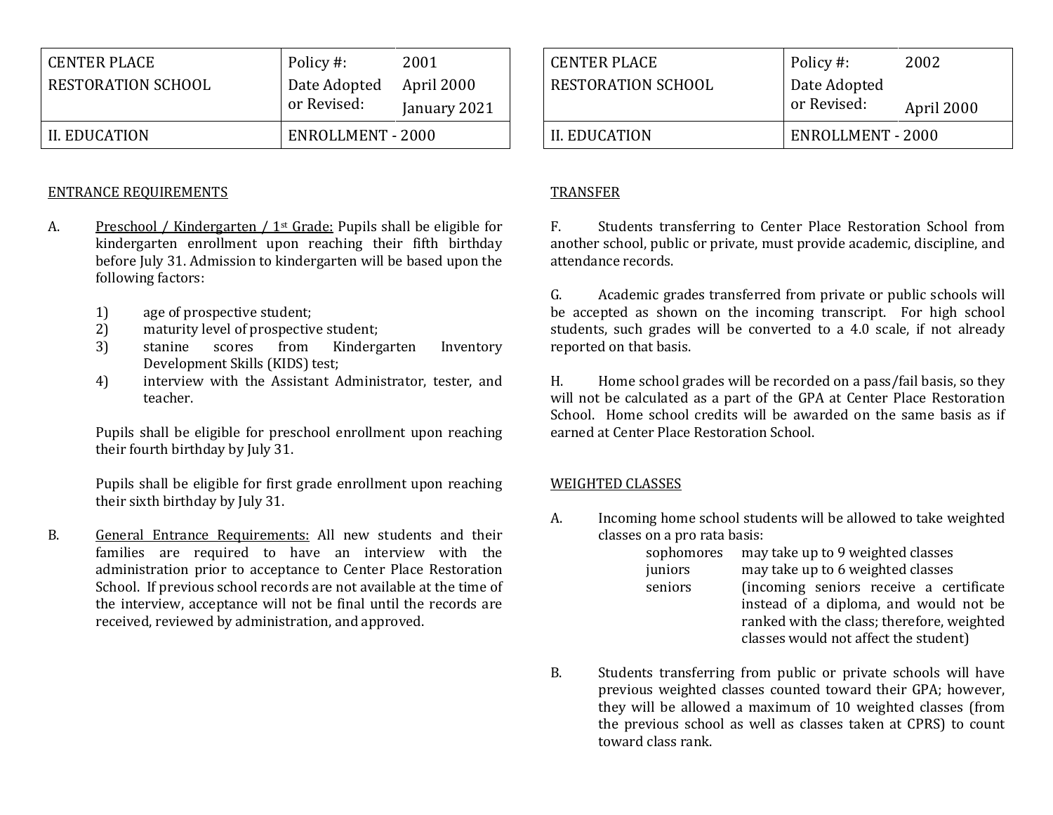| CENTER PLACE RESTORATION SCHOOL | Policy #: | 2001 |
|---|---|---|
| | Date Adopted or Revised: | April 2000 January 2021 |
| II. EDUCATION | ENROLLMENT - 2000 | |

ENTRANCE REQUIREMENTS

A. Preschool / Kindergarten / 1st Grade: Pupils shall be eligible for kindergarten enrollment upon reaching their fifth birthday before July 31. Admission to kindergarten will be based upon the following factors:

1) age of prospective student;
2) maturity level of prospective student;
3) stanine scores from Kindergarten Inventory Development Skills (KIDS) test;
4) interview with the Assistant Administrator, tester, and teacher.

Pupils shall be eligible for preschool enrollment upon reaching their fourth birthday by July 31.

Pupils shall be eligible for first grade enrollment upon reaching their sixth birthday by July 31.

B. General Entrance Requirements: All new students and their families are required to have an interview with the administration prior to acceptance to Center Place Restoration School. If previous school records are not available at the time of the interview, acceptance will not be final until the records are received, reviewed by administration, and approved.

| CENTER PLACE RESTORATION SCHOOL | Policy #: | 2002 |
|---|---|---|
| | Date Adopted or Revised: | April 2000 |
| II. EDUCATION | ENROLLMENT - 2000 | |

TRANSFER

F. Students transferring to Center Place Restoration School from another school, public or private, must provide academic, discipline, and attendance records.

G. Academic grades transferred from private or public schools will be accepted as shown on the incoming transcript. For high school students, such grades will be converted to a 4.0 scale, if not already reported on that basis.

H. Home school grades will be recorded on a pass/fail basis, so they will not be calculated as a part of the GPA at Center Place Restoration School. Home school credits will be awarded on the same basis as if earned at Center Place Restoration School.

WEIGHTED CLASSES

A. Incoming home school students will be allowed to take weighted classes on a pro rata basis:

| | |
|---|---|
| sophomores | may take up to 9 weighted classes |
| juniors | may take up to 6 weighted classes |
| seniors | (incoming seniors receive a certificate instead of a diploma, and would not be ranked with the class; therefore, weighted classes would not affect the student) |

B. Students transferring from public or private schools will have previous weighted classes counted toward their GPA; however, they will be allowed a maximum of 10 weighted classes (from the previous school as well as classes taken at CPRS) to count toward class rank.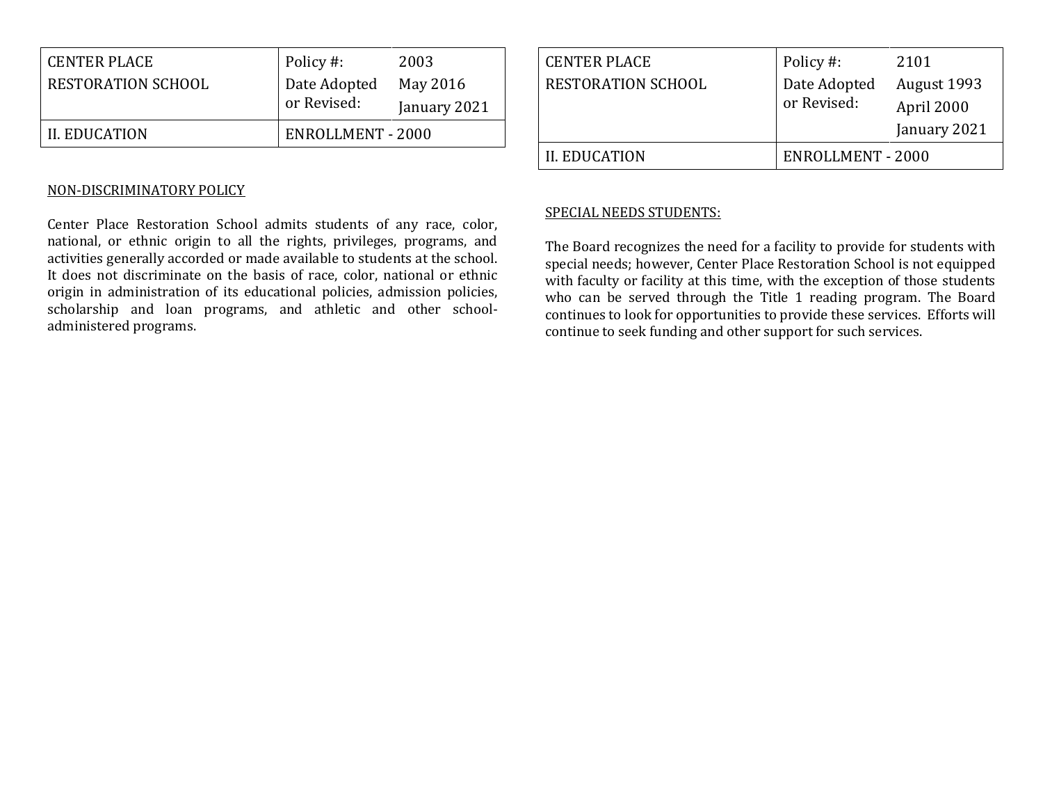| CENTER PLACE RESTORATION SCHOOL | Policy #: | 2003 |
|---|---|---|
| | Date Adopted or Revised: | May 2016<br>January 2021 |
| II. EDUCATION | ENROLLMENT - 2000 | |

NON-DISCRIMINATORY POLICY

Center Place Restoration School admits students of any race, color, national, or ethnic origin to all the rights, privileges, programs, and activities generally accorded or made available to students at the school. It does not discriminate on the basis of race, color, national or ethnic origin in administration of its educational policies, admission policies, scholarship and loan programs, and athletic and other school-administered programs.

| CENTER PLACE RESTORATION SCHOOL | Policy #: | 2101 |
|---|---|---|
| | Date Adopted or Revised: | August 1993<br>April 2000<br>January 2021 |
| II. EDUCATION | ENROLLMENT - 2000 | |

SPECIAL NEEDS STUDENTS:

The Board recognizes the need for a facility to provide for students with special needs; however, Center Place Restoration School is not equipped with faculty or facility at this time, with the exception of those students who can be served through the Title 1 reading program. The Board continues to look for opportunities to provide these services. Efforts will continue to seek funding and other support for such services.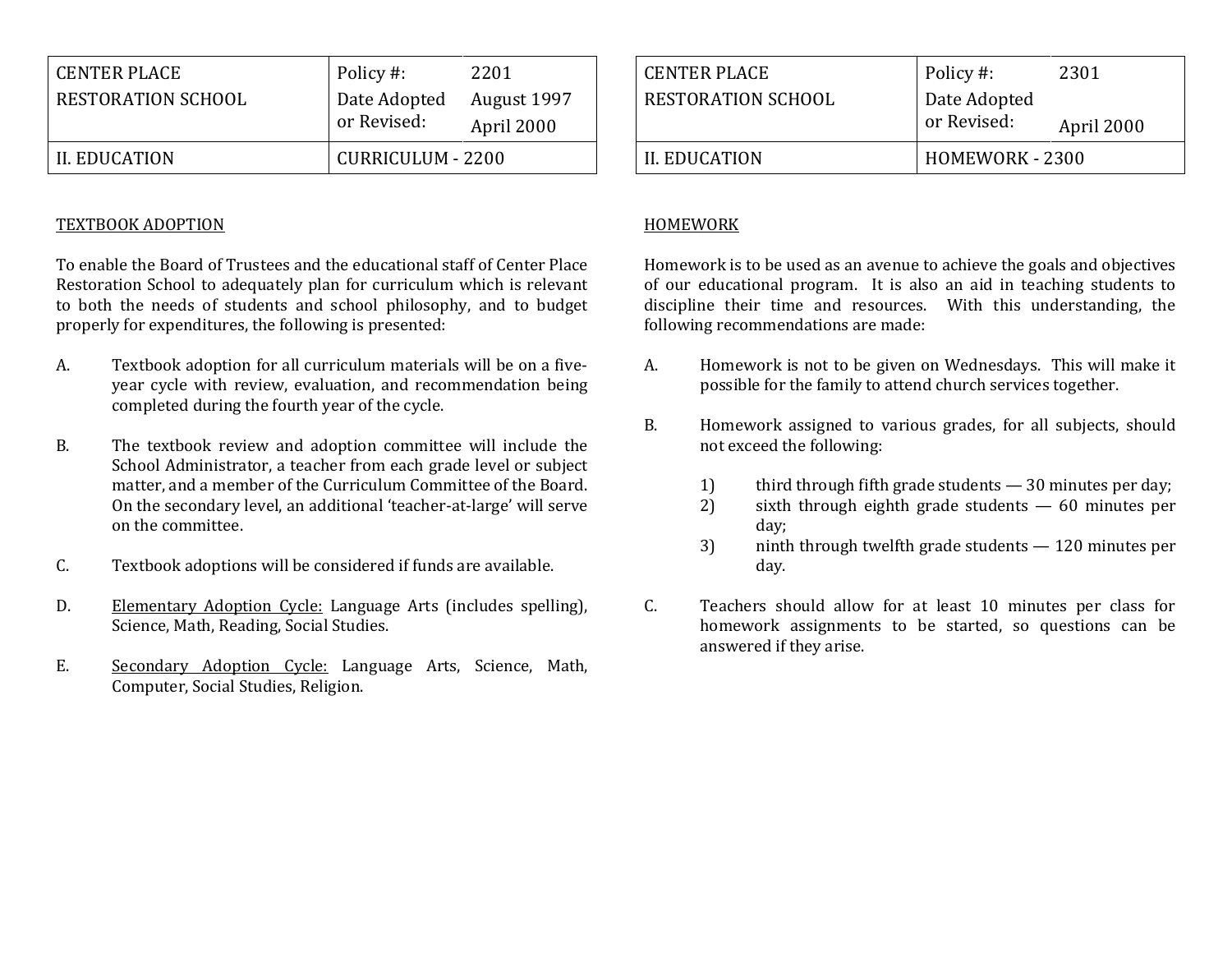| CENTER PLACE RESTORATION SCHOOL | Policy #: | 2201 |
| --- | --- | --- |
| | Date Adopted or Revised: | August 1997 April 2000 |
| II. EDUCATION | CURRICULUM - 2200 | |

TEXTBOOK ADOPTION

To enable the Board of Trustees and the educational staff of Center Place Restoration School to adequately plan for curriculum which is relevant to both the needs of students and school philosophy, and to budget properly for expenditures, the following is presented:

A. Textbook adoption for all curriculum materials will be on a five-year cycle with review, evaluation, and recommendation being completed during the fourth year of the cycle.

B. The textbook review and adoption committee will include the School Administrator, a teacher from each grade level or subject matter, and a member of the Curriculum Committee of the Board. On the secondary level, an additional 'teacher-at-large' will serve on the committee.

C. Textbook adoptions will be considered if funds are available.

D. Elementary Adoption Cycle: Language Arts (includes spelling), Science, Math, Reading, Social Studies.

E. Secondary Adoption Cycle: Language Arts, Science, Math, Computer, Social Studies, Religion.

| CENTER PLACE RESTORATION SCHOOL | Policy #: | 2301 |
| --- | --- | --- |
| | Date Adopted or Revised: | April 2000 |
| II. EDUCATION | HOMEWORK - 2300 | |

HOMEWORK

Homework is to be used as an avenue to achieve the goals and objectives of our educational program. It is also an aid in teaching students to discipline their time and resources. With this understanding, the following recommendations are made:

A. Homework is not to be given on Wednesdays. This will make it possible for the family to attend church services together.

B. Homework assigned to various grades, for all subjects, should not exceed the following:

1) third through fifth grade students — 30 minutes per day;
2) sixth through eighth grade students — 60 minutes per day;
3) ninth through twelfth grade students — 120 minutes per day.

C. Teachers should allow for at least 10 minutes per class for homework assignments to be started, so questions can be answered if they arise.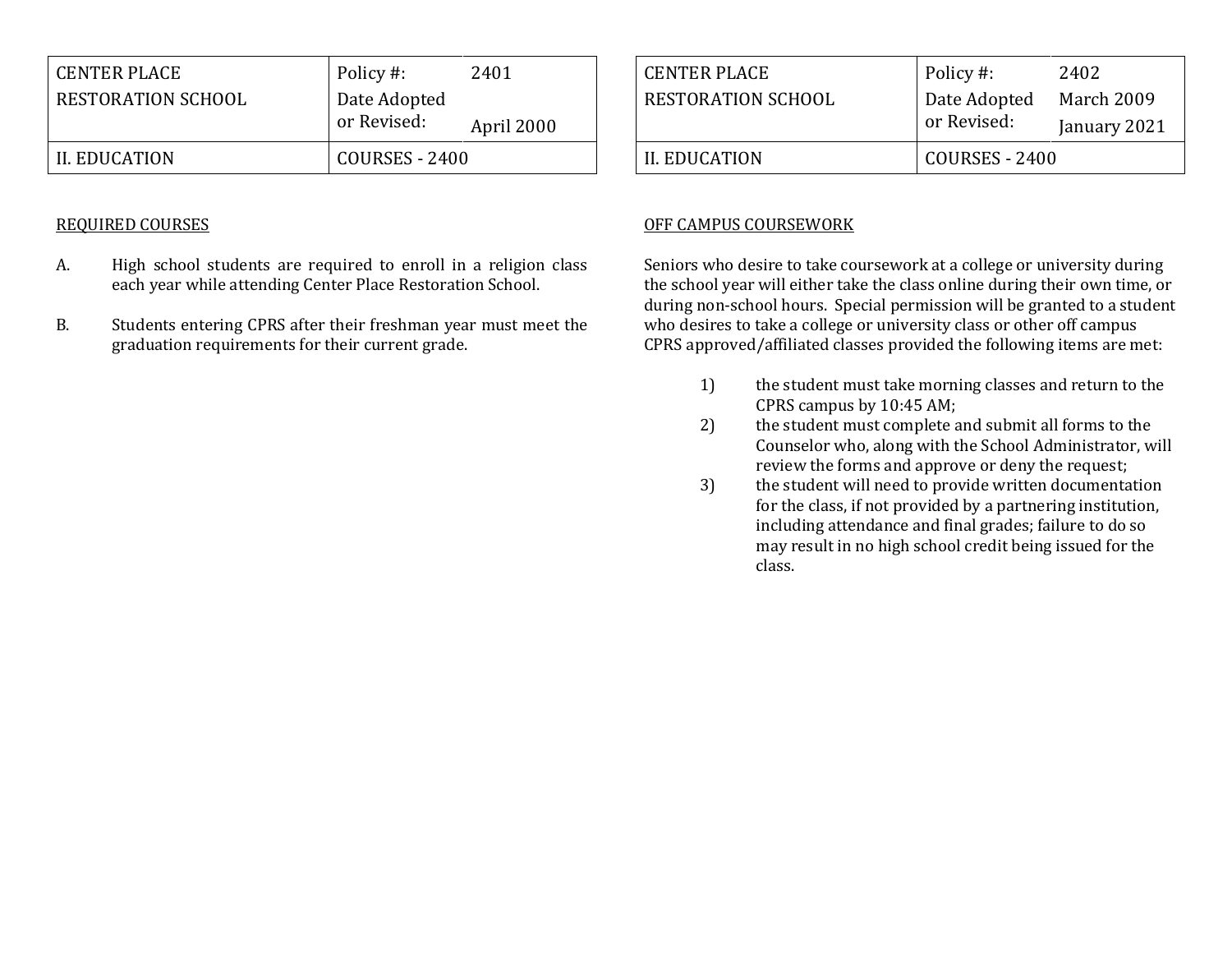| CENTER PLACE RESTORATION SCHOOL | Policy #: | 2401 |
|---|---|---|
| | Date Adopted or Revised: | April 2000 |
| II. EDUCATION | COURSES - 2400 | |

REQUIRED COURSES

A. High school students are required to enroll in a religion class each year while attending Center Place Restoration School.

B. Students entering CPRS after their freshman year must meet the graduation requirements for their current grade.

| CENTER PLACE RESTORATION SCHOOL | Policy #: | 2402 |
|---|---|---|
| | Date Adopted or Revised: | March 2009<br>January 2021 |
| II. EDUCATION | COURSES - 2400 | |

OFF CAMPUS COURSEWORK

Seniors who desire to take coursework at a college or university during the school year will either take the class online during their own time, or during non-school hours. Special permission will be granted to a student who desires to take a college or university class or other off campus CPRS approved/affiliated classes provided the following items are met:

1) the student must take morning classes and return to the CPRS campus by 10:45 AM;
2) the student must complete and submit all forms to the Counselor who, along with the School Administrator, will review the forms and approve or deny the request;
3) the student will need to provide written documentation for the class, if not provided by a partnering institution, including attendance and final grades; failure to do so may result in no high school credit being issued for the class.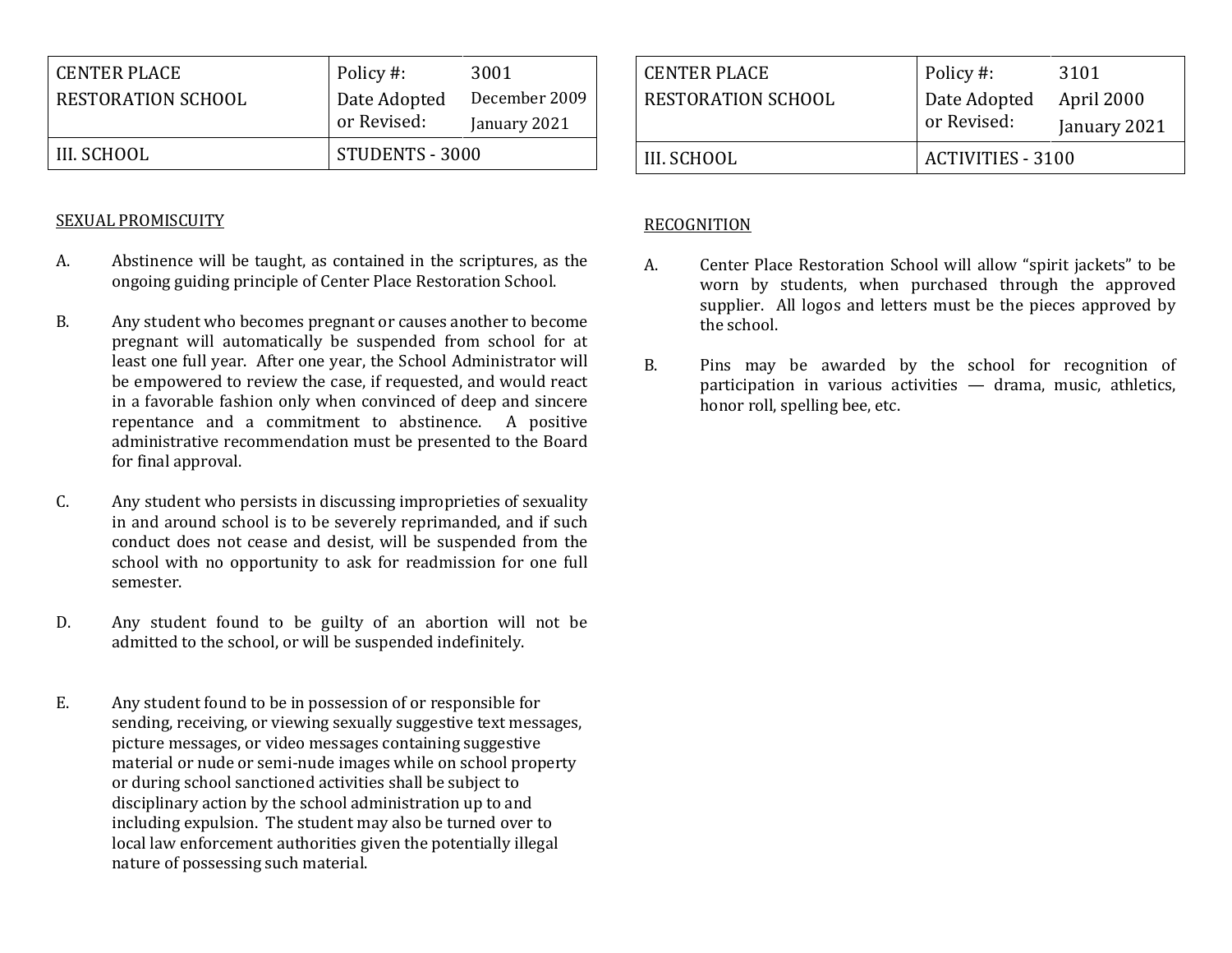| CENTER PLACE RESTORATION SCHOOL | Policy #: | 3001 |
|---|---|---|
| | Date Adopted or Revised: | December 2009 January 2021 |
| III. SCHOOL | STUDENTS - 3000 | |

SEXUAL PROMISCUITY

A. Abstinence will be taught, as contained in the scriptures, as the ongoing guiding principle of Center Place Restoration School.

B. Any student who becomes pregnant or causes another to become pregnant will automatically be suspended from school for at least one full year. After one year, the School Administrator will be empowered to review the case, if requested, and would react in a favorable fashion only when convinced of deep and sincere repentance and a commitment to abstinence. A positive administrative recommendation must be presented to the Board for final approval.

C. Any student who persists in discussing improprieties of sexuality in and around school is to be severely reprimanded, and if such conduct does not cease and desist, will be suspended from the school with no opportunity to ask for readmission for one full semester.

D. Any student found to be guilty of an abortion will not be admitted to the school, or will be suspended indefinitely.

E. Any student found to be in possession of or responsible for sending, receiving, or viewing sexually suggestive text messages, picture messages, or video messages containing suggestive material or nude or semi-nude images while on school property or during school sanctioned activities shall be subject to disciplinary action by the school administration up to and including expulsion. The student may also be turned over to local law enforcement authorities given the potentially illegal nature of possessing such material.

| CENTER PLACE RESTORATION SCHOOL | Policy #: | 3101 |
|---|---|---|
| | Date Adopted or Revised: | April 2000 January 2021 |
| III. SCHOOL | ACTIVITIES - 3100 | |

RECOGNITION

A. Center Place Restoration School will allow "spirit jackets" to be worn by students, when purchased through the approved supplier. All logos and letters must be the pieces approved by the school.

B. Pins may be awarded by the school for recognition of participation in various activities — drama, music, athletics, honor roll, spelling bee, etc.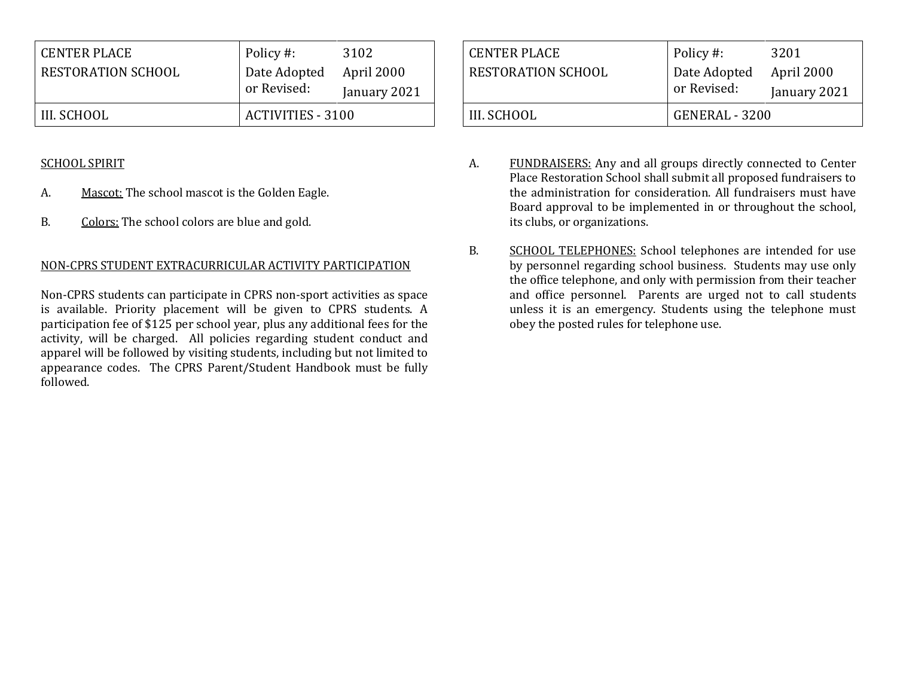| CENTER PLACE RESTORATION SCHOOL | Policy #: | 3102 |
| --- | --- | --- |
| | Date Adopted or Revised: | April 2000 January 2021 |
| III. SCHOOL | ACTIVITIES - 3100 | |

SCHOOL SPIRIT

A. Mascot: The school mascot is the Golden Eagle.

B. Colors: The school colors are blue and gold.

NON-CPRS STUDENT EXTRACURRICULAR ACTIVITY PARTICIPATION

Non-CPRS students can participate in CPRS non-sport activities as space is available. Priority placement will be given to CPRS students. A participation fee of $125 per school year, plus any additional fees for the activity, will be charged. All policies regarding student conduct and apparel will be followed by visiting students, including but not limited to appearance codes. The CPRS Parent/Student Handbook must be fully followed.

| CENTER PLACE RESTORATION SCHOOL | Policy #: | 3201 |
| --- | --- | --- |
| | Date Adopted or Revised: | April 2000 January 2021 |
| III. SCHOOL | GENERAL - 3200 | |

A. FUNDRAISERS: Any and all groups directly connected to Center Place Restoration School shall submit all proposed fundraisers to the administration for consideration. All fundraisers must have Board approval to be implemented in or throughout the school, its clubs, or organizations.

B. SCHOOL TELEPHONES: School telephones are intended for use by personnel regarding school business. Students may use only the office telephone, and only with permission from their teacher and office personnel. Parents are urged not to call students unless it is an emergency. Students using the telephone must obey the posted rules for telephone use.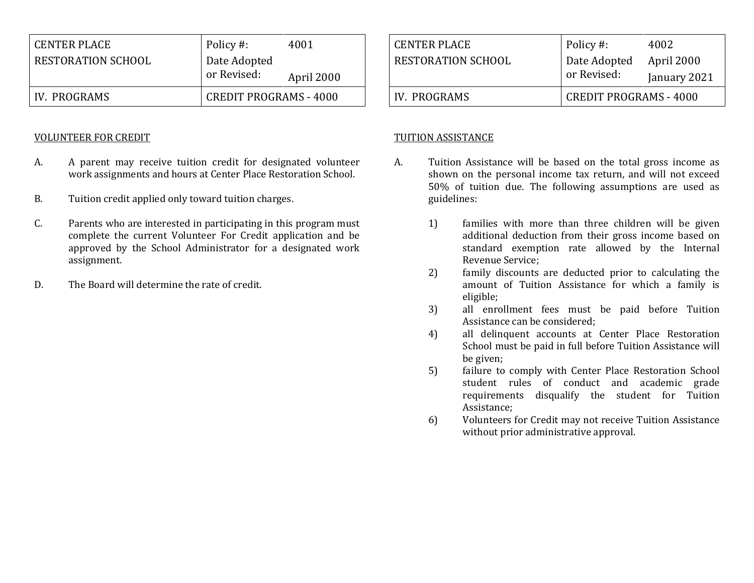| CENTER PLACE RESTORATION SCHOOL | Policy #: | 4001 |
|---|---|---|
| | Date Adopted or Revised: | April 2000 |
| IV. PROGRAMS | CREDIT PROGRAMS - 4000 | |

VOLUNTEER FOR CREDIT

A. A parent may receive tuition credit for designated volunteer work assignments and hours at Center Place Restoration School.

B. Tuition credit applied only toward tuition charges.

C. Parents who are interested in participating in this program must complete the current Volunteer For Credit application and be approved by the School Administrator for a designated work assignment.

D. The Board will determine the rate of credit.

| CENTER PLACE RESTORATION SCHOOL | Policy #: | 4002 |
|---|---|---|
| | Date Adopted or Revised: | April 2000 January 2021 |
| IV. PROGRAMS | CREDIT PROGRAMS - 4000 | |

TUITION ASSISTANCE

A. Tuition Assistance will be based on the total gross income as shown on the personal income tax return, and will not exceed 50% of tuition due. The following assumptions are used as guidelines:

1) families with more than three children will be given additional deduction from their gross income based on standard exemption rate allowed by the Internal Revenue Service;
2) family discounts are deducted prior to calculating the amount of Tuition Assistance for which a family is eligible;
3) all enrollment fees must be paid before Tuition Assistance can be considered;
4) all delinquent accounts at Center Place Restoration School must be paid in full before Tuition Assistance will be given;
5) failure to comply with Center Place Restoration School student rules of conduct and academic grade requirements disqualify the student for Tuition Assistance;
6) Volunteers for Credit may not receive Tuition Assistance without prior administrative approval.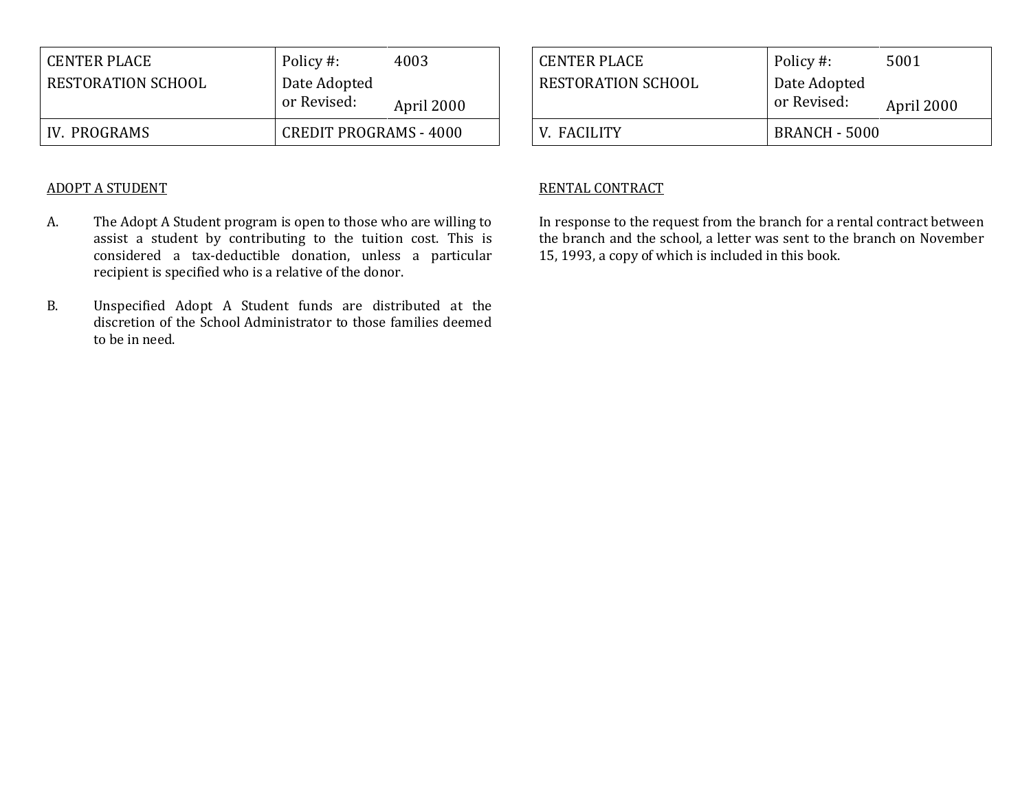| CENTER PLACE RESTORATION SCHOOL | Policy #: | 4003 |
|---|---|---|
| | Date Adopted or Revised: | April 2000 |
| IV. PROGRAMS | CREDIT PROGRAMS - 4000 | |

ADOPT A STUDENT

A. The Adopt A Student program is open to those who are willing to assist a student by contributing to the tuition cost. This is considered a tax-deductible donation, unless a particular recipient is specified who is a relative of the donor.

B. Unspecified Adopt A Student funds are distributed at the discretion of the School Administrator to those families deemed to be in need.

| CENTER PLACE RESTORATION SCHOOL | Policy #: | 5001 |
|---|---|---|
| | Date Adopted or Revised: | April 2000 |
| V. FACILITY | BRANCH - 5000 | |

RENTAL CONTRACT

In response to the request from the branch for a rental contract between the branch and the school, a letter was sent to the branch on November 15, 1993, a copy of which is included in this book.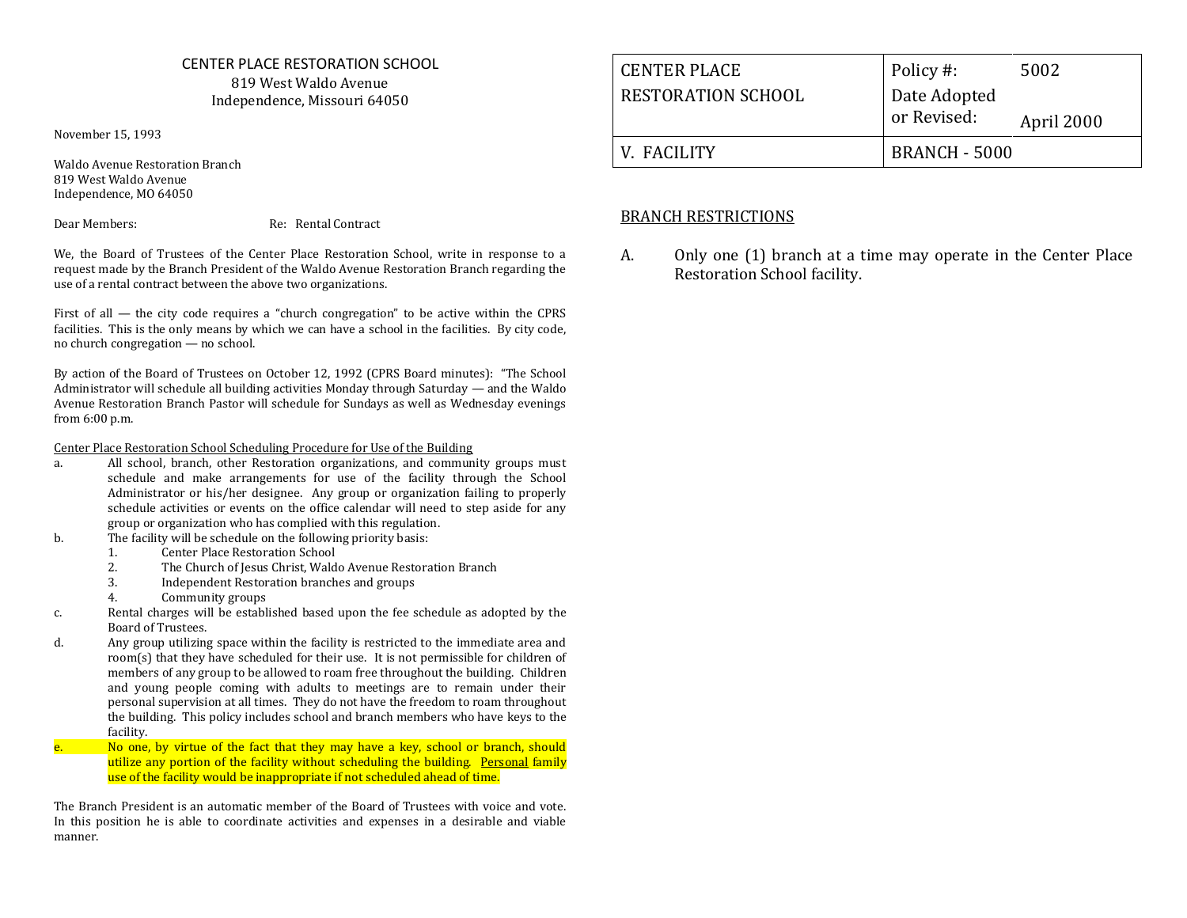CENTER PLACE RESTORATION SCHOOL
819 West Waldo Avenue
Independence, Missouri 64050

November 15, 1993

Waldo Avenue Restoration Branch
819 West Waldo Avenue
Independence, MO 64050

Dear Members: Re: Rental Contract

We, the Board of Trustees of the Center Place Restoration School, write in response to a request made by the Branch President of the Waldo Avenue Restoration Branch regarding the use of a rental contract between the above two organizations.

First of all — the city code requires a "church congregation" to be active within the CPRS facilities. This is the only means by which we can have a school in the facilities. By city code, no church congregation — no school.

By action of the Board of Trustees on October 12, 1992 (CPRS Board minutes): "The School Administrator will schedule all building activities Monday through Saturday — and the Waldo Avenue Restoration Branch Pastor will schedule for Sundays as well as Wednesday evenings from 6:00 p.m.

<u>Center Place Restoration School Scheduling Procedure for Use of the Building</u>

a. All school, branch, other Restoration organizations, and community groups must schedule and make arrangements for use of the facility through the School Administrator or his/her designee. Any group or organization failing to properly schedule activities or events on the office calendar will need to step aside for any group or organization who has complied with this regulation.

b. The facility will be schedule on the following priority basis:
   1. Center Place Restoration School
   2. The Church of Jesus Christ, Waldo Avenue Restoration Branch
   3. Independent Restoration branches and groups
   4. Community groups

c. Rental charges will be established based upon the fee schedule as adopted by the Board of Trustees.

d. Any group utilizing space within the facility is restricted to the immediate area and room(s) that they have scheduled for their use. It is not permissible for children of members of any group to be allowed to roam free throughout the building. Children and young people coming with adults to meetings are to remain under their personal supervision at all times. They do not have the freedom to roam throughout the building. This policy includes school and branch members who have keys to the facility.

e. No one, by virtue of the fact that they may have a key, school or branch, should utilize any portion of the facility without scheduling the building. <u>Personal</u> family use of the facility would be inappropriate if not scheduled ahead of time.

The Branch President is an automatic member of the Board of Trustees with voice and vote. In this position he is able to coordinate activities and expenses in a desirable and viable manner.

| CENTER PLACE RESTORATION SCHOOL | Policy #: Date Adopted or Revised: | 5002 April 2000 |
|---|---|---|
| V. FACILITY | BRANCH - 5000 | |

<u>BRANCH RESTRICTIONS</u>

A. Only one (1) branch at a time may operate in the Center Place Restoration School facility.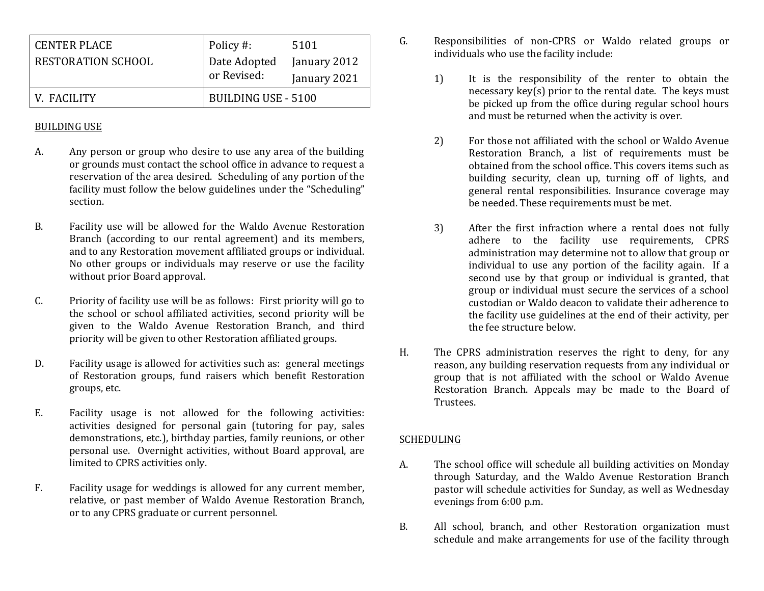| CENTER PLACE RESTORATION SCHOOL | Policy #: | 5101 |
|---|---|---|
| | Date Adopted or Revised: | January 2012 January 2021 |
| V. FACILITY | BUILDING USE - 5100 | |

BUILDING USE

A. Any person or group who desire to use any area of the building or grounds must contact the school office in advance to request a reservation of the area desired. Scheduling of any portion of the facility must follow the below guidelines under the "Scheduling" section.

B. Facility use will be allowed for the Waldo Avenue Restoration Branch (according to our rental agreement) and its members, and to any Restoration movement affiliated groups or individual. No other groups or individuals may reserve or use the facility without prior Board approval.

C. Priority of facility use will be as follows: First priority will go to the school or school affiliated activities, second priority will be given to the Waldo Avenue Restoration Branch, and third priority will be given to other Restoration affiliated groups.

D. Facility usage is allowed for activities such as: general meetings of Restoration groups, fund raisers which benefit Restoration groups, etc.

E. Facility usage is not allowed for the following activities: activities designed for personal gain (tutoring for pay, sales demonstrations, etc.), birthday parties, family reunions, or other personal use. Overnight activities, without Board approval, are limited to CPRS activities only.

F. Facility usage for weddings is allowed for any current member, relative, or past member of Waldo Avenue Restoration Branch, or to any CPRS graduate or current personnel.

G. Responsibilities of non-CPRS or Waldo related groups or individuals who use the facility include:

1) It is the responsibility of the renter to obtain the necessary key(s) prior to the rental date. The keys must be picked up from the office during regular school hours and must be returned when the activity is over.

2) For those not affiliated with the school or Waldo Avenue Restoration Branch, a list of requirements must be obtained from the school office. This covers items such as building security, clean up, turning off of lights, and general rental responsibilities. Insurance coverage may be needed. These requirements must be met.

3) After the first infraction where a rental does not fully adhere to the facility use requirements, CPRS administration may determine not to allow that group or individual to use any portion of the facility again. If a second use by that group or individual is granted, that group or individual must secure the services of a school custodian or Waldo deacon to validate their adherence to the facility use guidelines at the end of their activity, per the fee structure below.

H. The CPRS administration reserves the right to deny, for any reason, any building reservation requests from any individual or group that is not affiliated with the school or Waldo Avenue Restoration Branch. Appeals may be made to the Board of Trustees.

SCHEDULING

A. The school office will schedule all building activities on Monday through Saturday, and the Waldo Avenue Restoration Branch pastor will schedule activities for Sunday, as well as Wednesday evenings from 6:00 p.m.

B. All school, branch, and other Restoration organization must schedule and make arrangements for use of the facility through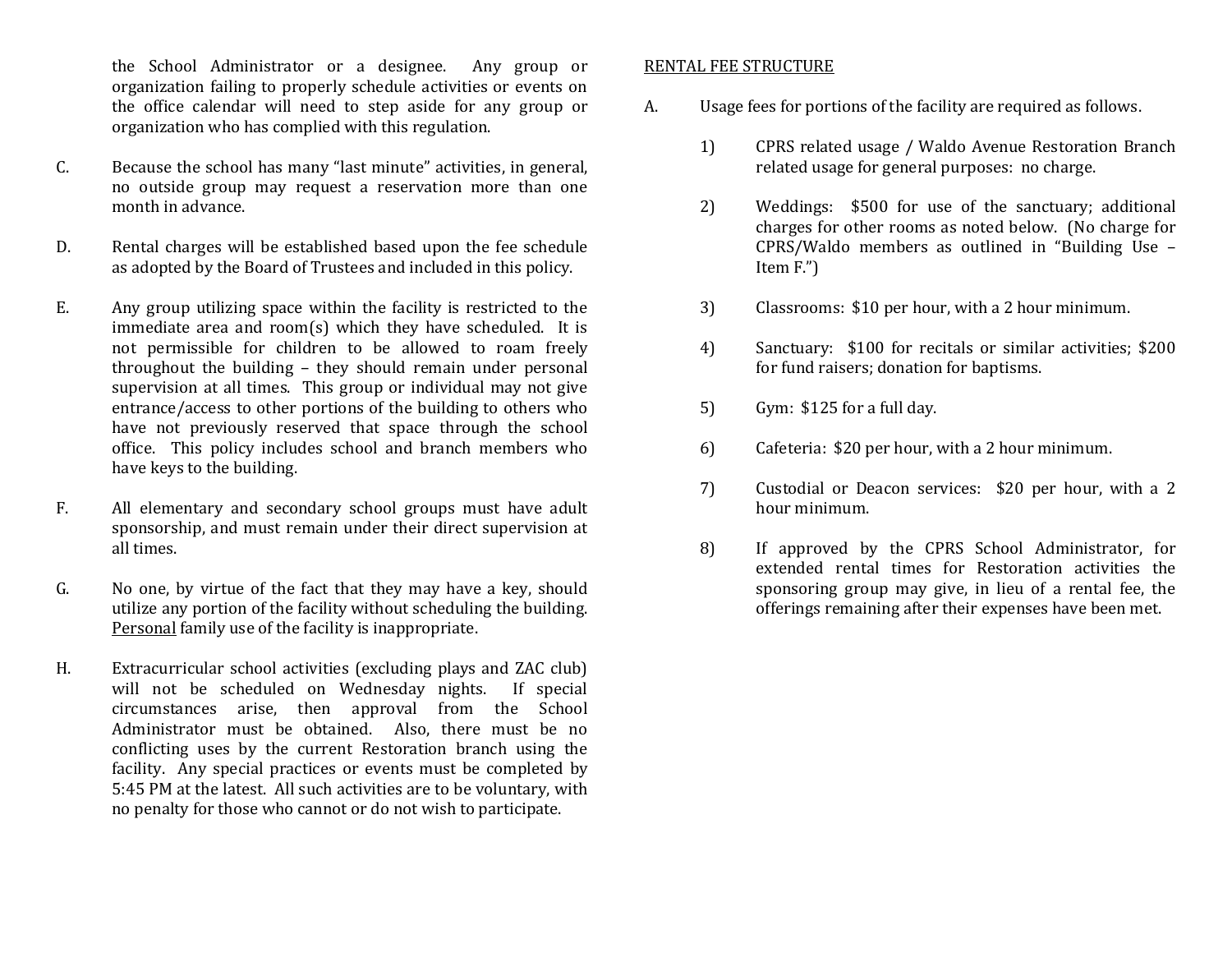the School Administrator or a designee. Any group or organization failing to properly schedule activities or events on the office calendar will need to step aside for any group or organization who has complied with this regulation.

C. Because the school has many "last minute" activities, in general, no outside group may request a reservation more than one month in advance.

D. Rental charges will be established based upon the fee schedule as adopted by the Board of Trustees and included in this policy.

E. Any group utilizing space within the facility is restricted to the immediate area and room(s) which they have scheduled. It is not permissible for children to be allowed to roam freely throughout the building – they should remain under personal supervision at all times. This group or individual may not give entrance/access to other portions of the building to others who have not previously reserved that space through the school office. This policy includes school and branch members who have keys to the building.

F. All elementary and secondary school groups must have adult sponsorship, and must remain under their direct supervision at all times.

G. No one, by virtue of the fact that they may have a key, should utilize any portion of the facility without scheduling the building. Personal family use of the facility is inappropriate.

H. Extracurricular school activities (excluding plays and ZAC club) will not be scheduled on Wednesday nights. If special circumstances arise, then approval from the School Administrator must be obtained. Also, there must be no conflicting uses by the current Restoration branch using the facility. Any special practices or events must be completed by 5:45 PM at the latest. All such activities are to be voluntary, with no penalty for those who cannot or do not wish to participate.

RENTAL FEE STRUCTURE

A. Usage fees for portions of the facility are required as follows.

1) CPRS related usage / Waldo Avenue Restoration Branch related usage for general purposes: no charge.

2) Weddings: $500 for use of the sanctuary; additional charges for other rooms as noted below. (No charge for CPRS/Waldo members as outlined in "Building Use – Item F.")

3) Classrooms: $10 per hour, with a 2 hour minimum.

4) Sanctuary: $100 for recitals or similar activities; $200 for fund raisers; donation for baptisms.

5) Gym: $125 for a full day.

6) Cafeteria: $20 per hour, with a 2 hour minimum.

7) Custodial or Deacon services: $20 per hour, with a 2 hour minimum.

8) If approved by the CPRS School Administrator, for extended rental times for Restoration activities the sponsoring group may give, in lieu of a rental fee, the offerings remaining after their expenses have been met.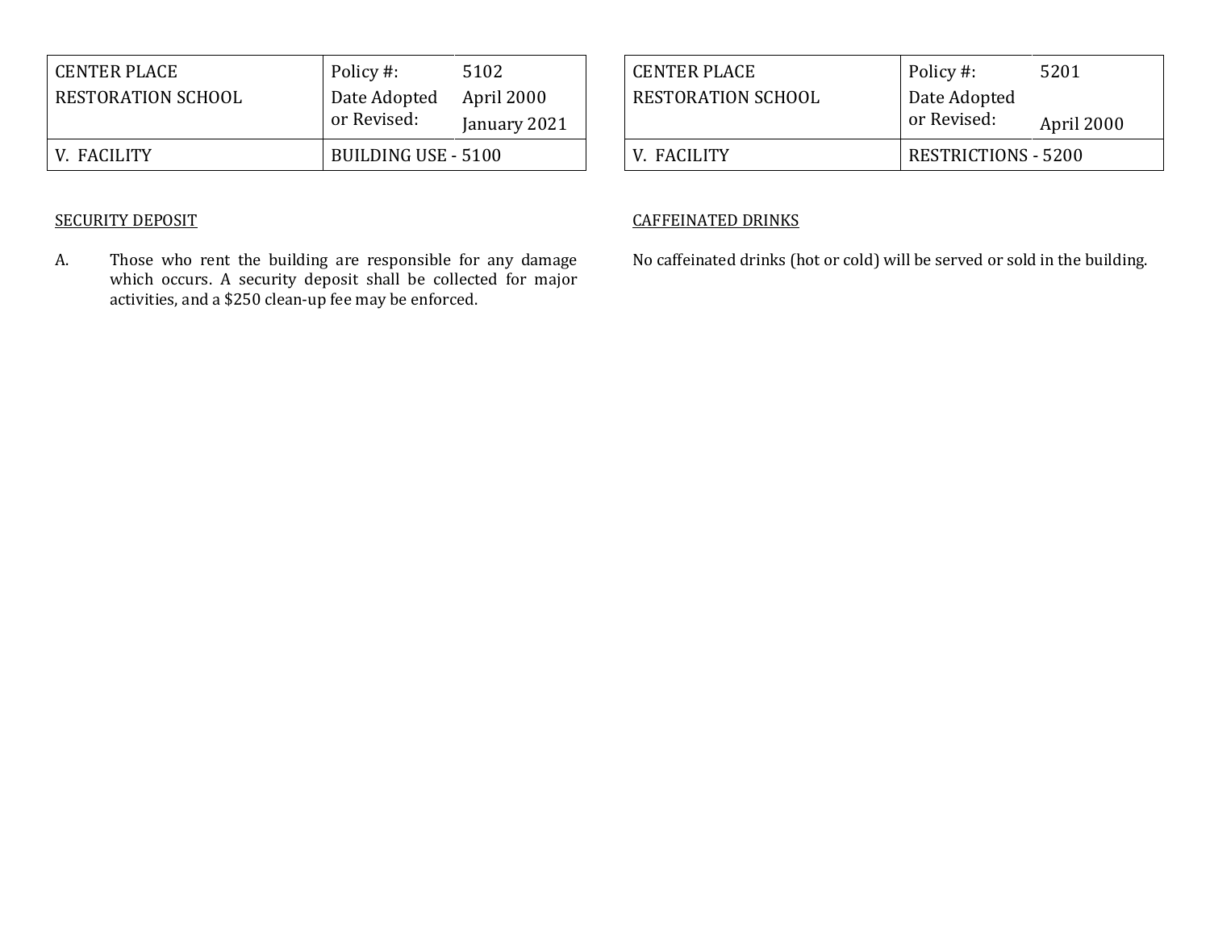| CENTER PLACE RESTORATION SCHOOL | Policy #: | 5102 |
| --- | --- | --- |
| | Date Adopted or Revised: | April 2000 January 2021 |
| V. FACILITY | BUILDING USE - 5100 | |

SECURITY DEPOSIT

A. Those who rent the building are responsible for any damage which occurs. A security deposit shall be collected for major activities, and a $250 clean-up fee may be enforced.

| CENTER PLACE RESTORATION SCHOOL | Policy #: | 5201 |
| --- | --- | --- |
| | Date Adopted or Revised: | April 2000 |
| V. FACILITY | RESTRICTIONS - 5200 | |

CAFFEINATED DRINKS

No caffeinated drinks (hot or cold) will be served or sold in the building.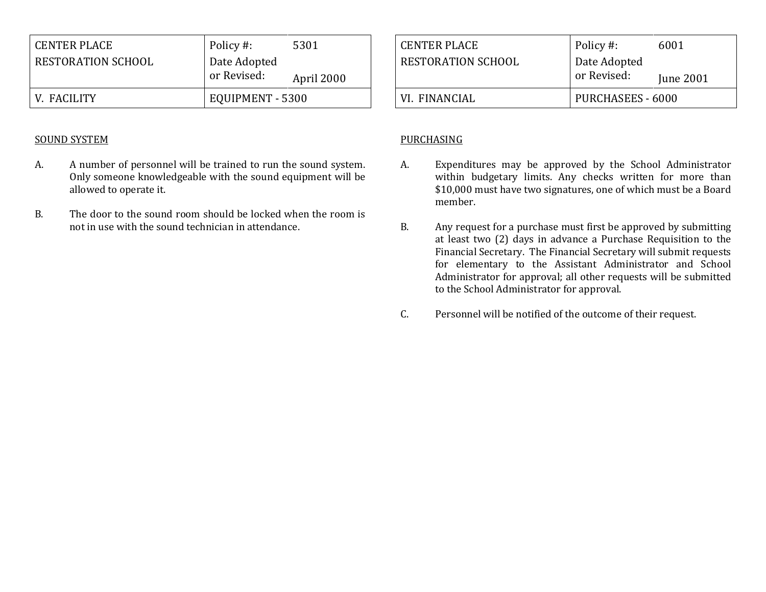| CENTER PLACE RESTORATION SCHOOL | Policy #: | 5301 |
| --- | --- | --- |
| | Date Adopted or Revised: | April 2000 |
| V. FACILITY | EQUIPMENT - 5300 | |

SOUND SYSTEM

A. A number of personnel will be trained to run the sound system. Only someone knowledgeable with the sound equipment will be allowed to operate it.

B. The door to the sound room should be locked when the room is not in use with the sound technician in attendance.

| CENTER PLACE RESTORATION SCHOOL | Policy #: | 6001 |
| --- | --- | --- |
| | Date Adopted or Revised: | June 2001 |
| VI. FINANCIAL | PURCHASEES - 6000 | |

PURCHASING

A. Expenditures may be approved by the School Administrator within budgetary limits. Any checks written for more than $10,000 must have two signatures, one of which must be a Board member.

B. Any request for a purchase must first be approved by submitting at least two (2) days in advance a Purchase Requisition to the Financial Secretary. The Financial Secretary will submit requests for elementary to the Assistant Administrator and School Administrator for approval; all other requests will be submitted to the School Administrator for approval.

C. Personnel will be notified of the outcome of their request.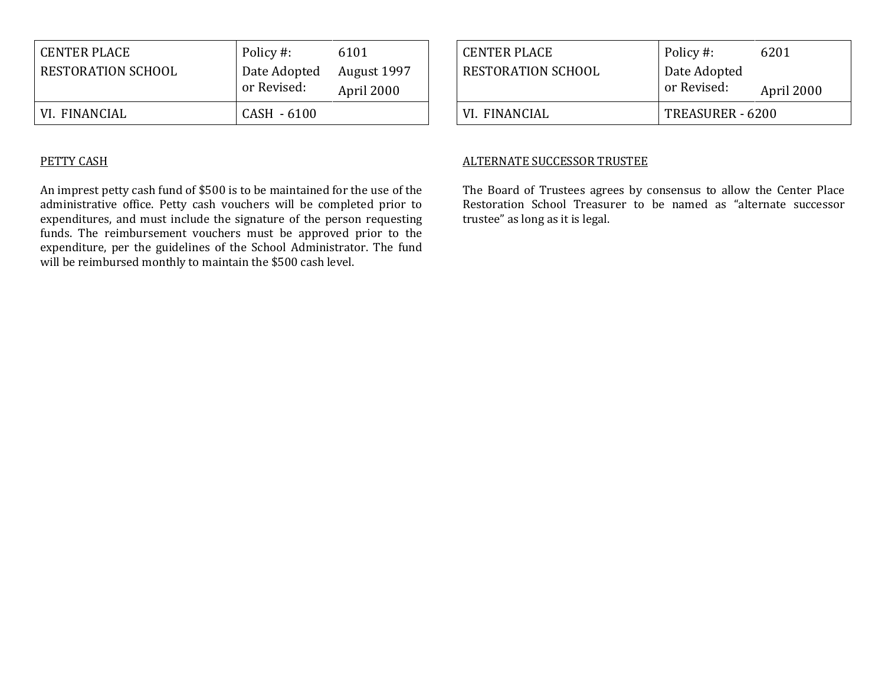| CENTER PLACE RESTORATION SCHOOL | Policy #: | 6101 |
|---|---|---|
| | Date Adopted or Revised: | August 1997 April 2000 |
| VI. FINANCIAL | CASH - 6100 | |

PETTY CASH

An imprest petty cash fund of $500 is to be maintained for the use of the administrative office. Petty cash vouchers will be completed prior to expenditures, and must include the signature of the person requesting funds. The reimbursement vouchers must be approved prior to the expenditure, per the guidelines of the School Administrator. The fund will be reimbursed monthly to maintain the $500 cash level.

| CENTER PLACE RESTORATION SCHOOL | Policy #: | 6201 |
|---|---|---|
| | Date Adopted or Revised: | April 2000 |
| VI. FINANCIAL | TREASURER - 6200 | |

ALTERNATE SUCCESSOR TRUSTEE

The Board of Trustees agrees by consensus to allow the Center Place Restoration School Treasurer to be named as "alternate successor trustee" as long as it is legal.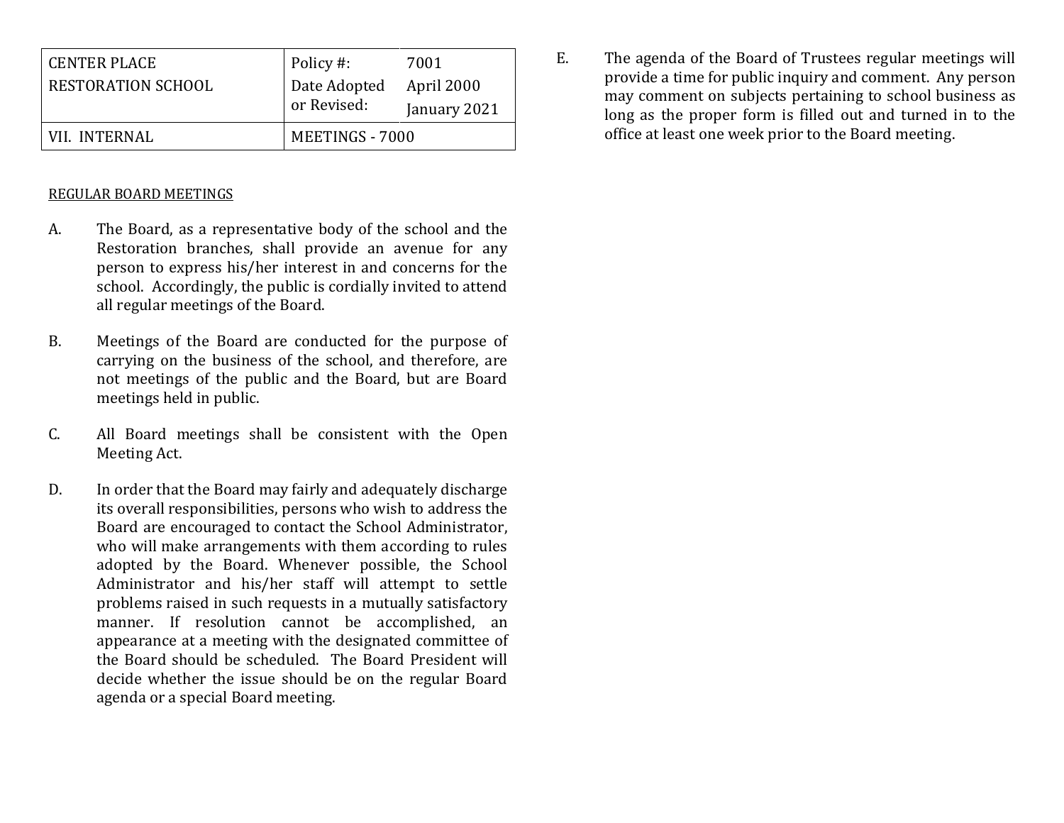| CENTER PLACE RESTORATION SCHOOL | Policy #: | 7001 |
|---|---|---|
| | Date Adopted or Revised: | April 2000 January 2021 |
| VII. INTERNAL | MEETINGS - 7000 | |

REGULAR BOARD MEETINGS

A. The Board, as a representative body of the school and the Restoration branches, shall provide an avenue for any person to express his/her interest in and concerns for the school. Accordingly, the public is cordially invited to attend all regular meetings of the Board.

B. Meetings of the Board are conducted for the purpose of carrying on the business of the school, and therefore, are not meetings of the public and the Board, but are Board meetings held in public.

C. All Board meetings shall be consistent with the Open Meeting Act.

D. In order that the Board may fairly and adequately discharge its overall responsibilities, persons who wish to address the Board are encouraged to contact the School Administrator, who will make arrangements with them according to rules adopted by the Board. Whenever possible, the School Administrator and his/her staff will attempt to settle problems raised in such requests in a mutually satisfactory manner. If resolution cannot be accomplished, an appearance at a meeting with the designated committee of the Board should be scheduled. The Board President will decide whether the issue should be on the regular Board agenda or a special Board meeting.

E. The agenda of the Board of Trustees regular meetings will provide a time for public inquiry and comment. Any person may comment on subjects pertaining to school business as long as the proper form is filled out and turned in to the office at least one week prior to the Board meeting.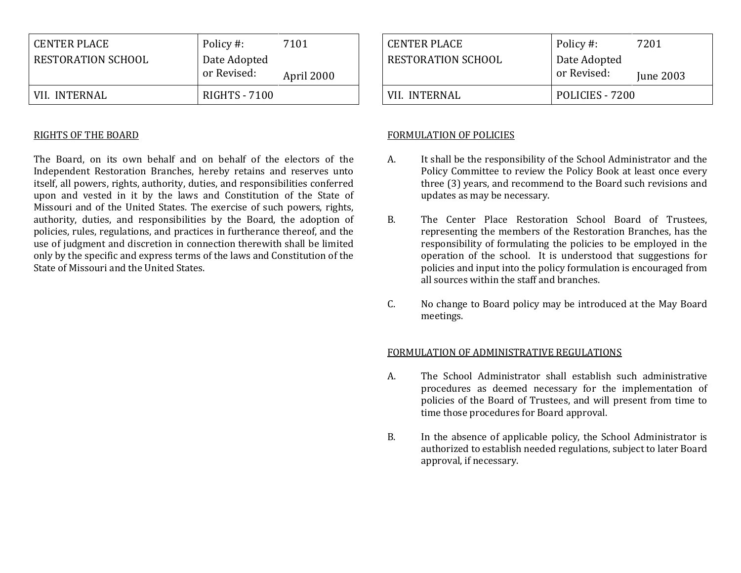| CENTER PLACE RESTORATION SCHOOL | Policy #: | 7101 |
| --- | --- | --- |
| | Date Adopted or Revised: | April 2000 |
| VII. INTERNAL | RIGHTS - 7100 | |

RIGHTS OF THE BOARD

The Board, on its own behalf and on behalf of the electors of the Independent Restoration Branches, hereby retains and reserves unto itself, all powers, rights, authority, duties, and responsibilities conferred upon and vested in it by the laws and Constitution of the State of Missouri and of the United States. The exercise of such powers, rights, authority, duties, and responsibilities by the Board, the adoption of policies, rules, regulations, and practices in furtherance thereof, and the use of judgment and discretion in connection therewith shall be limited only by the specific and express terms of the laws and Constitution of the State of Missouri and the United States.

| CENTER PLACE RESTORATION SCHOOL | Policy #: | 7201 |
| --- | --- | --- |
| | Date Adopted or Revised: | June 2003 |
| VII. INTERNAL | POLICIES - 7200 | |

FORMULATION OF POLICIES

A. It shall be the responsibility of the School Administrator and the Policy Committee to review the Policy Book at least once every three (3) years, and recommend to the Board such revisions and updates as may be necessary.

B. The Center Place Restoration School Board of Trustees, representing the members of the Restoration Branches, has the responsibility of formulating the policies to be employed in the operation of the school. It is understood that suggestions for policies and input into the policy formulation is encouraged from all sources within the staff and branches.

C. No change to Board policy may be introduced at the May Board meetings.

FORMULATION OF ADMINISTRATIVE REGULATIONS

A. The School Administrator shall establish such administrative procedures as deemed necessary for the implementation of policies of the Board of Trustees, and will present from time to time those procedures for Board approval.

B. In the absence of applicable policy, the School Administrator is authorized to establish needed regulations, subject to later Board approval, if necessary.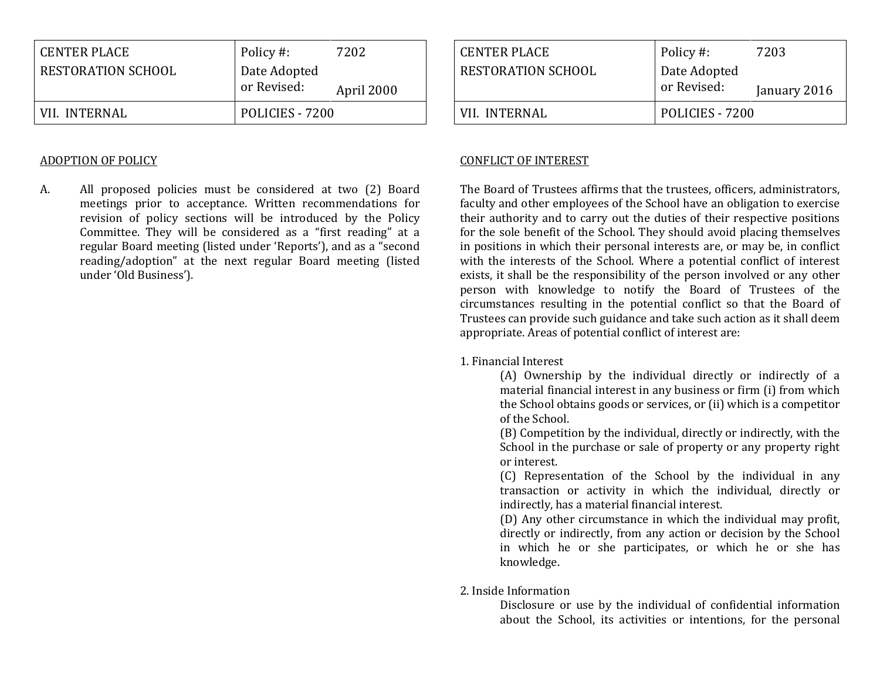| CENTER PLACE RESTORATION SCHOOL | Policy #: | 7202 |
|---|---|---|
| | Date Adopted or Revised: | April 2000 |
| VII. INTERNAL | POLICIES - 7200 | |

ADOPTION OF POLICY

A. All proposed policies must be considered at two (2) Board meetings prior to acceptance. Written recommendations for revision of policy sections will be introduced by the Policy Committee. They will be considered as a "first reading" at a regular Board meeting (listed under 'Reports'), and as a "second reading/adoption" at the next regular Board meeting (listed under 'Old Business').

| CENTER PLACE RESTORATION SCHOOL | Policy #: | 7203 |
|---|---|---|
| | Date Adopted or Revised: | January 2016 |
| VII. INTERNAL | POLICIES - 7200 | |

CONFLICT OF INTEREST

The Board of Trustees affirms that the trustees, officers, administrators, faculty and other employees of the School have an obligation to exercise their authority and to carry out the duties of their respective positions for the sole benefit of the School. They should avoid placing themselves in positions in which their personal interests are, or may be, in conflict with the interests of the School. Where a potential conflict of interest exists, it shall be the responsibility of the person involved or any other person with knowledge to notify the Board of Trustees of the circumstances resulting in the potential conflict so that the Board of Trustees can provide such guidance and take such action as it shall deem appropriate. Areas of potential conflict of interest are:

1. Financial Interest

(A) Ownership by the individual directly or indirectly of a material financial interest in any business or firm (i) from which the School obtains goods or services, or (ii) which is a competitor of the School.

(B) Competition by the individual, directly or indirectly, with the School in the purchase or sale of property or any property right or interest.

(C) Representation of the School by the individual in any transaction or activity in which the individual, directly or indirectly, has a material financial interest.

(D) Any other circumstance in which the individual may profit, directly or indirectly, from any action or decision by the School in which he or she participates, or which he or she has knowledge.

2. Inside Information

Disclosure or use by the individual of confidential information about the School, its activities or intentions, for the personal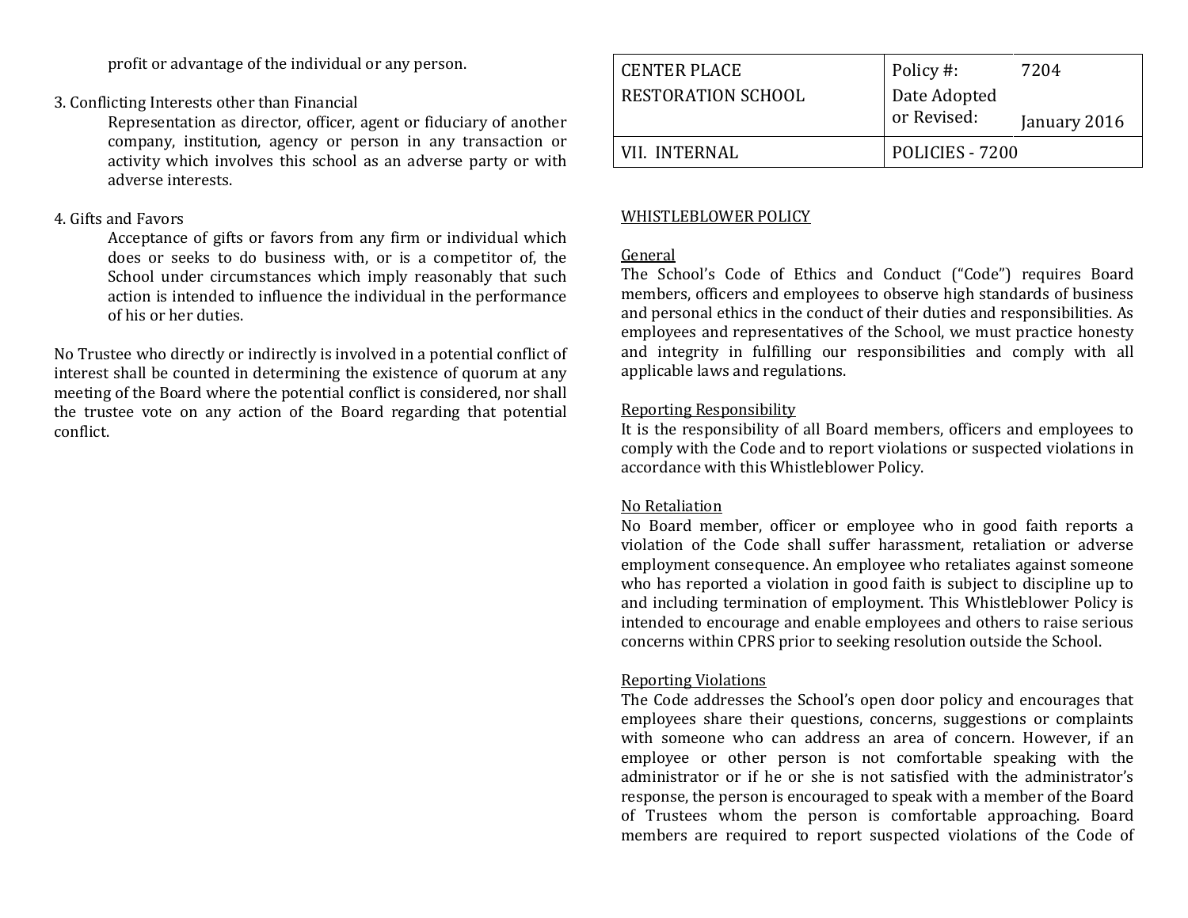profit or advantage of the individual or any person.

3. Conflicting Interests other than Financial

   Representation as director, officer, agent or fiduciary of another company, institution, agency or person in any transaction or activity which involves this school as an adverse party or with adverse interests.

4. Gifts and Favors

   Acceptance of gifts or favors from any firm or individual which does or seeks to do business with, or is a competitor of, the School under circumstances which imply reasonably that such action is intended to influence the individual in the performance of his or her duties.

No Trustee who directly or indirectly is involved in a potential conflict of interest shall be counted in determining the existence of quorum at any meeting of the Board where the potential conflict is considered, nor shall the trustee vote on any action of the Board regarding that potential conflict.

| CENTER PLACE RESTORATION SCHOOL | Policy #: Date Adopted or Revised: | 7204 January 2016 |
|---|---|---|
| VII. INTERNAL | POLICIES - 7200 | |

WHISTLEBLOWER POLICY

General

The School's Code of Ethics and Conduct ("Code") requires Board members, officers and employees to observe high standards of business and personal ethics in the conduct of their duties and responsibilities. As employees and representatives of the School, we must practice honesty and integrity in fulfilling our responsibilities and comply with all applicable laws and regulations.

Reporting Responsibility

It is the responsibility of all Board members, officers and employees to comply with the Code and to report violations or suspected violations in accordance with this Whistleblower Policy.

No Retaliation

No Board member, officer or employee who in good faith reports a violation of the Code shall suffer harassment, retaliation or adverse employment consequence. An employee who retaliates against someone who has reported a violation in good faith is subject to discipline up to and including termination of employment. This Whistleblower Policy is intended to encourage and enable employees and others to raise serious concerns within CPRS prior to seeking resolution outside the School.

Reporting Violations

The Code addresses the School's open door policy and encourages that employees share their questions, concerns, suggestions or complaints with someone who can address an area of concern. However, if an employee or other person is not comfortable speaking with the administrator or if he or she is not satisfied with the administrator's response, the person is encouraged to speak with a member of the Board of Trustees whom the person is comfortable approaching. Board members are required to report suspected violations of the Code of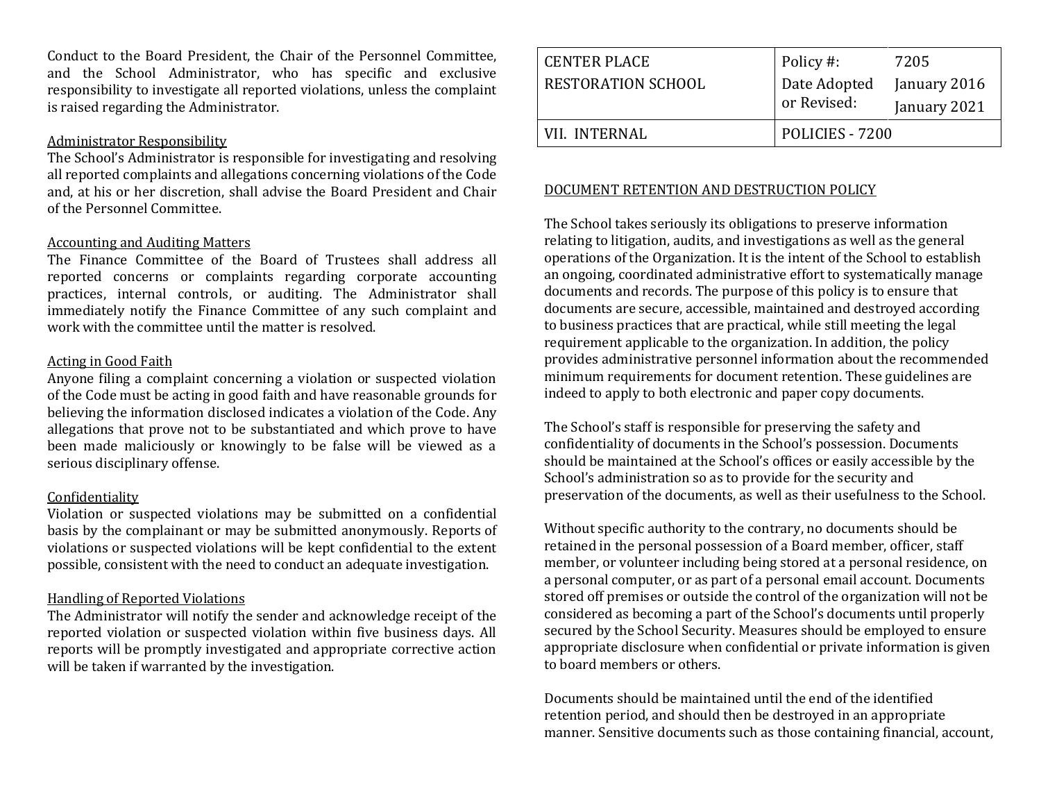Conduct to the Board President, the Chair of the Personnel Committee, and the School Administrator, who has specific and exclusive responsibility to investigate all reported violations, unless the complaint is raised regarding the Administrator.

Administrator Responsibility

The School's Administrator is responsible for investigating and resolving all reported complaints and allegations concerning violations of the Code and, at his or her discretion, shall advise the Board President and Chair of the Personnel Committee.

Accounting and Auditing Matters

The Finance Committee of the Board of Trustees shall address all reported concerns or complaints regarding corporate accounting practices, internal controls, or auditing. The Administrator shall immediately notify the Finance Committee of any such complaint and work with the committee until the matter is resolved.

Acting in Good Faith

Anyone filing a complaint concerning a violation or suspected violation of the Code must be acting in good faith and have reasonable grounds for believing the information disclosed indicates a violation of the Code. Any allegations that prove not to be substantiated and which prove to have been made maliciously or knowingly to be false will be viewed as a serious disciplinary offense.

Confidentiality

Violation or suspected violations may be submitted on a confidential basis by the complainant or may be submitted anonymously. Reports of violations or suspected violations will be kept confidential to the extent possible, consistent with the need to conduct an adequate investigation.

Handling of Reported Violations

The Administrator will notify the sender and acknowledge receipt of the reported violation or suspected violation within five business days. All reports will be promptly investigated and appropriate corrective action will be taken if warranted by the investigation.

| CENTER PLACE RESTORATION SCHOOL | Policy #: | 7205 |
|---|---|---|
| | Date Adopted or Revised: | January 2016 January 2021 |
| VII. INTERNAL | POLICIES - 7200 | |

DOCUMENT RETENTION AND DESTRUCTION POLICY

The School takes seriously its obligations to preserve information relating to litigation, audits, and investigations as well as the general operations of the Organization. It is the intent of the School to establish an ongoing, coordinated administrative effort to systematically manage documents and records. The purpose of this policy is to ensure that documents are secure, accessible, maintained and destroyed according to business practices that are practical, while still meeting the legal requirement applicable to the organization. In addition, the policy provides administrative personnel information about the recommended minimum requirements for document retention. These guidelines are indeed to apply to both electronic and paper copy documents.

The School's staff is responsible for preserving the safety and confidentiality of documents in the School's possession. Documents should be maintained at the School's offices or easily accessible by the School's administration so as to provide for the security and preservation of the documents, as well as their usefulness to the School.

Without specific authority to the contrary, no documents should be retained in the personal possession of a Board member, officer, staff member, or volunteer including being stored at a personal residence, on a personal computer, or as part of a personal email account. Documents stored off premises or outside the control of the organization will not be considered as becoming a part of the School's documents until properly secured by the School Security. Measures should be employed to ensure appropriate disclosure when confidential or private information is given to board members or others.

Documents should be maintained until the end of the identified retention period, and should then be destroyed in an appropriate manner. Sensitive documents such as those containing financial, account,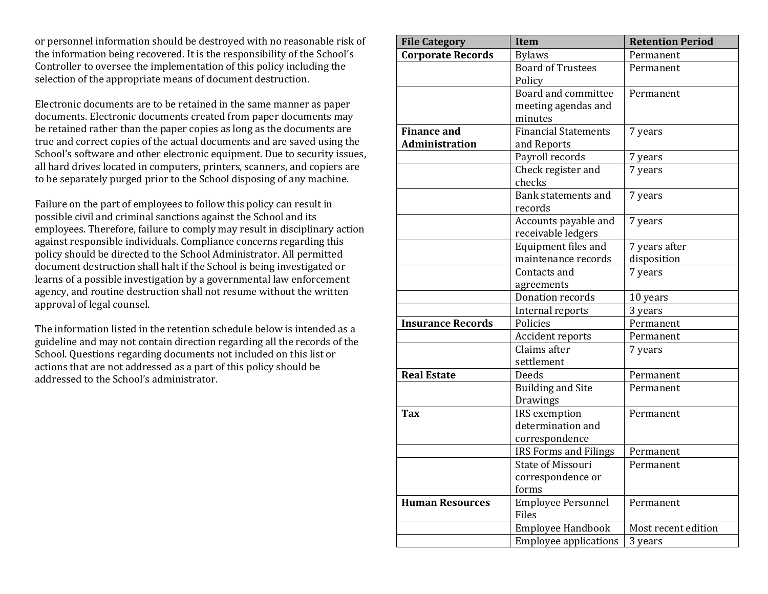or personnel information should be destroyed with no reasonable risk of the information being recovered. It is the responsibility of the School's Controller to oversee the implementation of this policy including the selection of the appropriate means of document destruction.

Electronic documents are to be retained in the same manner as paper documents. Electronic documents created from paper documents may be retained rather than the paper copies as long as the documents are true and correct copies of the actual documents and are saved using the School's software and other electronic equipment. Due to security issues, all hard drives located in computers, printers, scanners, and copiers are to be separately purged prior to the School disposing of any machine.

Failure on the part of employees to follow this policy can result in possible civil and criminal sanctions against the School and its employees. Therefore, failure to comply may result in disciplinary action against responsible individuals. Compliance concerns regarding this policy should be directed to the School Administrator. All permitted document destruction shall halt if the School is being investigated or learns of a possible investigation by a governmental law enforcement agency, and routine destruction shall not resume without the written approval of legal counsel.

The information listed in the retention schedule below is intended as a guideline and may not contain direction regarding all the records of the School. Questions regarding documents not included on this list or actions that are not addressed as a part of this policy should be addressed to the School's administrator.

| File Category | Item | Retention Period |
|---|---|---|
| **Corporate Records** | Bylaws | Permanent |
| | Board of Trustees Policy | Permanent |
| | Board and committee meeting agendas and minutes | Permanent |
| **Finance and Administration** | Financial Statements and Reports | 7 years |
| | Payroll records | 7 years |
| | Check register and checks | 7 years |
| | Bank statements and records | 7 years |
| | Accounts payable and receivable ledgers | 7 years |
| | Equipment files and maintenance records | 7 years after disposition |
| | Contacts and agreements | 7 years |
| | Donation records | 10 years |
| | Internal reports | 3 years |
| **Insurance Records** | Policies | Permanent |
| | Accident reports | Permanent |
| | Claims after settlement | 7 years |
| **Real Estate** | Deeds | Permanent |
| | Building and Site Drawings | Permanent |
| **Tax** | IRS exemption determination and correspondence | Permanent |
| | IRS Forms and Filings | Permanent |
| | State of Missouri correspondence or forms | Permanent |
| **Human Resources** | Employee Personnel Files | Permanent |
| | Employee Handbook | Most recent edition |
| | Employee applications | 3 years |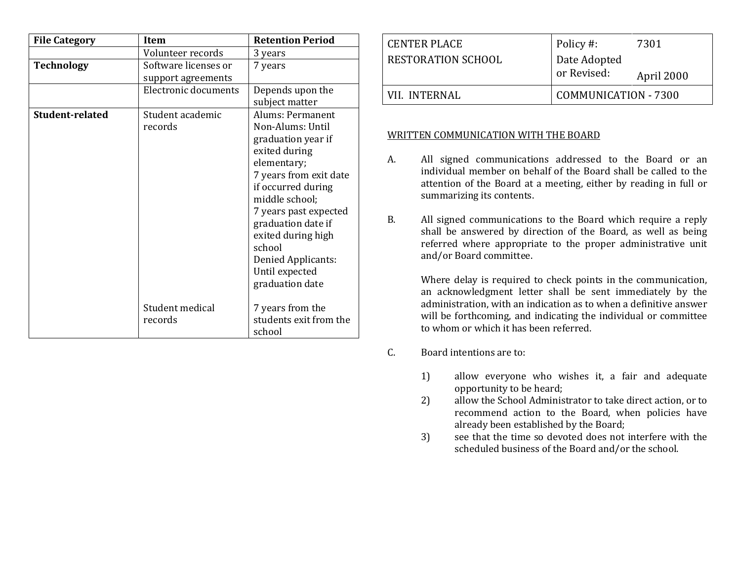| File Category | Item | Retention Period |
|---|---|---|
| | Volunteer records | 3 years |
| **Technology** | Software licenses or support agreements | 7 years |
| | Electronic documents | Depends upon the subject matter |
| **Student-related** | Student academic records | Alums: Permanent<br>Non-Alums: Until graduation year if exited during elementary;<br>7 years from exit date if occurred during middle school;<br>7 years past expected graduation date if exited during high school<br>Denied Applicants: Until expected graduation date |
| | Student medical records | 7 years from the students exit from the school |

| CENTER PLACE RESTORATION SCHOOL | Policy #: | 7301 |
|---|---|---|
| | Date Adopted or Revised: | April 2000 |
| VII. INTERNAL | COMMUNICATION - 7300 | |

WRITTEN COMMUNICATION WITH THE BOARD

A. All signed communications addressed to the Board or an individual member on behalf of the Board shall be called to the attention of the Board at a meeting, either by reading in full or summarizing its contents.

B. All signed communications to the Board which require a reply shall be answered by direction of the Board, as well as being referred where appropriate to the proper administrative unit and/or Board committee.

Where delay is required to check points in the communication, an acknowledgment letter shall be sent immediately by the administration, with an indication as to when a definitive answer will be forthcoming, and indicating the individual or committee to whom or which it has been referred.

C. Board intentions are to:

1) allow everyone who wishes it, a fair and adequate opportunity to be heard;
2) allow the School Administrator to take direct action, or to recommend action to the Board, when policies have already been established by the Board;
3) see that the time so devoted does not interfere with the scheduled business of the Board and/or the school.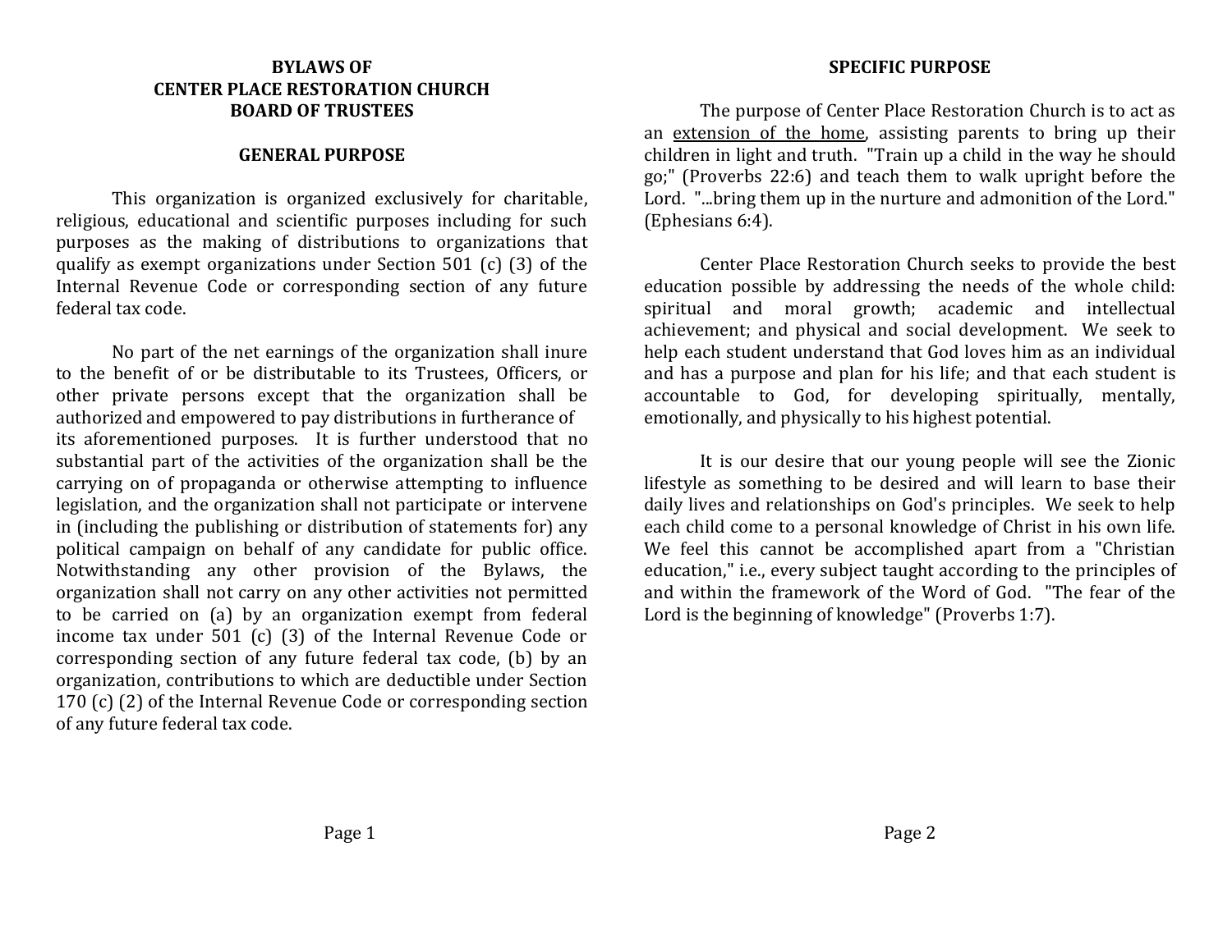# BYLAWS OF CENTER PLACE RESTORATION CHURCH BOARD OF TRUSTEES

## GENERAL PURPOSE

This organization is organized exclusively for charitable, religious, educational and scientific purposes including for such purposes as the making of distributions to organizations that qualify as exempt organizations under Section 501 (c) (3) of the Internal Revenue Code or corresponding section of any future federal tax code.

No part of the net earnings of the organization shall inure to the benefit of or be distributable to its Trustees, Officers, or other private persons except that the organization shall be authorized and empowered to pay distributions in furtherance of its aforementioned purposes. It is further understood that no substantial part of the activities of the organization shall be the carrying on of propaganda or otherwise attempting to influence legislation, and the organization shall not participate or intervene in (including the publishing or distribution of statements for) any political campaign on behalf of any candidate for public office. Notwithstanding any other provision of the Bylaws, the organization shall not carry on any other activities not permitted to be carried on (a) by an organization exempt from federal income tax under 501 (c) (3) of the Internal Revenue Code or corresponding section of any future federal tax code, (b) by an organization, contributions to which are deductible under Section 170 (c) (2) of the Internal Revenue Code or corresponding section of any future federal tax code.

## SPECIFIC PURPOSE

The purpose of Center Place Restoration Church is to act as an <u>extension of the home</u>, assisting parents to bring up their children in light and truth. "Train up a child in the way he should go;" (Proverbs 22:6) and teach them to walk upright before the Lord. "...bring them up in the nurture and admonition of the Lord." (Ephesians 6:4).

Center Place Restoration Church seeks to provide the best education possible by addressing the needs of the whole child: spiritual and moral growth; academic and intellectual achievement; and physical and social development. We seek to help each student understand that God loves him as an individual and has a purpose and plan for his life; and that each student is accountable to God, for developing spiritually, mentally, emotionally, and physically to his highest potential.

It is our desire that our young people will see the Zionic lifestyle as something to be desired and will learn to base their daily lives and relationships on God's principles. We seek to help each child come to a personal knowledge of Christ in his own life. We feel this cannot be accomplished apart from a "Christian education," i.e., every subject taught according to the principles of and within the framework of the Word of God. "The fear of the Lord is the beginning of knowledge" (Proverbs 1:7).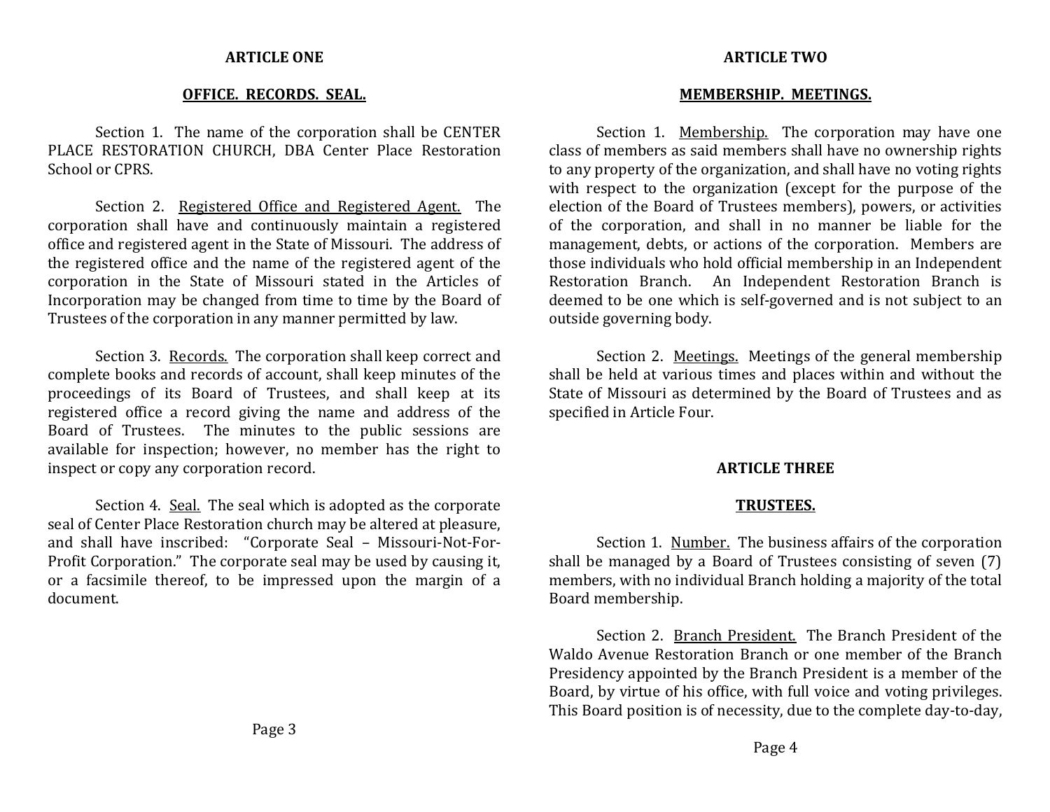## ARTICLE ONE

### OFFICE. RECORDS. SEAL.

Section 1. The name of the corporation shall be CENTER PLACE RESTORATION CHURCH, DBA Center Place Restoration School or CPRS.

Section 2. Registered Office and Registered Agent. The corporation shall have and continuously maintain a registered office and registered agent in the State of Missouri. The address of the registered office and the name of the registered agent of the corporation in the State of Missouri stated in the Articles of Incorporation may be changed from time to time by the Board of Trustees of the corporation in any manner permitted by law.

Section 3. Records. The corporation shall keep correct and complete books and records of account, shall keep minutes of the proceedings of its Board of Trustees, and shall keep at its registered office a record giving the name and address of the Board of Trustees. The minutes to the public sessions are available for inspection; however, no member has the right to inspect or copy any corporation record.

Section 4. Seal. The seal which is adopted as the corporate seal of Center Place Restoration church may be altered at pleasure, and shall have inscribed: "Corporate Seal – Missouri-Not-For-Profit Corporation." The corporate seal may be used by causing it, or a facsimile thereof, to be impressed upon the margin of a document.

## ARTICLE TWO

### MEMBERSHIP. MEETINGS.

Section 1. Membership. The corporation may have one class of members as said members shall have no ownership rights to any property of the organization, and shall have no voting rights with respect to the organization (except for the purpose of the election of the Board of Trustees members), powers, or activities of the corporation, and shall in no manner be liable for the management, debts, or actions of the corporation. Members are those individuals who hold official membership in an Independent Restoration Branch. An Independent Restoration Branch is deemed to be one which is self-governed and is not subject to an outside governing body.

Section 2. Meetings. Meetings of the general membership shall be held at various times and places within and without the State of Missouri as determined by the Board of Trustees and as specified in Article Four.

## ARTICLE THREE

### TRUSTEES.

Section 1. Number. The business affairs of the corporation shall be managed by a Board of Trustees consisting of seven (7) members, with no individual Branch holding a majority of the total Board membership.

Section 2. Branch President. The Branch President of the Waldo Avenue Restoration Branch or one member of the Branch Presidency appointed by the Branch President is a member of the Board, by virtue of his office, with full voice and voting privileges. This Board position is of necessity, due to the complete day-to-day,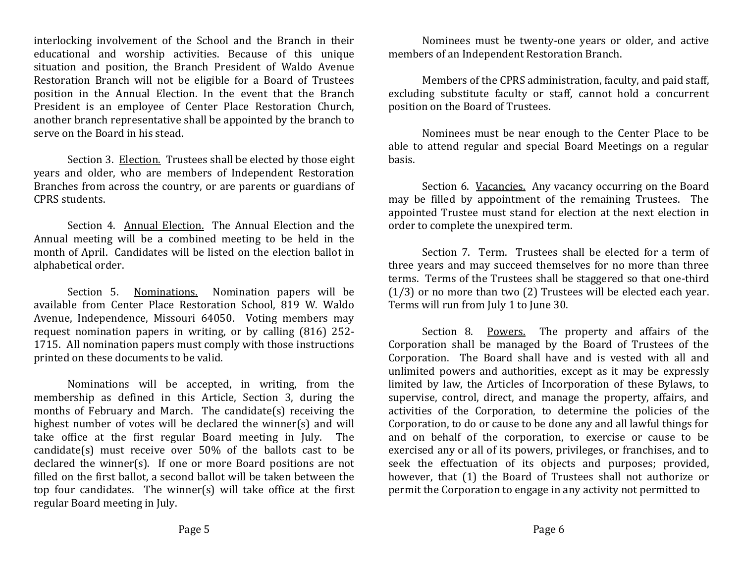interlocking involvement of the School and the Branch in their educational and worship activities. Because of this unique situation and position, the Branch President of Waldo Avenue Restoration Branch will not be eligible for a Board of Trustees position in the Annual Election. In the event that the Branch President is an employee of Center Place Restoration Church, another branch representative shall be appointed by the branch to serve on the Board in his stead.

Section 3. Election. Trustees shall be elected by those eight years and older, who are members of Independent Restoration Branches from across the country, or are parents or guardians of CPRS students.

Section 4. Annual Election. The Annual Election and the Annual meeting will be a combined meeting to be held in the month of April. Candidates will be listed on the election ballot in alphabetical order.

Section 5. Nominations. Nomination papers will be available from Center Place Restoration School, 819 W. Waldo Avenue, Independence, Missouri 64050. Voting members may request nomination papers in writing, or by calling (816) 252-1715. All nomination papers must comply with those instructions printed on these documents to be valid.

Nominations will be accepted, in writing, from the membership as defined in this Article, Section 3, during the months of February and March. The candidate(s) receiving the highest number of votes will be declared the winner(s) and will take office at the first regular Board meeting in July. The candidate(s) must receive over 50% of the ballots cast to be declared the winner(s). If one or more Board positions are not filled on the first ballot, a second ballot will be taken between the top four candidates. The winner(s) will take office at the first regular Board meeting in July.

Nominees must be twenty-one years or older, and active members of an Independent Restoration Branch.

Members of the CPRS administration, faculty, and paid staff, excluding substitute faculty or staff, cannot hold a concurrent position on the Board of Trustees.

Nominees must be near enough to the Center Place to be able to attend regular and special Board Meetings on a regular basis.

Section 6. Vacancies. Any vacancy occurring on the Board may be filled by appointment of the remaining Trustees. The appointed Trustee must stand for election at the next election in order to complete the unexpired term.

Section 7. Term. Trustees shall be elected for a term of three years and may succeed themselves for no more than three terms. Terms of the Trustees shall be staggered so that one-third (1/3) or no more than two (2) Trustees will be elected each year. Terms will run from July 1 to June 30.

Section 8. Powers. The property and affairs of the Corporation shall be managed by the Board of Trustees of the Corporation. The Board shall have and is vested with all and unlimited powers and authorities, except as it may be expressly limited by law, the Articles of Incorporation of these Bylaws, to supervise, control, direct, and manage the property, affairs, and activities of the Corporation, to determine the policies of the Corporation, to do or cause to be done any and all lawful things for and on behalf of the corporation, to exercise or cause to be exercised any or all of its powers, privileges, or franchises, and to seek the effectuation of its objects and purposes; provided, however, that (1) the Board of Trustees shall not authorize or permit the Corporation to engage in any activity not permitted to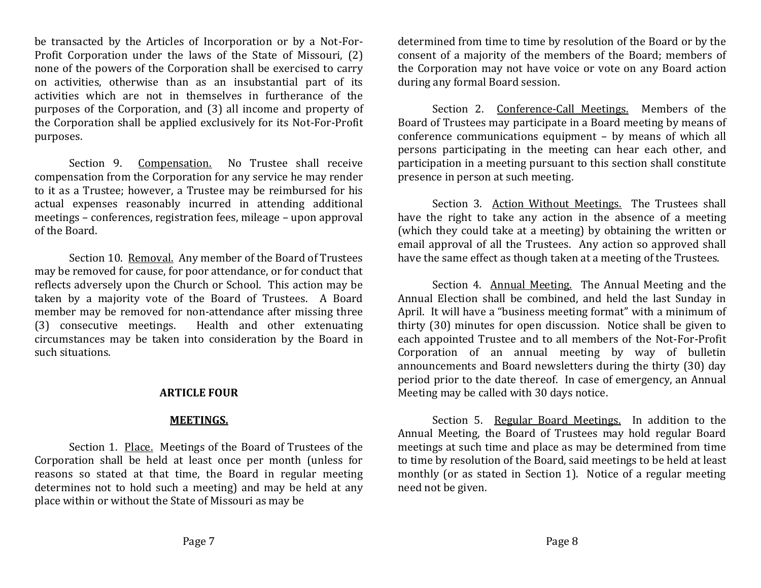be transacted by the Articles of Incorporation or by a Not-For-Profit Corporation under the laws of the State of Missouri, (2) none of the powers of the Corporation shall be exercised to carry on activities, otherwise than as an insubstantial part of its activities which are not in themselves in furtherance of the purposes of the Corporation, and (3) all income and property of the Corporation shall be applied exclusively for its Not-For-Profit purposes.

Section 9. Compensation. No Trustee shall receive compensation from the Corporation for any service he may render to it as a Trustee; however, a Trustee may be reimbursed for his actual expenses reasonably incurred in attending additional meetings – conferences, registration fees, mileage – upon approval of the Board.

Section 10. Removal. Any member of the Board of Trustees may be removed for cause, for poor attendance, or for conduct that reflects adversely upon the Church or School. This action may be taken by a majority vote of the Board of Trustees. A Board member may be removed for non-attendance after missing three (3) consecutive meetings. Health and other extenuating circumstances may be taken into consideration by the Board in such situations.

## ARTICLE FOUR

## MEETINGS.

Section 1. Place. Meetings of the Board of Trustees of the Corporation shall be held at least once per month (unless for reasons so stated at that time, the Board in regular meeting determines not to hold such a meeting) and may be held at any place within or without the State of Missouri as may be determined from time to time by resolution of the Board or by the consent of a majority of the members of the Board; members of the Corporation may not have voice or vote on any Board action during any formal Board session.

Section 2. Conference-Call Meetings. Members of the Board of Trustees may participate in a Board meeting by means of conference communications equipment – by means of which all persons participating in the meeting can hear each other, and participation in a meeting pursuant to this section shall constitute presence in person at such meeting.

Section 3. Action Without Meetings. The Trustees shall have the right to take any action in the absence of a meeting (which they could take at a meeting) by obtaining the written or email approval of all the Trustees. Any action so approved shall have the same effect as though taken at a meeting of the Trustees.

Section 4. Annual Meeting. The Annual Meeting and the Annual Election shall be combined, and held the last Sunday in April. It will have a "business meeting format" with a minimum of thirty (30) minutes for open discussion. Notice shall be given to each appointed Trustee and to all members of the Not-For-Profit Corporation of an annual meeting by way of bulletin announcements and Board newsletters during the thirty (30) day period prior to the date thereof. In case of emergency, an Annual Meeting may be called with 30 days notice.

Section 5. Regular Board Meetings. In addition to the Annual Meeting, the Board of Trustees may hold regular Board meetings at such time and place as may be determined from time to time by resolution of the Board, said meetings to be held at least monthly (or as stated in Section 1). Notice of a regular meeting need not be given.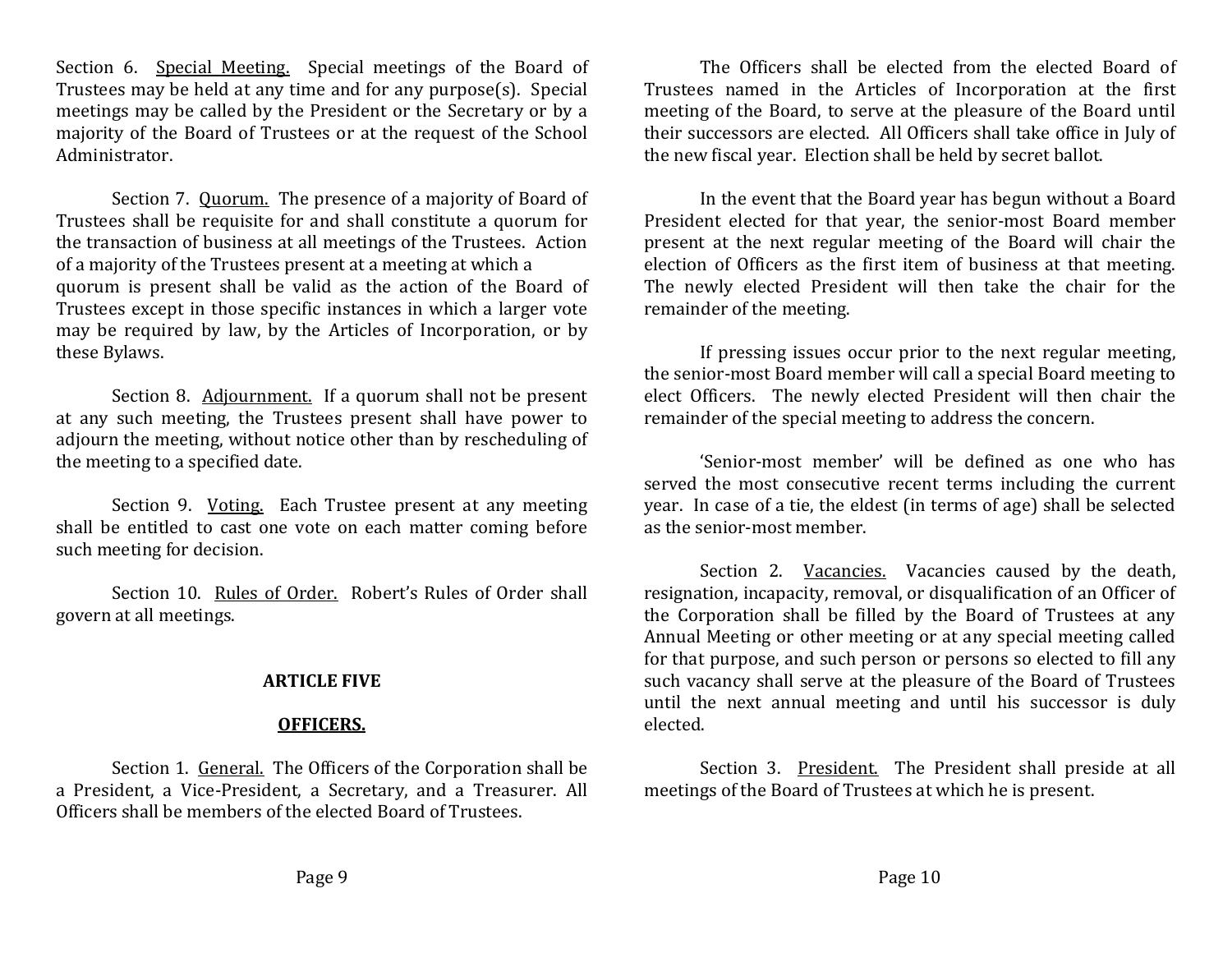Section 6. Special Meeting. Special meetings of the Board of Trustees may be held at any time and for any purpose(s). Special meetings may be called by the President or the Secretary or by a majority of the Board of Trustees or at the request of the School Administrator.

Section 7. Quorum. The presence of a majority of Board of Trustees shall be requisite for and shall constitute a quorum for the transaction of business at all meetings of the Trustees. Action of a majority of the Trustees present at a meeting at which a quorum is present shall be valid as the action of the Board of Trustees except in those specific instances in which a larger vote may be required by law, by the Articles of Incorporation, or by these Bylaws.

Section 8. Adjournment. If a quorum shall not be present at any such meeting, the Trustees present shall have power to adjourn the meeting, without notice other than by rescheduling of the meeting to a specified date.

Section 9. Voting. Each Trustee present at any meeting shall be entitled to cast one vote on each matter coming before such meeting for decision.

Section 10. Rules of Order. Robert's Rules of Order shall govern at all meetings.

## ARTICLE FIVE

## OFFICERS.

Section 1. General. The Officers of the Corporation shall be a President, a Vice-President, a Secretary, and a Treasurer. All Officers shall be members of the elected Board of Trustees.

The Officers shall be elected from the elected Board of Trustees named in the Articles of Incorporation at the first meeting of the Board, to serve at the pleasure of the Board until their successors are elected. All Officers shall take office in July of the new fiscal year. Election shall be held by secret ballot.

In the event that the Board year has begun without a Board President elected for that year, the senior-most Board member present at the next regular meeting of the Board will chair the election of Officers as the first item of business at that meeting. The newly elected President will then take the chair for the remainder of the meeting.

If pressing issues occur prior to the next regular meeting, the senior-most Board member will call a special Board meeting to elect Officers. The newly elected President will then chair the remainder of the special meeting to address the concern.

'Senior-most member' will be defined as one who has served the most consecutive recent terms including the current year. In case of a tie, the eldest (in terms of age) shall be selected as the senior-most member.

Section 2. Vacancies. Vacancies caused by the death, resignation, incapacity, removal, or disqualification of an Officer of the Corporation shall be filled by the Board of Trustees at any Annual Meeting or other meeting or at any special meeting called for that purpose, and such person or persons so elected to fill any such vacancy shall serve at the pleasure of the Board of Trustees until the next annual meeting and until his successor is duly elected.

Section 3. President. The President shall preside at all meetings of the Board of Trustees at which he is present.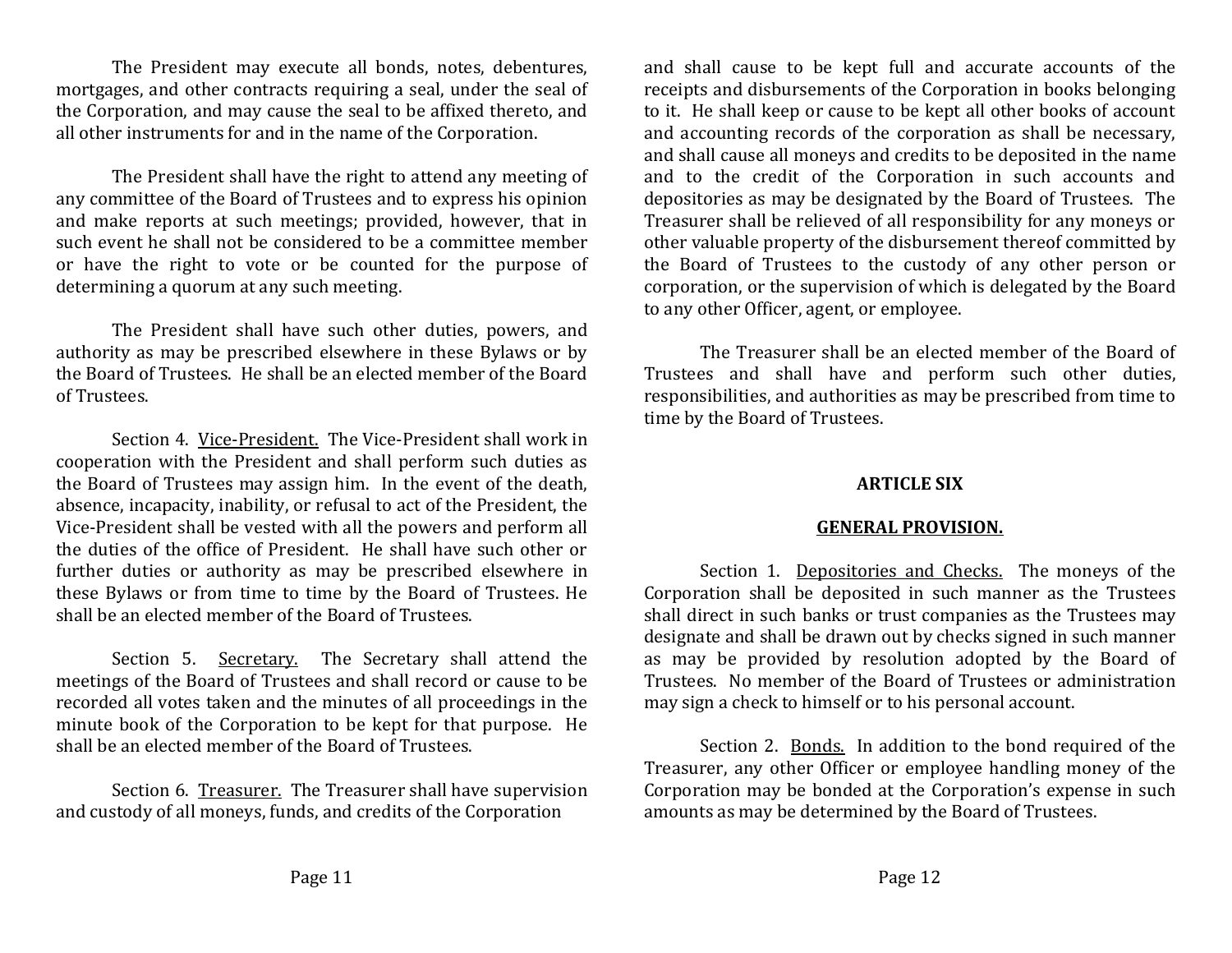The President may execute all bonds, notes, debentures, mortgages, and other contracts requiring a seal, under the seal of the Corporation, and may cause the seal to be affixed thereto, and all other instruments for and in the name of the Corporation.

The President shall have the right to attend any meeting of any committee of the Board of Trustees and to express his opinion and make reports at such meetings; provided, however, that in such event he shall not be considered to be a committee member or have the right to vote or be counted for the purpose of determining a quorum at any such meeting.

The President shall have such other duties, powers, and authority as may be prescribed elsewhere in these Bylaws or by the Board of Trustees. He shall be an elected member of the Board of Trustees.

Section 4. <u>Vice-President.</u> The Vice-President shall work in cooperation with the President and shall perform such duties as the Board of Trustees may assign him. In the event of the death, absence, incapacity, inability, or refusal to act of the President, the Vice-President shall be vested with all the powers and perform all the duties of the office of President. He shall have such other or further duties or authority as may be prescribed elsewhere in these Bylaws or from time to time by the Board of Trustees. He shall be an elected member of the Board of Trustees.

Section 5. <u>Secretary.</u> The Secretary shall attend the meetings of the Board of Trustees and shall record or cause to be recorded all votes taken and the minutes of all proceedings in the minute book of the Corporation to be kept for that purpose. He shall be an elected member of the Board of Trustees.

Section 6. <u>Treasurer.</u> The Treasurer shall have supervision and custody of all moneys, funds, and credits of the Corporation and shall cause to be kept full and accurate accounts of the receipts and disbursements of the Corporation in books belonging to it. He shall keep or cause to be kept all other books of account and accounting records of the corporation as shall be necessary, and shall cause all moneys and credits to be deposited in the name and to the credit of the Corporation in such accounts and depositories as may be designated by the Board of Trustees. The Treasurer shall be relieved of all responsibility for any moneys or other valuable property of the disbursement thereof committed by the Board of Trustees to the custody of any other person or corporation, or the supervision of which is delegated by the Board to any other Officer, agent, or employee.

The Treasurer shall be an elected member of the Board of Trustees and shall have and perform such other duties, responsibilities, and authorities as may be prescribed from time to time by the Board of Trustees.

## ARTICLE SIX

## <u>GENERAL PROVISION.</u>

Section 1. <u>Depositories and Checks.</u> The moneys of the Corporation shall be deposited in such manner as the Trustees shall direct in such banks or trust companies as the Trustees may designate and shall be drawn out by checks signed in such manner as may be provided by resolution adopted by the Board of Trustees. No member of the Board of Trustees or administration may sign a check to himself or to his personal account.

Section 2. <u>Bonds.</u> In addition to the bond required of the Treasurer, any other Officer or employee handling money of the Corporation may be bonded at the Corporation's expense in such amounts as may be determined by the Board of Trustees.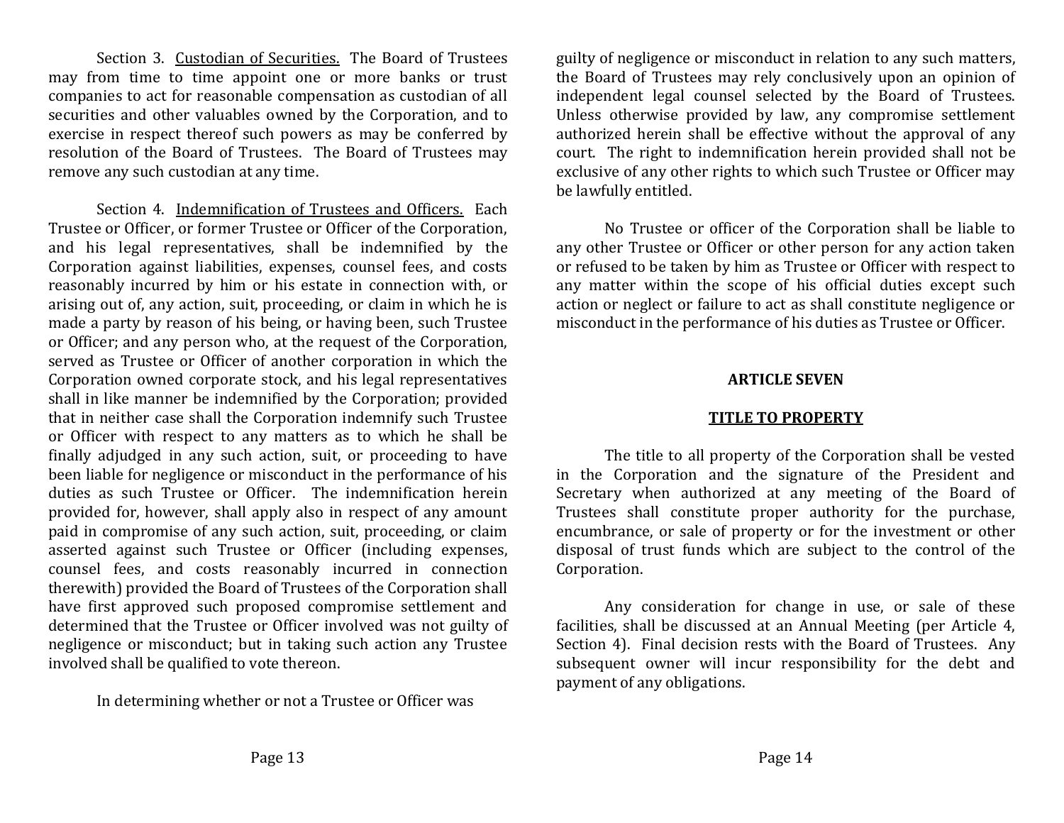Section 3. Custodian of Securities. The Board of Trustees may from time to time appoint one or more banks or trust companies to act for reasonable compensation as custodian of all securities and other valuables owned by the Corporation, and to exercise in respect thereof such powers as may be conferred by resolution of the Board of Trustees. The Board of Trustees may remove any such custodian at any time.

Section 4. Indemnification of Trustees and Officers. Each Trustee or Officer, or former Trustee or Officer of the Corporation, and his legal representatives, shall be indemnified by the Corporation against liabilities, expenses, counsel fees, and costs reasonably incurred by him or his estate in connection with, or arising out of, any action, suit, proceeding, or claim in which he is made a party by reason of his being, or having been, such Trustee or Officer; and any person who, at the request of the Corporation, served as Trustee or Officer of another corporation in which the Corporation owned corporate stock, and his legal representatives shall in like manner be indemnified by the Corporation; provided that in neither case shall the Corporation indemnify such Trustee or Officer with respect to any matters as to which he shall be finally adjudged in any such action, suit, or proceeding to have been liable for negligence or misconduct in the performance of his duties as such Trustee or Officer. The indemnification herein provided for, however, shall apply also in respect of any amount paid in compromise of any such action, suit, proceeding, or claim asserted against such Trustee or Officer (including expenses, counsel fees, and costs reasonably incurred in connection therewith) provided the Board of Trustees of the Corporation shall have first approved such proposed compromise settlement and determined that the Trustee or Officer involved was not guilty of negligence or misconduct; but in taking such action any Trustee involved shall be qualified to vote thereon.

In determining whether or not a Trustee or Officer was guilty of negligence or misconduct in relation to any such matters, the Board of Trustees may rely conclusively upon an opinion of independent legal counsel selected by the Board of Trustees. Unless otherwise provided by law, any compromise settlement authorized herein shall be effective without the approval of any court. The right to indemnification herein provided shall not be exclusive of any other rights to which such Trustee or Officer may be lawfully entitled.

No Trustee or officer of the Corporation shall be liable to any other Trustee or Officer or other person for any action taken or refused to be taken by him as Trustee or Officer with respect to any matter within the scope of his official duties except such action or neglect or failure to act as shall constitute negligence or misconduct in the performance of his duties as Trustee or Officer.

## ARTICLE SEVEN

## TITLE TO PROPERTY

The title to all property of the Corporation shall be vested in the Corporation and the signature of the President and Secretary when authorized at any meeting of the Board of Trustees shall constitute proper authority for the purchase, encumbrance, or sale of property or for the investment or other disposal of trust funds which are subject to the control of the Corporation.

Any consideration for change in use, or sale of these facilities, shall be discussed at an Annual Meeting (per Article 4, Section 4). Final decision rests with the Board of Trustees. Any subsequent owner will incur responsibility for the debt and payment of any obligations.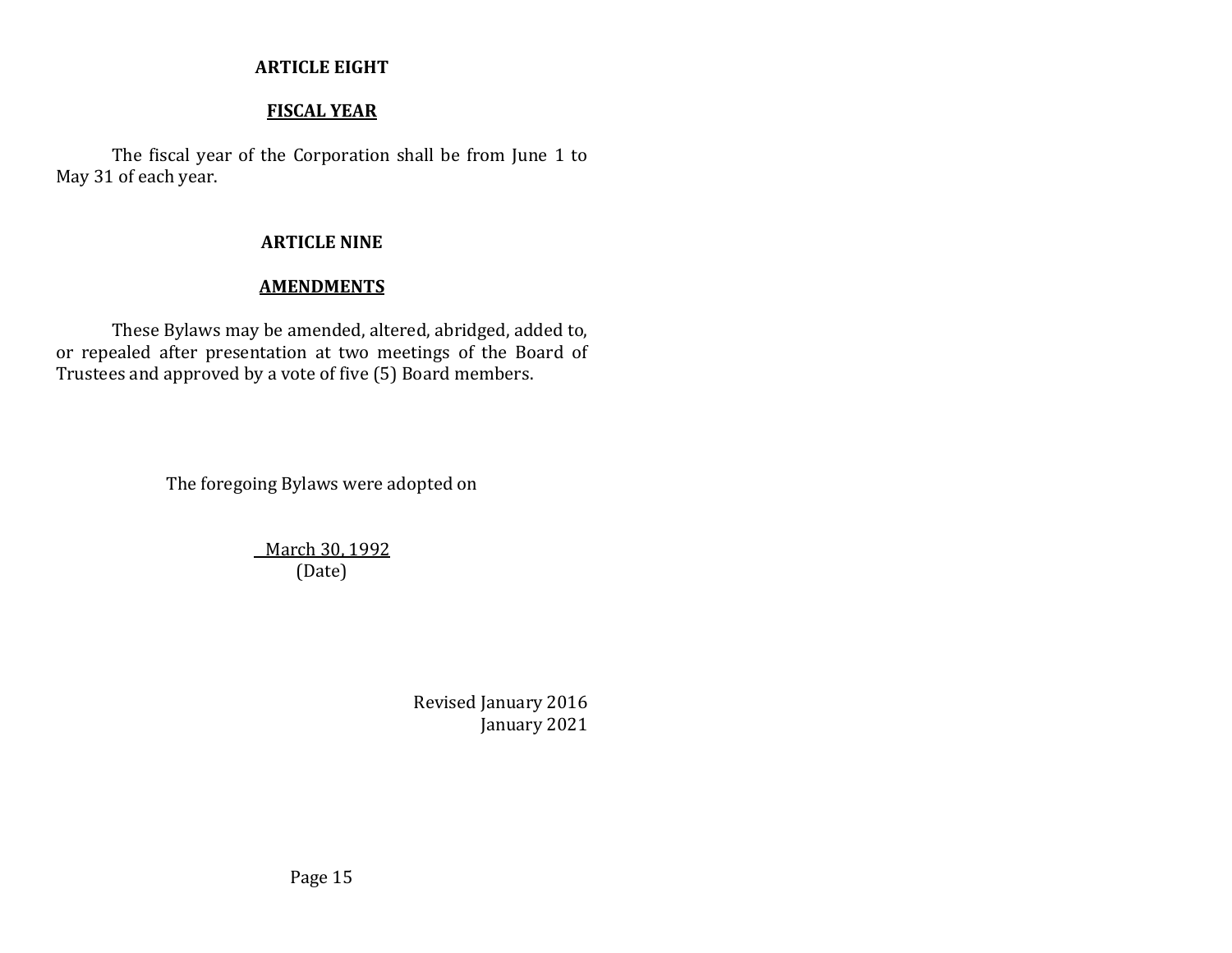## ARTICLE EIGHT

## FISCAL YEAR

The fiscal year of the Corporation shall be from June 1 to May 31 of each year.

## ARTICLE NINE

## AMENDMENTS

These Bylaws may be amended, altered, abridged, added to, or repealed after presentation at two meetings of the Board of Trustees and approved by a vote of five (5) Board members.

The foregoing Bylaws were adopted on

March 30, 1992
(Date)

Revised January 2016
January 2021